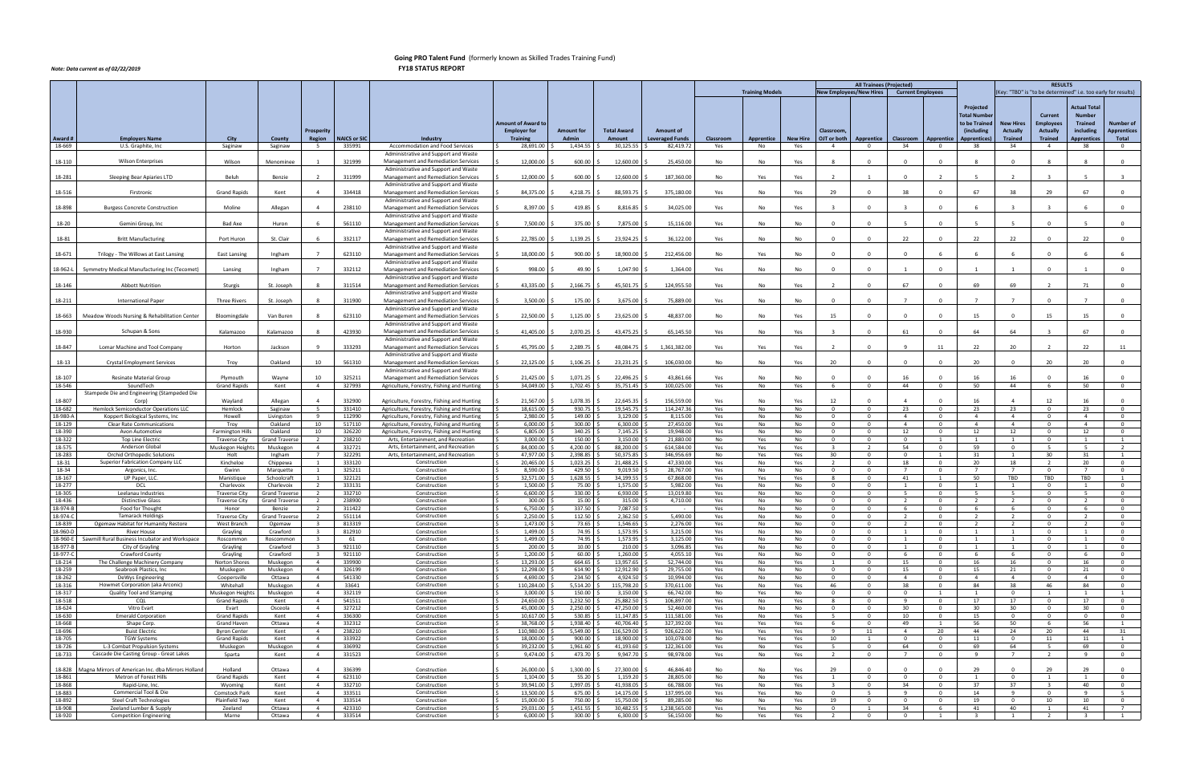*Note: Data current as of 02/22/2019*

# Going PRO Talent Fund (formerly known as Skilled Trades Training Fund)
## FY18 STATUS REPORT

| | | | | | | | | | | | Training Models | | | All Trainees (Projected) | | | | | RESULTS (Key: "TBD" is "to be determined" i.e. too early for results) | | | |
|---|---|---|---|---|---|---|---|---|---|---|---|---|---|---|---|---|---|---|---|---|---|---|
| | | | | | | | | | | | | | | New Employees/New Hires | | Current Employees | | | | | | |
| Award # | Employers Name | City | County | Prosperity Region | NAICS or SIC | Industry | Amount of Award to Employer for Training | Amount for Admin | Total Award Amount | Amount of Leveraged Funds | Classroom | Apprentice | New Hire | Classroom, OJT or both | Apprentice | Classroom | Apprentice | Projected Total Number to be Trained (including Apprentices) | New Hires Actually Trained | Current Employees Actually Trained | Actual Total Number Trained including Apprentices | Number of Apprentices Total |
| 18-669 | U.S. Graphite, Inc | Saginaw | Saginaw | 5 | 335991 | Accommodation and Food Services | $ 28,691.00 | $ 1,434.55 | $ 30,125.55 | $ 82,419.72 | Yes | No | Yes | 4 | 0 | 34 | 0 | 38 | 34 | 4 | 38 | 0 |
| 18-110 | Wilson Enterprises | Wilson | Menominee | 1 | 321999 | Administrative and Support and Waste Management and Remediation Services | $ 12,000.00 | $ 600.00 | $ 12,600.00 | $ 25,450.00 | No | No | Yes | 8 | 0 | 0 | 0 | 8 | 0 | 8 | 8 | 0 |
| 18-281 | Sleeping Bear Apiaries LTD | Beluh | Benzie | 2 | 311999 | Administrative and Support and Waste Management and Remediation Services | $ 12,000.00 | $ 600.00 | $ 12,600.00 | $ 187,360.00 | No | Yes | Yes | 2 | 1 | 0 | 2 | 5 | 2 | 3 | 5 | 3 |
| 18-516 | Firstronic | Grand Rapids | Kent | 4 | 334418 | Administrative and Support and Waste Management and Remediation Services | $ 84,375.00 | $ 4,218.75 | $ 88,593.75 | $ 375,180.00 | Yes | No | Yes | 29 | 0 | 38 | 0 | 67 | 38 | 29 | 67 | 0 |
| 18-898 | Burgess Concrete Construction | Moline | Allegan | 4 | 238110 | Administrative and Support and Waste Management and Remediation Services | $ 8,397.00 | $ 419.85 | $ 8,816.85 | $ 34,025.00 | Yes | No | Yes | 3 | 0 | 3 | 0 | 6 | 3 | 3 | 6 | 0 |
| 18-20 | Gemini Group, Inc | Bad Axe | Huron | 6 | 561110 | Administrative and Support and Waste Management and Remediation Services | $ 7,500.00 | $ 375.00 | $ 7,875.00 | $ 15,116.00 | Yes | No | No | 0 | 0 | 5 | 0 | 5 | 5 | 0 | 5 | 0 |
| 18-81 | Britt Manufacturing | Port Huron | St. Clair | 6 | 332117 | Administrative and Support and Waste Management and Remediation Services | $ 22,785.00 | $ 1,139.25 | $ 23,924.25 | $ 36,122.00 | Yes | No | No | 0 | 0 | 22 | 0 | 22 | 22 | 0 | 22 | 0 |
| 18-671 | Trilogy - The Willows at East Lansing | East Lansing | Ingham | 7 | 623110 | Administrative and Support and Waste Management and Remediation Services | $ 18,000.00 | $ 900.00 | $ 18,900.00 | $ 212,456.00 | No | Yes | No | 0 | 0 | 0 | 6 | 6 | 6 | 0 | 6 | 6 |
| 18-962-L | Symmetry Medical Manufacturing Inc (Tecomet) | Lansing | Ingham | 7 | 332112 | Administrative and Support and Waste Management and Remediation Services | $ 998.00 | $ 49.90 | $ 1,047.90 | $ 1,364.00 | Yes | No | No | 0 | 0 | 1 | 0 | 1 | 1 | 0 | 1 | 0 |
| 18-146 | Abbott Nutrition | Sturgis | St. Joseph | 8 | 311514 | Administrative and Support and Waste Management and Remediation Services | $ 43,335.00 | $ 2,166.75 | $ 45,501.75 | $ 124,955.50 | Yes | No | Yes | 2 | 0 | 67 | 0 | 69 | 69 | 2 | 71 | 0 |
| 18-211 | International Paper | Three Rivers | St. Joseph | 8 | 311900 | Administrative and Support and Waste Management and Remediation Services | $ 3,500.00 | $ 175.00 | $ 3,675.00 | $ 75,889.00 | Yes | No | No | 0 | 0 | 7 | 0 | 7 | 7 | 0 | 7 | 0 |
| 18-663 | Meadow Woods Nursing & Rehabilitation Center | Bloomingdale | Van Buren | 8 | 623110 | Administrative and Support and Waste Management and Remediation Services | $ 22,500.00 | $ 1,125.00 | $ 23,625.00 | $ 48,837.00 | No | No | Yes | 15 | 0 | 0 | 0 | 15 | 0 | 15 | 15 | 0 |
| 18-930 | Schupan & Sons | Kalamazoo | Kalamazoo | 8 | 423930 | Administrative and Support and Waste Management and Remediation Services | $ 41,405.00 | $ 2,070.25 | $ 43,475.25 | $ 65,145.50 | Yes | No | Yes | 3 | 0 | 61 | 0 | 64 | 64 | 3 | 67 | 0 |
| 18-847 | Lomar Machine and Tool Company | Horton | Jackson | 9 | 333293 | Administrative and Support and Waste Management and Remediation Services | $ 45,795.00 | $ 2,289.75 | $ 48,084.75 | $ 1,361,382.00 | Yes | Yes | Yes | 2 | 0 | 9 | 11 | 22 | 20 | 2 | 22 | 11 |
| 18-13 | Crystal Employment Services | Troy | Oakland | 10 | 561310 | Administrative and Support and Waste Management and Remediation Services | $ 22,125.00 | $ 1,106.25 | $ 23,231.25 | $ 106,030.00 | No | No | Yes | 20 | 0 | 0 | 0 | 20 | 0 | 20 | 20 | 0 |
| 18-107 | Resinate Material Group | Plymouth | Wayne | 10 | 325211 | Administrative and Support and Waste Management and Remediation Services | $ 21,425.00 | $ 1,071.25 | $ 22,496.25 | $ 43,861.66 | Yes | No | No | 0 | 0 | 16 | 0 | 16 | 16 | 0 | 16 | 0 |
| 18-546 | SoundTech | Grand Rapids | Kent | 4 | 327993 | Agriculture, Forestry, Fishing and Hunting | $ 34,049.00 | $ 1,702.45 | $ 35,751.45 | $ 100,025.00 | Yes | No | Yes | 6 | 0 | 44 | 0 | 50 | 44 | 6 | 50 | 0 |
| 18-807 | Stampede Die and Engineering (Stampeded Die Corp) | Wayland | Allegan | 4 | 332900 | Agriculture, Forestry, Fishing and Hunting | $ 21,567.00 | $ 1,078.35 | $ 22,645.35 | $ 156,559.00 | Yes | No | Yes | 12 | 0 | 4 | 0 | 16 | 4 | 12 | 16 | 0 |
| 18-682 | Hemlock Semiconductor Operations LLC | Hemlock | Saginaw | 5 | 331410 | Agriculture, Forestry, Fishing and Hunting | $ 18,615.00 | $ 930.75 | $ 19,545.75 | $ 114,247.36 | Yes | No | No | 0 | 0 | 23 | 0 | 23 | 23 | 0 | 23 | 0 |
| 18-980-A | Koppert Biological Systems, Inc | Howell | Livingston | 9 | 112990 | Agriculture, Forestry, Fishing and Hunting | $ 2,980.00 | $ 149.00 | $ 3,129.00 | $ 8,115.00 | Yes | No | No | 0 | 0 | 4 | 0 | 4 | 4 | 0 | 4 | 0 |
| 18-129 | Clear Rate Communications | Troy | Oakland | 10 | 517110 | Agriculture, Forestry, Fishing and Hunting | $ 6,000.00 | $ 300.00 | $ 6,300.00 | $ 27,450.00 | Yes | No | No | 0 | 0 | 4 | 0 | 4 | 4 | 0 | 4 | 0 |
| 18-390 | Avon Automotive | Farmington Hills | Oakland | 10 | 326220 | Agriculture, Forestry, Fishing and Hunting | $ 6,805.00 | $ 340.25 | $ 7,145.25 | $ 19,948.00 | Yes | No | No | 0 | 0 | 12 | 0 | 12 | 12 | 0 | 12 | 0 |
| 18-322 | Top Line Electric | Traverse City | Grand Traverse | 2 | 238210 | Arts, Entertainment, and Recreation | $ 3,000.00 | $ 150.00 | $ 3,150.00 | $ 21,880.00 | No | Yes | No | 0 | 0 | 0 | 1 | 1 | 1 | 0 | 1 | 1 |
| 18-575 | Anderson Global | Muskegon Heights | Muskegon | 4 | 332721 | Arts, Entertainment, and Recreation | $ 84,000.00 | $ 4,200.00 | $ 88,200.00 | $ 614,584.00 | Yes | Yes | Yes | 3 | 2 | 54 | 0 | 59 | 0 | 5 | 5 | 2 |
| 18-283 | Orchid Orthopedic Solutions | Holt | Ingham | 7 | 322291 | Arts, Entertainment, and Recreation | $ 47,977.00 | $ 2,398.85 | $ 50,375.85 | $ 346,956.69 | No | Yes | Yes | 30 | 0 | 0 | 1 | 31 | 1 | 30 | 31 | 1 |
| 18-31 | Superior Fabrication Company LLC | Kincheloe | Chippewa | 1 | 333120 | Construction | $ 20,465.00 | $ 1,023.25 | $ 21,488.25 | $ 47,330.00 | Yes | No | Yes | 2 | 0 | 18 | 0 | 20 | 18 | 2 | 20 | 0 |
| 18-34 | Argonics, Inc. | Gwinn | Marquette | 1 | 325211 | Construction | $ 8,590.00 | $ 429.50 | $ 9,019.50 | $ 28,767.00 | Yes | No | No | 0 | 0 | 7 | 0 | 7 | 7 | 0 | 7 | 0 |
| 18-167 | UP Paper, LLC. | Manistique | Schoolcraft | 1 | 322121 | Construction | $ 32,571.00 | $ 1,628.55 | $ 34,199.55 | $ 67,868.00 | Yes | Yes | Yes | 8 | 0 | 41 | 1 | 50 | TBD | TBD | TBD | 1 |
| 18-277 | DCL | Charlevoix | Charlevoix | 2 | 333131 | Construction | $ 1,500.00 | $ 75.00 | $ 1,575.00 | $ 5,982.00 | Yes | No | No | 0 | 0 | 1 | 0 | 1 | 1 | 0 | 1 | 0 |
| 18-305 | Leelanau Industries | Traverse City | Grand Traverse | 2 | 332116 | Construction | $ 6,600.00 | $ 330.00 | $ 6,930.00 | $ 13,019.80 | Yes | No | No | 0 | 0 | 5 | 0 | 5 | 5 | 0 | 5 | 0 |
| 18-436 | Distinctive Glass | Traverse City | Grand Traverse | 2 | 238900 | Construction | $ 300.00 | $ 15.00 | $ 315.00 | $ 4,710.00 | Yes | No | No | 0 | 0 | 2 | 0 | 2 | 2 | 0 | 2 | 0 |
| 18-974-B | Food for Thought | Honor | Benzie | 2 | 311422 | Construction | $ 6,750.00 | $ 337.50 | $ 7,087.50 | | Yes | No | No | 0 | 0 | 6 | 0 | 6 | 6 | 0 | 6 | 0 |
| 18-974-C | Tamarack Holdings | Traverse City | Grand Traverse | 2 | 551114 | Construction | $ 2,250.00 | $ 112.50 | $ 2,362.50 | $ 5,490.00 | Yes | No | No | 0 | 0 | 2 | 0 | 2 | 2 | 0 | 2 | 0 |
| 18-275 | Ogemaw Habitat for Humanity Restore | West Branch | Ogemaw | 3 | 813319 | Construction | $ 1,473.00 | $ 73.65 | $ 1,546.65 | $ 2,276.00 | Yes | No | No | 0 | 0 | 2 | 0 | 2 | 2 | 0 | 2 | 0 |
| 18-960-D | River House | Grayling | Crawford | 3 | 812910 | Construction | $ 1,499.00 | $ 74.95 | $ 1,573.95 | $ 3,215.00 | Yes | No | No | 0 | 0 | 1 | 0 | 1 | 1 | 0 | 1 | 0 |
| 18-960-E | Sawmill Rural Business Incubator and Workspace | Roscommon | Roscommon | 3 | 61 | Construction | $ 1,499.00 | $ 74.95 | $ 1,573.95 | $ 3,125.00 | Yes | No | No | 0 | 0 | 1 | 0 | 1 | 1 | 0 | 1 | 0 |
| 18-977-B | City of Grayling | Grayling | Crawford | 3 | 921110 | Construction | $ 200.00 | $ 10.00 | $ 210.00 | $ 3,096.85 | Yes | No | No | 0 | 0 | 1 | 0 | 1 | 1 | 0 | 1 | 0 |
| 18-977-C | Crawford County | Grayling | Crawford | 3 | 921110 | Construction | $ 1,200.00 | $ 60.00 | $ 1,260.00 | $ 4,055.10 | Yes | No | No | 0 | 0 | 6 | 0 | 6 | 6 | 0 | 6 | 0 |
| 18-214 | The Challenge Machinery Company | Norton Shores | Muskegon | 4 | 339900 | Construction | $ 13,293.00 | $ 664.65 | $ 13,957.65 | $ 52,744.00 | Yes | No | Yes | 1 | 0 | 15 | 0 | 16 | 16 | 0 | 16 | 0 |
| 18-259 | Seabrook Plastics, Inc | Muskegon | Muskegon | 4 | 326199 | Construction | $ 12,298.00 | $ 614.90 | $ 12,912.90 | $ 29,755.00 | Yes | No | Yes | 0 | 0 | 15 | 0 | 15 | 21 | 0 | 21 | 0 |
| 18-262 | DeWys Engineering | Coopersville | Ottawa | 4 | 541330 | Construction | $ 4,690.00 | $ 234.50 | $ 4,924.50 | $ 10,994.00 | Yes | No | No | 0 | 0 | 4 | 0 | 4 | 4 | 0 | 4 | 0 |
| 18-316 | Howmet Corporation (aka Arconic) | Whitehall | Muskegon | 4 | 33641 | Construction | $ 110,284.00 | $ 5,514.20 | $ 115,798.20 | $ 370,611.00 | Yes | No | Yes | 46 | 0 | 38 | 0 | 84 | 38 | 46 | 84 | 0 |
| 18-317 | Quality Tool and Stamping | Muskegon Heights | Muskegon | 4 | 332119 | Construction | $ 3,000.00 | $ 150.00 | $ 3,150.00 | $ 66,742.00 | No | Yes | No | 0 | 0 | 0 | 1 | 1 | 0 | 1 | 1 | 1 |
| 18-518 | CQL | Grand Rapids | Kent | 4 | 541511 | Construction | $ 24,650.00 | $ 1,232.50 | $ 25,882.50 | $ 106,897.00 | Yes | No | Yes | 8 | 0 | 9 | 0 | 17 | 17 | 0 | 17 | 0 |
| 18-624 | Vitro Evart | Evart | Osceola | 4 | 327212 | Construction | $ 45,000.00 | $ 2,250.00 | $ 47,250.00 | $ 52,460.00 | Yes | No | No | 0 | 0 | 30 | 0 | 30 | 30 | 0 | 30 | 0 |
| 18-630 | Emerald Corporation | Grand Rapids | Kent | 4 | 336300 | Construction | $ 10,617.00 | $ 530.85 | $ 11,147.85 | $ 111,581.00 | Yes | No | Yes | 5 | 0 | 10 | 0 | 15 | 0 | 0 | 0 | 0 |
| 18-668 | Shape Corp. | Grand Haven | Ottawa | 4 | 332312 | Construction | $ 38,768.00 | $ 1,938.40 | $ 40,706.40 | $ 327,392.00 | Yes | Yes | Yes | 6 | 0 | 49 | 1 | 56 | 50 | 6 | 56 | 1 |
| 18-696 | Buist Electric | Byron Center | Kent | 4 | 238210 | Construction | $ 110,980.00 | $ 5,549.00 | $ 116,529.00 | $ 926,622.00 | Yes | Yes | Yes | 9 | 11 | 4 | 20 | 44 | 24 | 20 | 44 | 31 |
| 18-705 | TGW Systems | Grand Rapids | Kent | 4 | 333922 | Construction | $ 18,000.00 | $ 900.00 | $ 18,900.00 | $ 103,078.00 | No | Yes | Yes | 10 | 1 | 0 | 0 | 11 | 0 | 11 | 11 | 1 |
| 18-726 | L-3 Combat Propulsion Systems | Muskegon | Muskegon | 4 | 336992 | Construction | $ 39,232.00 | $ 1,961.60 | $ 41,193.60 | $ 122,361.00 | Yes | No | Yes | 5 | 0 | 64 | 0 | 69 | 64 | 5 | 69 | 0 |
| 18-733 | Cascade Die Casting Group - Great Lakes | Sparta | Kent | 4 | 331523 | Construction | $ 9,474.00 | $ 473.70 | $ 9,947.70 | $ 98,978.00 | Yes | No | Yes | 2 | 0 | 7 | 0 | 9 | 7 | 2 | 9 | 0 |
| 18-828 | Magna Mirrors of American Inc. dba Mirrors Holland | Holland | Ottawa | 4 | 336399 | Construction | $ 26,000.00 | $ 1,300.00 | $ 27,300.00 | $ 46,846.40 | No | No | Yes | 29 | 0 | 0 | 0 | 29 | 0 | 29 | 29 | 0 |
| 18-861 | Metron of Forest Hills | Grand Rapids | Kent | 4 | 623110 | Construction | $ 1,104.00 | $ 55.20 | $ 1,159.20 | $ 28,805.00 | No | No | Yes | 1 | 0 | 0 | 0 | 1 | 0 | 1 | 1 | 0 |
| 18-868 | Rapid-Line, Inc. | Wyoming | Kent | 4 | 332710 | Construction | $ 39,941.00 | $ 1,997.05 | $ 41,938.05 | $ 66,788.00 | Yes | No | Yes | 3 | 0 | 34 | 0 | 37 | 37 | 3 | 40 | 0 |
| 18-883 | Commercial Tool & Die | Comstock Park | Kent | 4 | 333511 | Construction | $ 13,500.00 | $ 675.00 | $ 14,175.00 | $ 137,995.00 | Yes | Yes | No | 0 | 5 | 9 | 0 | 14 | 9 | 0 | 9 | 5 |
| 18-892 | Steel Craft Technologies | Plainfield Twp | Kent | 4 | 333514 | Construction | $ 15,000.00 | $ 750.00 | $ 15,750.00 | $ 89,285.00 | No | No | Yes | 19 | 0 | 0 | 0 | 19 | 0 | 10 | 10 | 0 |
| 18-908 | Zeeland Lumber & Supply | Zeeland | Ottawa | 4 | 423310 | Construction | $ 29,031.00 | $ 1,451.55 | $ 30,482.55 | $ 1,238,565.00 | Yes | Yes | No | 0 | 1 | 34 | 6 | 41 | 40 | 1 | 41 | 7 |
| 18-920 | Competition Engineering | Marne | Ottawa | 4 | 333514 | Construction | $ 6,000.00 | $ 300.00 | $ 6,300.00 | $ 56,150.00 | No | Yes | Yes | 2 | 0 | 0 | 1 | 3 | 1 | 2 | 3 | 1 |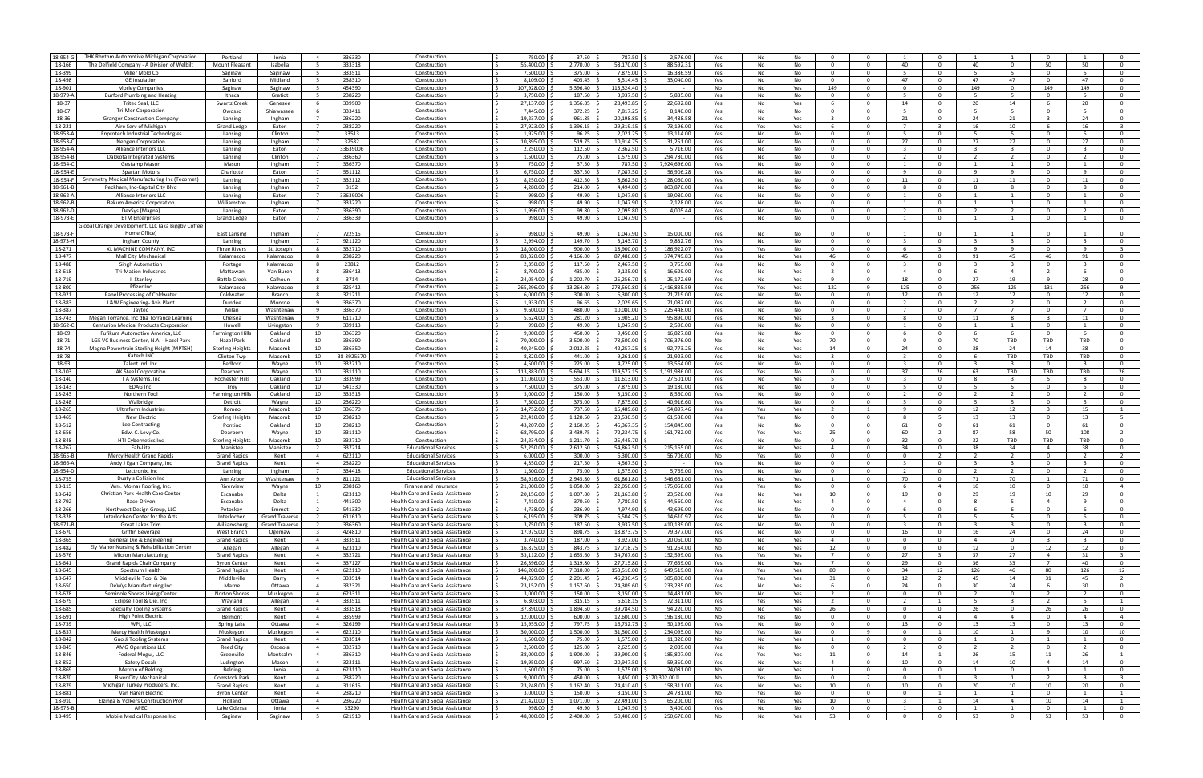| 18-954-G | THK Rhythm Automotive Michigan Corporation | Portland | Ionia | 4 | 336330 | Construction | $ 750.00 | $ 37.50 | $ 787.50 | $ 2,576.00 | Yes | No | No | 0 | 0 | 1 | 0 | 1 | 1 | 0 | 1 | 0 |
|---|---|---|---|---|---|---|---|---|---|---|---|---|---|---|---|---|---|---|---|---|---|---|
| 18-166 | The Delfield Company - A Division of Welbilt | Mount Pleasant | Isabella | 5 | 333318 | Construction | $ 55,400.00 | $ 2,770.00 | $ 58,170.00 | $ 88,592.31 | Yes | No | No | 0 | 0 | 40 | 0 | 40 | 0 | 50 | 50 | 0 |
| 18-399 | Miller Mold Co | Saginaw | Saginaw | 5 | 333511 | Construction | $ 7,500.00 | $ 375.00 | $ 7,875.00 | $ 16,386.59 | Yes | No | No | 0 | 0 | 5 | 0 | 5 | 5 | 0 | 5 | 0 |
| 18-498 | GE Insulation | Sanford | Midland | 5 | 238310 | Construction | $ 8,109.00 | $ 405.45 | $ 8,514.45 | $ 33,040.00 | Yes | No | No | 0 | 0 | 47 | 0 | 47 | 47 | 0 | 47 | 0 |
| 18-901 | Morley Companies | Saginaw | Saginaw | 5 | 454390 | Construction | $ 107,928.00 | $ 5,396.40 | $ 113,324.40 | $ - | No | No | Yes | 149 | 0 | 0 | 0 | 149 | 0 | 149 | 149 | 0 |
| 18-979-A | Burford Plumbing and Heating | Ithaca | Gratiot | 5 | 238220 | Construction | $ 3,750.00 | $ 187.50 | $ 3,937.50 | $ 5,835.00 | Yes | No | No | 0 | 0 | 5 | 0 | 5 | 5 | 0 | 5 | 0 |
| 18-37 | Tritec Seal, LLC | Swartz Creek | Genesee | 6 | 339900 | Construction | $ 27,137.00 | $ 1,356.85 | $ 28,493.85 | $ 22,692.88 | Yes | No | Yes | 6 | 0 | 14 | 0 | 20 | 14 | 6 | 20 | 0 |
| 18-67 | Tri-Mer Corporation | Owosso | Shiawassee | 6 | 333411 | Construction | $ 7,445.00 | $ 372.25 | $ 7,817.25 | $ 8,140.00 | Yes | No | No | 0 | 0 | 5 | 0 | 5 | 5 | 0 | 5 | 0 |
| 18-36 | Granger Construction Company | Lansing | Ingham | 7 | 236220 | Construction | $ 19,237.00 | $ 961.85 | $ 20,198.85 | $ 34,488.58 | Yes | No | Yes | 3 | 0 | 21 | 0 | 24 | 21 | 3 | 24 | 0 |
| 18-221 | Aire Serv of Michigan | Grand Ledge | Eaton | 7 | 238220 | Construction | $ 27,923.00 | $ 1,396.15 | $ 29,319.15 | $ 73,196.00 | Yes | Yes | Yes | 6 | 0 | 7 | 3 | 16 | 10 | 6 | 16 | 3 |
| 18-953-A | Enprotech Industrial Technologies | Lansing | Clinton | 7 | 33513 | Construction | $ 1,925.00 | $ 96.25 | $ 2,021.25 | $ 13,114.00 | Yes | No | No | 0 | 0 | 5 | 0 | 5 | 5 | 0 | 5 | 0 |
| 18-953-C | Neogen Corporation | Lansing | Ingham | 7 | 32532 | Construction | $ 10,395.00 | $ 519.75 | $ 10,914.75 | $ 31,251.00 | Yes | No | No | 0 | 0 | 27 | 0 | 27 | 27 | 0 | 27 | 0 |
| 18-954-A | Alliance Interiors LLC | Lansing | Eaton | 7 | 33639006 | Construction | $ 2,250.00 | $ 112.50 | $ 2,362.50 | $ 5,716.00 | Yes | No | No | 0 | 0 | 3 | 0 | 3 | 3 | 0 | 3 | 0 |
| 18-954-B | Dakkota Integrated Systems | Lansing | Clinton | 7 | 336360 | Construction | $ 1,500.00 | $ 75.00 | $ 1,575.00 | $ 294,780.00 | Yes | No | No | 0 | 0 | 2 | 0 | 2 | 2 | 0 | 2 | 0 |
| 18-954-C | Gestamp Mason | Mason | Ingham | 7 | 336370 | Construction | $ 750.00 | $ 37.50 | $ 787.50 | $ 7,924,696.00 | Yes | No | No | 0 | 0 | 1 | 0 | 1 | 1 | 0 | 1 | 0 |
| 18-954-E | Spartan Motors | Charlotte | Eaton | 7 | 551112 | Construction | $ 6,750.00 | $ 337.50 | $ 7,087.50 | $ 56,906.28 | Yes | No | No | 0 | 0 | 9 | 0 | 9 | 9 | 0 | 9 | 0 |
| 18-954-F | Symmetry Medical Manufacturing Inc (Tecomet) | Lansing | Ingham | 7 | 332112 | Construction | $ 8,250.00 | $ 412.50 | $ 8,662.50 | $ 28,060.00 | Yes | No | No | 0 | 0 | 11 | 0 | 11 | 11 | 0 | 11 | 0 |
| 18-961-B | Peckham, Inc-Capital City Blvd | Lansing | Ingham | 7 | 3152 | Construction | $ 4,280.00 | $ 214.00 | $ 4,494.00 | $ 803,876.00 | Yes | No | No | 0 | 0 | 8 | 0 | 8 | 8 | 0 | 8 | 0 |
| 18-962-A | Alliance Interiors LLC | Lansing | Eaton | 7 | 33639006 | Construction | $ 998.00 | $ 49.90 | $ 1,047.90 | $ 19,080.00 | Yes | No | No | 0 | 0 | 1 | 0 | 1 | 1 | 0 | 1 | 0 |
| 18-962-B | Bekum America Corporation | Williamston | Ingham | 7 | 333220 | Construction | $ 998.00 | $ 49.90 | $ 1,047.90 | $ 2,128.00 | Yes | No | No | 0 | 0 | 1 | 0 | 1 | 1 | 0 | 1 | 0 |
| 18-962-D | DexSys (Magna) | Lansing | Eaton | 7 | 336390 | Construction | $ 1,996.00 | $ 99.80 | $ 2,095.80 | $ 4,005.44 | Yes | No | No | 0 | 0 | 2 | 0 | 2 | 2 | 0 | 2 | 0 |
| 18-973-E | ETM Enterprises | Grand Ledge | Eaton | 7 | 336339 | Construction | $ 998.00 | $ 49.90 | $ 1,047.90 | | Yes | No | No | 0 | 0 | 1 | 0 | 1 | 1 | 0 | 1 | 0 |
| 18-973-F | Global Orange Development, LLC (aka Biggby Coffee Home Office) | East Lansing | Ingham | 7 | 722515 | Construction | $ 998.00 | $ 49.90 | $ 1,047.90 | $ 15,000.00 | Yes | No | No | 0 | 0 | 1 | 0 | 1 | 1 | 0 | 1 | 0 |
| 18-973-H | Ingham County | Lansing | Ingham | 7 | 921120 | Construction | $ 2,994.00 | $ 149.70 | $ 3,143.70 | $ 9,832.76 | Yes | No | No | 0 | 0 | 3 | 0 | 3 | 3 | 0 | 3 | 0 |
| 18-271 | XL MACHINE COMPANY, INC | Three Rivers | St. Joseph | 8 | 332710 | Construction | $ 18,000.00 | $ 900.00 | $ 18,900.00 | $ 186,922.07 | Yes | Yes | No | 0 | 0 | 6 | 3 | 9 | 9 | 0 | 9 | 3 |
| 18-477 | Mall City Mechanical | Kalamazoo | Kalamazoo | 8 | 238220 | Construction | $ 83,320.00 | $ 4,166.00 | $ 87,486.00 | $ 374,749.83 | Yes | No | Yes | 46 | 0 | 45 | 0 | 91 | 45 | 46 | 91 | 0 |
| 18-488 | Singh Automation | Portage | Kalamazoo | 8 | 23812 | Construction | $ 2,350.00 | $ 117.50 | $ 2,467.50 | $ 3,755.00 | Yes | No | No | 0 | 0 | 3 | 0 | 3 | 3 | 0 | 3 | 0 |
| 18-618 | Tri-Mation Industries | Mattawan | Van Buren | 8 | 336413 | Construction | $ 8,700.00 | $ 435.00 | $ 9,135.00 | $ 16,629.00 | Yes | No | Yes | 2 | 0 | 4 | 0 | 6 | 4 | 2 | 6 | 0 |
| 18-719 | II Stanley | Battle Creek | Calhoun | 8 | 3714 | Construction | $ 24,054.00 | $ 1,202.70 | $ 25,256.70 | $ 25,172.69 | Yes | No | Yes | 9 | 0 | 18 | 0 | 27 | 19 | 9 | 28 | 0 |
| 18-800 | Pfizer Inc | Kalamazoo | Kalamazoo | 8 | 325412 | Construction | $ 265,296.00 | $ 13,264.80 | $ 278,560.80 | $ 2,416,835.59 | Yes | Yes | Yes | 122 | 9 | 125 | 0 | 256 | 125 | 131 | 256 | 9 |
| 18-921 | Panel Processing of Coldwater | Coldwater | Branch | 8 | 321211 | Construction | $ 6,000.00 | $ 300.00 | $ 6,300.00 | $ 21,719.00 | Yes | No | No | 0 | 0 | 12 | 0 | 12 | 12 | 0 | 12 | 0 |
| 18-383 | L&W Engineering- Axis Plant | Dundee | Monroe | 9 | 336370 | Construction | $ 1,933.00 | $ 96.65 | $ 2,029.65 | $ 71,082.00 | Yes | No | No | 0 | 0 | 2 | 0 | 2 | 2 | 0 | 2 | 0 |
| 18-387 | Jaytec | Milan | Washtenaw | 9 | 336370 | Construction | $ 9,600.00 | $ 480.00 | $ 10,080.00 | $ 225,448.00 | Yes | No | No | 0 | 0 | 7 | 0 | 7 | 7 | 0 | 7 | 0 |
| 18-743 | Megan Torrance, Inc dba Torrance Learning | Chelsea | Washtenaw | 9 | 611710 | Construction | $ 5,624.00 | $ 281.20 | $ 5,905.20 | $ 95,890.00 | Yes | No | Yes | 3 | 0 | 8 | 0 | 11 | 8 | 3 | 11 | 0 |
| 18-962-C | Centurion Medical Products Corporation | Howell | Livingston | 9 | 339113 | Construction | $ 998.00 | $ 49.90 | $ 1,047.90 | $ 2,590.00 | Yes | No | No | 0 | 0 | 1 | 0 | 1 | 1 | 0 | 1 | 0 |
| 18-69 | Fuflkura Automotive America, LLC | Farmington Hills | Oakland | 10 | 336320 | Construction | $ 9,000.00 | $ 450.00 | $ 9,450.00 | $ 16,827.88 | Yes | No | No | 0 | 0 | 6 | 0 | 6 | 6 | 0 | 6 | 0 |
| 18-71 | LGE VC Business Center, N.A. - Hazel Park | Hazel Park | Oakland | 10 | 336390 | Construction | $ 70,000.00 | $ 3,500.00 | $ 73,500.00 | $ 706,376.00 | No | No | Yes | 70 | 0 | 0 | 0 | 70 | TBD | TBD | TBD | 0 |
| 18-74 | Magna Powertrain Sterling Height (MPTSH) | Sterling Heights | Macomb | 10 | 336350 | Construction | $ 40,245.00 | $ 2,012.25 | $ 42,257.25 | $ 92,773.25 | Yes | No | Yes | 14 | 0 | 24 | 0 | 38 | 24 | 14 | 38 | 0 |
| 18-78 | Katech INC | Clinton Twp | Macomb | 10 | 38-3925570 | Construction | $ 8,820.00 | $ 441.00 | $ 9,261.00 | $ 21,923.00 | Yes | No | Yes | 3 | 0 | 3 | 0 | 6 | TBD | TBD | TBD | 0 |
| 18-93 | Talent Ind. Inc. | Redford | Wayne | 10 | 332710 | Construction | $ 4,500.00 | $ 225.00 | $ 4,725.00 | $ 13,564.00 | Yes | No | No | 0 | 0 | 3 | 0 | 3 | 3 | 0 | 3 | 0 |
| 18-103 | AK Steel Corporation | Dearborn | Wayne | 10 | 331110 | Construction | $ 113,883.00 | $ 5,694.15 | $ 119,577.15 | $ 1,191,986.00 | Yes | Yes | No | 0 | 0 | 37 | 26 | 63 | TBD | TBD | TBD | 26 |
| 18-140 | T A Systems, Inc | Rochester Hills | Oakland | 10 | 333999 | Construction | $ 11,060.00 | $ 553.00 | $ 11,613.00 | $ 27,501.00 | Yes | No | Yes | 5 | 0 | 3 | 0 | 8 | 3 | 5 | 8 | 0 |
| 18-143 | EDAG Inc. | Troy | Oakland | 10 | 541330 | Construction | $ 7,500.00 | $ 375.00 | $ 7,875.00 | $ 19,180.00 | Yes | No | No | 0 | 0 | 5 | 0 | 5 | 5 | 0 | 5 | 0 |
| 18-243 | Northern Tool | Farmington Hills | Oakland | 10 | 333515 | Construction | $ 3,000.00 | $ 150.00 | $ 3,150.00 | $ 8,560.00 | Yes | No | No | 0 | 0 | 2 | 0 | 2 | 2 | 0 | 2 | 0 |
| 18-248 | Walbridge | Detroit | Wayne | 10 | 236220 | Construction | $ 7,500.00 | $ 375.00 | $ 7,875.00 | $ 40,916.60 | Yes | No | No | 0 | 0 | 5 | 0 | 5 | 5 | 0 | 5 | 0 |
| 18-265 | Ultraform Industries | Romeo | Macomb | 10 | 336370 | Construction | $ 14,752.00 | $ 737.60 | $ 15,489.60 | $ 54,897.46 | Yes | Yes | Yes | 2 | 1 | 9 | 0 | 12 | 12 | 3 | 15 | 1 |
| 18-469 | New Electric | Sterling Heights | Macomb | 10 | 238210 | Construction | $ 22,410.00 | $ 1,120.50 | $ 23,530.50 | $ 61,538.00 | Yes | Yes | No | 0 | 0 | 8 | 5 | 13 | 13 | 0 | 13 | 5 |
| 18-512 | Lee Contracting | Pontiac | Oakland | 10 | 238210 | Construction | $ 43,207.00 | $ 2,160.35 | $ 45,367.35 | $ 154,845.00 | Yes | No | No | 0 | 0 | 61 | 0 | 61 | 61 | 0 | 61 | 0 |
| 18-656 | Edw. C. Levy Co. | Dearborn | Wayne | 10 | 331110 | Construction | $ 68,795.00 | $ 3,439.75 | $ 72,234.75 | $ 161,782.00 | Yes | Yes | Yes | 25 | 0 | 60 | 2 | 87 | 58 | 50 | 108 | 2 |
| 18-848 | HTI Cybernetics Inc | Sterling Heights | Macomb | 10 | 332710 | Construction | $ 24,234.00 | $ 1,211.70 | $ 25,445.70 | | Yes | No | No | 0 | 0 | 32 | 0 | 32 | TBD | TBD | TBD | 0 |
| 18-267 | Fab-Lite | Manistee | Manistee | 2 | 337214 | Educational Services | $ 52,250.00 | $ 2,612.50 | $ 54,862.50 | $ 215,165.00 | Yes | No | Yes | 4 | 0 | 34 | 0 | 38 | 34 | 4 | 38 | 0 |
| 18-965-B | Mercy Health Grand Rapids | Grand Rapids | Kent | 4 | 622110 | Educational Services | $ 6,000.00 | $ 300.00 | $ 6,300.00 | $ 56,706.00 | No | Yes | No | 0 | 0 | 0 | 2 | 2 | 2 | 0 | 2 | 2 |
| 18-966-A | Andy J Egan Company, Inc | Grand Rapids | Kent | 4 | 238220 | Educational Services | $ 4,350.00 | $ 217.50 | $ 4,567.50 | | Yes | No | No | 0 | 0 | 3 | 0 | 3 | 3 | 0 | 3 | 0 |
| 18-954-D | Lectronix, Inc | Lansing | Ingham | 7 | 334418 | Educational Services | $ 1,500.00 | $ 75.00 | $ 1,575.00 | $ 5,769.00 | Yes | No | No | 0 | 0 | 2 | 0 | 2 | 2 | 0 | 2 | 0 |
| 18-755 | Dusty's Collision Inc | Ann Arbor | Washtenaw | 9 | 811121 | Educational Services | $ 58,916.00 | $ 2,945.80 | $ 61,861.80 | $ 546,661.00 | Yes | No | Yes | 1 | 0 | 70 | 0 | 71 | 70 | 1 | 71 | 0 |
| 18-115 | Wm. Molnar Roofing, Inc. | Riverview | Wayne | 10 | 238160 | Finance and Insurance | $ 21,000.00 | $ 1,050.00 | $ 22,050.00 | $ 175,058.00 | Yes | Yes | No | 0 | 0 | 6 | 4 | 10 | 10 | 0 | 10 | 4 |
| 18-642 | Christian Park Health Care Center | Escanaba | Delta | 1 | 623110 | Health Care and Social Assistance | $ 20,156.00 | $ 1,007.80 | $ 21,163.80 | $ 23,528.00 | Yes | No | Yes | 10 | 0 | 19 | 0 | 29 | 19 | 10 | 29 | 0 |
| 18-792 | Race-Driven | Escanaba | Delta | 1 | 441300 | Health Care and Social Assistance | $ 7,410.00 | $ 370.50 | $ 7,780.50 | $ 44,560.00 | Yes | No | Yes | 4 | 0 | 4 | 0 | 8 | 5 | 4 | 9 | 0 |
| 18-266 | Northwest Design Group, LLC | Petoskey | Emmet | 2 | 541330 | Health Care and Social Assistance | $ 4,738.00 | $ 236.90 | $ 4,974.90 | $ 43,699.00 | Yes | No | No | 0 | 0 | 6 | 0 | 6 | 6 | 0 | 6 | 0 |
| 18-328 | Interlochen Center for the Arts | Interlochen | Grand Traverse | 2 | 611610 | Health Care and Social Assistance | $ 6,195.00 | $ 309.75 | $ 6,504.75 | $ 14,610.97 | Yes | No | No | 0 | 0 | 5 | 0 | 5 | 5 | 0 | 5 | 0 |
| 18-971-B | Great Lakes Trim | Williamsburg | Grand Traverse | 2 | 336360 | Health Care and Social Assistance | $ 3,750.00 | $ 187.50 | $ 3,937.50 | $ 410,139.00 | Yes | No | No | 0 | 0 | 3 | 0 | 3 | 3 | 0 | 3 | 0 |
| 18-670 | Griffin Beverage | West Branch | Ogemaw | 3 | 424810 | Health Care and Social Assistance | $ 17,975.00 | $ 898.75 | $ 18,873.75 | $ 79,377.00 | Yes | No | No | 0 | 0 | 16 | 0 | 16 | 24 | 0 | 24 | 0 |
| 18-365 | General Die & Engineering | Grand Rapids | Kent | 4 | 333511 | Health Care and Social Assistance | $ 3,740.00 | $ 187.00 | $ 3,927.00 | $ 20,060.00 | No | No | Yes | 4 | 0 | 0 | 0 | 4 | 0 | 3 | 3 | 0 |
| 18-482 | Ely Manor Nursing & Rehabilitation Center | Allegan | Allegan | 4 | 623110 | Health Care and Social Assistance | $ 16,875.00 | $ 843.75 | $ 17,718.75 | $ 91,264.00 | No | No | Yes | 12 | 0 | 0 | 0 | 12 | 0 | 12 | 12 | 0 |
| 18-576 | Micron Manufacturing | Grand Rapids | Kent | 4 | 332721 | Health Care and Social Assistance | $ 33,112.00 | $ 1,655.60 | $ 34,767.60 | $ 152,599.00 | Yes | Yes | Yes | 7 | 0 | 27 | 3 | 37 | 27 | 4 | 31 | 3 |
| 18-641 | Grand Rapids Chair Company | Byron Center | Kent | 4 | 337127 | Health Care and Social Assistance | $ 26,396.00 | $ 1,319.80 | $ 27,715.80 | $ 77,659.00 | Yes | No | Yes | 7 | 0 | 29 | 0 | 36 | 33 | 7 | 40 | 0 |
| 18-645 | Spectrum Health | Grand Rapids | Kent | 4 | 622110 | Health Care and Social Assistance | $ 146,200.00 | $ 7,310.00 | $ 153,510.00 | $ 649,519.00 | Yes | Yes | Yes | 80 | 0 | 34 | 12 | 126 | 46 | 80 | 126 | 12 |
| 18-647 | Middleville Tool & Die | Middleville | Barry | 4 | 333514 | Health Care and Social Assistance | $ 44,029.00 | $ 2,201.45 | $ 46,230.45 | $ 385,800.00 | Yes | Yes | Yes | 31 | 0 | 12 | 2 | 45 | 14 | 31 | 45 | 2 |
| 18-650 | DeWys Manufacturing Inc | Marne | Ottawa | 4 | 332321 | Health Care and Social Assistance | $ 23,152.00 | $ 1,157.60 | $ 24,309.60 | $ 233,285.00 | Yes | No | Yes | 6 | 0 | 24 | 0 | 30 | 24 | 6 | 30 | 0 |
| 18-678 | Seminole Shores Living Center | Norton Shores | Muskegon | 4 | 623311 | Health Care and Social Assistance | $ 3,000.00 | $ 150.00 | $ 3,150.00 | $ 14,431.00 | No | No | Yes | 2 | 0 | 0 | 0 | 2 | 0 | 2 | 2 | 0 |
| 18-679 | Eclipse Tool & Die, Inc | Wayland | Allegan | 4 | 333511 | Health Care and Social Assistance | $ 6,303.00 | $ 315.15 | $ 6,618.15 | $ 72,311.00 | Yes | Yes | Yes | 2 | 0 | 2 | 1 | 5 | 3 | 2 | 5 | 1 |
| 18-685 | Specialty Tooling Systems | Grand Rapids | Kent | 4 | 333518 | Health Care and Social Assistance | $ 37,890.00 | $ 1,894.50 | $ 39,784.50 | $ 94,220.00 | No | No | Yes | 26 | 0 | 0 | 0 | 26 | 0 | 26 | 26 | 0 |
| 18-691 | High Point Electric | Belmont | Kent | 4 | 335999 | Health Care and Social Assistance | $ 12,000.00 | $ 600.00 | $ 12,600.00 | $ 196,180.00 | No | Yes | No | 0 | 0 | 0 | 4 | 4 | 4 | 0 | 4 | 4 |
| 18-739 | WPI, LLC | Spring Lake | Ottawa | 4 | 326199 | Health Care and Social Assistance | $ 15,955.00 | $ 797.75 | $ 16,752.75 | $ 50,199.00 | Yes | No | No | 0 | 0 | 13 | 0 | 13 | 13 | 0 | 13 | 0 |
| 18-837 | Mercy Health Muskegon | Muskegon | Muskegon | 4 | 622110 | Health Care and Social Assistance | $ 30,000.00 | $ 1,500.00 | $ 31,500.00 | $ 234,095.00 | No | Yes | Yes | 1 | 9 | 0 | 1 | 10 | 1 | 9 | 10 | 10 |
| 18-842 | Guo Ji Tooling Systems | Grand Rapids | Kent | 4 | 333514 | Health Care and Social Assistance | $ 1,500.00 | $ 75.00 | $ 1,575.00 | $ 11,320.00 | No | No | Yes | 1 | 0 | 0 | 0 | 1 | 0 | 1 | 1 | 0 |
| 18-845 | AMG Operations LLC | Reed City | Osceola | 4 | 332710 | Health Care and Social Assistance | $ 2,500.00 | $ 125.00 | $ 2,625.00 | $ 2,089.00 | Yes | No | No | 0 | 0 | 2 | 0 | 2 | 2 | 0 | 2 | 0 |
| 18-846 | Federal Mogul, LLC | Greenville | Montcalm | 4 | 336310 | Health Care and Social Assistance | $ 38,000.00 | $ 1,900.00 | $ 39,900.00 | $ 185,807.00 | Yes | Yes | Yes | 11 | 0 | 14 | 1 | 26 | 15 | 11 | 26 | 1 |
| 18-852 | Safety Decals | Ludington | Mason | 4 | 323111 | Health Care and Social Assistance | $ 19,950.00 | $ 997.50 | $ 20,947.50 | $ 59,350.00 | Yes | No | Yes | 4 | 0 | 10 | 0 | 14 | 10 | 4 | 14 | 0 |
| 18-869 | Metron of Belding | Belding | Ionia | 4 | 623110 | Health Care and Social Assistance | $ 1,500.00 | $ 75.00 | $ 1,575.00 | $ 24,081.00 | No | No | Yes | 1 | 0 | 0 | 0 | 1 | 0 | 1 | 1 | 0 |
| 18-870 | River City Mechanical | Comstock Park | Kent | 4 | 238220 | Health Care and Social Assistance | $ 9,000.00 | $ 450.00 | $ 9,450.00 | $170,302.00 | No | Yes | No | 0 | 2 | 0 | 1 | 3 | 1 | 2 | 3 | 3 |
| 18-879 | Michigan Turkey Producers, Inc. | Grand Rapids | Kent | 4 | 311615 | Health Care and Social Assistance | $ 23,248.00 | $ 1,162.40 | $ 24,410.40 | $ 158,311.00 | Yes | No | Yes | 10 | 0 | 10 | 0 | 20 | 10 | 10 | 20 | 0 |
| 18-881 | Van Haren Electric | Byron Center | Kent | 4 | 238210 | Health Care and Social Assistance | $ 3,000.00 | $ 150.00 | $ 3,150.00 | $ 24,781.00 | No | Yes | No | 0 | 0 | 0 | 1 | 1 | 1 | 0 | 1 | 1 |
| 18-910 | Elzinga & Volkers Construction Prof | Holland | Ottawa | 4 | 236220 | Health Care and Social Assistance | $ 21,420.00 | $ 1,071.00 | $ 22,491.00 | $ 65,200.00 | Yes | Yes | Yes | 10 | 0 | 3 | 1 | 14 | 4 | 10 | 14 | 1 |
| 18-973-B | APEC | Lake Odessa | Ionia | 4 | 33290 | Health Care and Social Assistance | $ 998.00 | $ 49.90 | $ 1,047.90 | $ 3,400.00 | Yes | No | No | 0 | 0 | 1 | 0 | 1 | 1 | 0 | 1 | 0 |
| 18-495 | Mobile Medical Response Inc | Saginaw | Saginaw | 5 | 621910 | Health Care and Social Assistance | $ 48,000.00 | $ 2,400.00 | $ 50,400.00 | $ 250,670.00 | No | No | Yes | 53 | 0 | 0 | 0 | 53 | 0 | 53 | 53 | 0 |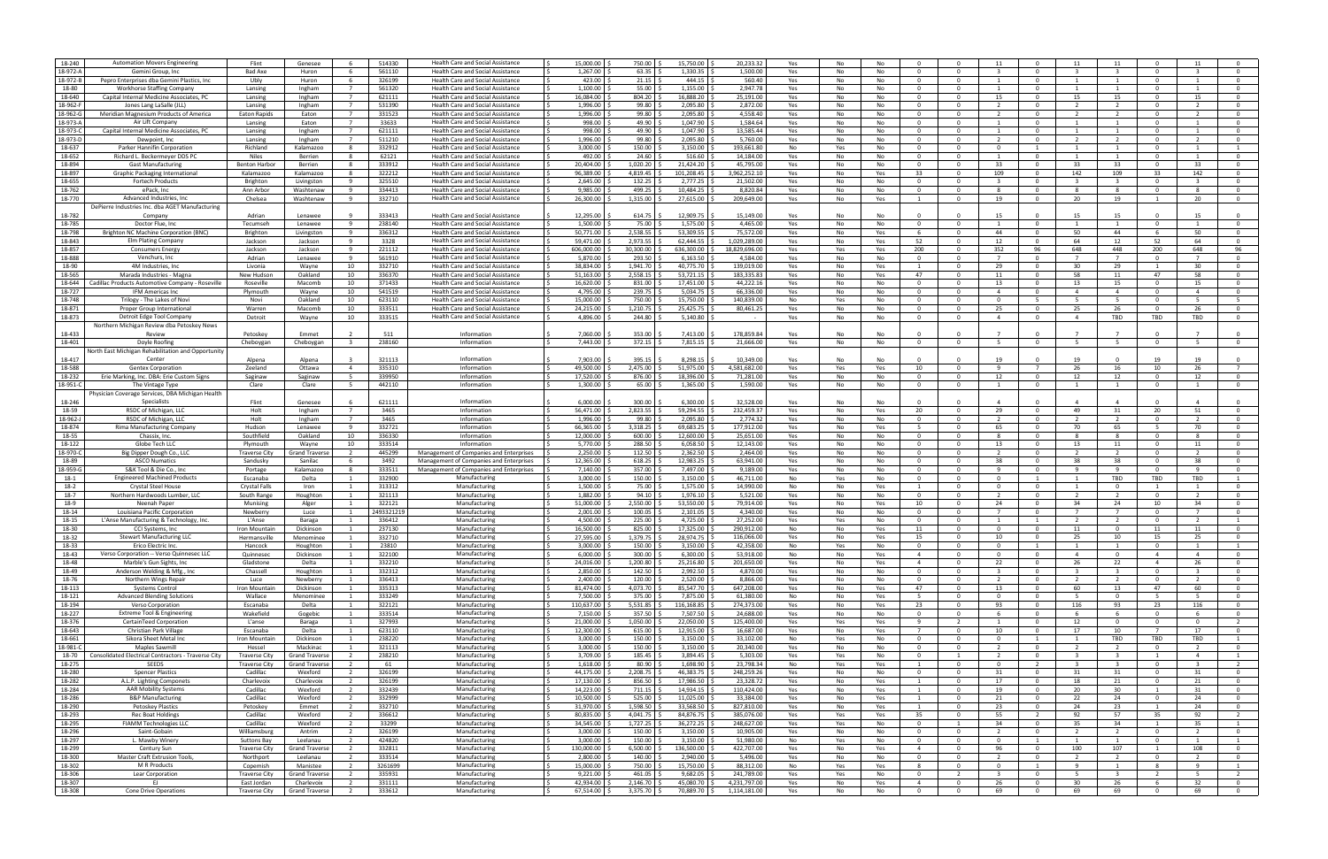| | | | | | | | | | | | | | | | | | | | | | | |
|---|---|---|---|---|---|---|---|---|---|---|---|---|---|---|---|---|---|---|---|---|---|---|
| 18-240 | Automation Movers Engineering | Flint | Genesee | 6 | 514330 | Health Care and Social Assistance | $15,000.00 | $750.00 | $15,750.00 | $20,233.32 | Yes | No | No | 0 | 0 | 11 | 0 | 11 | 11 | 0 | 11 | 0 |
| 18-972-A | Gemini Group, Inc | Bad Axe | Huron | 6 | 561110 | Health Care and Social Assistance | $1,267.00 | $63.35 | $1,330.35 | $1,500.00 | Yes | No | No | 0 | 0 | 3 | 0 | 3 | 3 | 0 | 3 | 0 |
| 18-972-B | Pepro Enterprises dba Gemini Plastics, Inc | Ubly | Huron | 6 | 326199 | Health Care and Social Assistance | $423.00 | $21.15 | $444.15 | $560.40 | Yes | No | No | 0 | 0 | 1 | 0 | 1 | 1 | 0 | 1 | 0 |
| 18-80 | Workhorse Staffing Company | Lansing | Ingham | 7 | 561320 | Health Care and Social Assistance | $1,100.00 | $55.00 | $1,155.00 | $2,947.78 | Yes | No | No | 0 | 0 | 1 | 0 | 1 | 1 | 0 | 1 | 0 |
| 18-640 | Capital Internal Medicine Associates, PC | Lansing | Ingham | 7 | 621111 | Health Care and Social Assistance | $16,084.00 | $804.20 | $16,888.20 | $25,191.00 | Yes | No | No | 0 | 0 | 15 | 0 | 15 | 15 | 0 | 15 | 0 |
| 18-962-F | Jones Lang LaSalle (JLL) | Lansing | Ingham | 7 | 531390 | Health Care and Social Assistance | $1,996.00 | $99.80 | $2,095.80 | $2,872.00 | Yes | No | No | 0 | 0 | 2 | 0 | 2 | 2 | 0 | 2 | 0 |
| 18-962-G | Meridian Magnesium Products of America | Eaton Rapids | Eaton | 7 | 331523 | Health Care and Social Assistance | $1,996.00 | $99.80 | $2,095.80 | $4,558.40 | Yes | No | No | 0 | 0 | 2 | 0 | 2 | 2 | 0 | 2 | 0 |
| 18-973-A | Air Lift Company | Lansing | Eaton | 7 | 33633 | Health Care and Social Assistance | $998.00 | $49.90 | $1,047.90 | $1,584.64 | Yes | No | No | 0 | 0 | 1 | 0 | 1 | 1 | 0 | 1 | 0 |
| 18-973-C | Capital Internal Medicine Associates, PC | Lansing | Ingham | 7 | 621111 | Health Care and Social Assistance | $998.00 | $49.90 | $1,047.90 | $13,585.44 | Yes | No | No | 0 | 0 | 1 | 0 | 1 | 1 | 0 | 1 | 0 |
| 18-973-D | Dewpoint, Inc | Lansing | Ingham | 7 | 511210 | Health Care and Social Assistance | $1,996.00 | $99.80 | $2,095.80 | $5,760.00 | Yes | No | No | 0 | 0 | 2 | 0 | 2 | 2 | 0 | 2 | 0 |
| 18-637 | Parker Hanniflin Corporation | Richland | Kalamazoo | 8 | 332912 | Health Care and Social Assistance | $3,000.00 | $150.00 | $3,150.00 | $193,661.80 | No | Yes | No | 0 | 0 | 0 | 1 | 1 | 1 | 0 | 1 | 1 |
| 18-652 | Richard L. Beckermeyer DDS PC | Niles | Berrien | 8 | 62121 | Health Care and Social Assistance | $492.00 | $24.60 | $516.60 | $14,184.00 | Yes | No | No | 0 | 0 | 1 | 0 | 1 | 1 | 0 | 1 | 0 |
| 18-894 | Gast Manufacturing | Benton Harbor | Berrien | 8 | 333912 | Health Care and Social Assistance | $20,404.00 | $1,020.20 | $21,424.20 | $45,795.00 | Yes | No | No | 0 | 0 | 33 | 0 | 33 | 33 | 0 | 33 | 0 |
| 18-897 | Graphic Packaging International | Kalamazoo | Kalamazoo | 8 | 322212 | Health Care and Social Assistance | $96,389.00 | $4,819.45 | $101,208.45 | $3,962,252.10 | Yes | No | Yes | 33 | 0 | 109 | 0 | 142 | 109 | 33 | 142 | 0 |
| 18-655 | Fortech Products | Brighton | Livingston | 9 | 325510 | Health Care and Social Assistance | $2,645.00 | $132.25 | $2,777.25 | $21,502.00 | Yes | No | No | 0 | 0 | 3 | 0 | 3 | 3 | 0 | 3 | 0 |
| 18-762 | ePack, Inc | Ann Arbor | Washtenaw | 9 | 334413 | Health Care and Social Assistance | $9,985.00 | $499.25 | $10,484.25 | $8,820.84 | Yes | No | No | 0 | 0 | 8 | 0 | 8 | 8 | 0 | 8 | 0 |
| 18-770 | Advanced Industries, Inc | Chelsea | Washtenaw | 9 | 332710 | Health Care and Social Assistance | $26,300.00 | $1,315.00 | $27,615.00 | $209,649.00 | Yes | No | Yes | 1 | 0 | 19 | 0 | 20 | 19 | 1 | 20 | 0 |
| 18-782 | DePierre Industries Inc. dba AGET Manufacturing Company | Adrian | Lenawee | 9 | 333413 | Health Care and Social Assistance | $12,295.00 | $614.75 | $12,909.75 | $15,149.00 | Yes | No | No | 0 | 0 | 15 | 0 | 15 | 15 | 0 | 15 | 0 |
| 18-785 | Doctor Flue, Inc | Tecumseh | Lenawee | 9 | 238160 | Health Care and Social Assistance | $1,500.00 | $75.00 | $1,575.00 | $4,465.00 | Yes | No | No | 0 | 0 | 1 | 0 | 1 | 1 | 0 | 1 | 0 |
| 18-798 | Brighton NC Machine Corporation (BNC) | Brighton | Livingston | 9 | 336312 | Health Care and Social Assistance | $50,771.00 | $2,538.55 | $53,309.55 | $75,572.00 | Yes | No | Yes | 6 | 0 | 44 | 0 | 50 | 44 | 6 | 50 | 0 |
| 18-843 | Elm Plating Company | Jackson | Jackson | 9 | 3328 | Health Care and Social Assistance | $59,471.00 | $2,973.55 | $62,444.55 | $1,029,289.00 | Yes | No | Yes | 52 | 0 | 12 | 0 | 64 | 12 | 52 | 64 | 0 |
| 18-857 | Consumers Energy | Jackson | Jackson | 9 | 221112 | Health Care and Social Assistance | $606,000.00 | $30,300.00 | $636,300.00 | $18,829,696.00 | Yes | Yes | Yes | 200 | 0 | 352 | 96 | 648 | 448 | 200 | 648 | 96 |
| 18-888 | Venchurs, Inc | Adrian | Lenawee | 9 | 561910 | Health Care and Social Assistance | $5,870.00 | $293.50 | $6,163.50 | $4,584.00 | Yes | No | No | 0 | 0 | 7 | 0 | 7 | 7 | 0 | 7 | 0 |
| 18-90 | 4M Industries, Inc | Livonia | Wayne | 10 | 332710 | Health Care and Social Assistance | $38,834.00 | $1,941.70 | $40,775.70 | $139,019.00 | Yes | No | Yes | 1 | 0 | 29 | 0 | 30 | 29 | 1 | 30 | 0 |
| 18-565 | Maradia Industries - Magna | New Hudson | Oakland | 10 | 336370 | Health Care and Social Assistance | $51,163.00 | $2,558.15 | $53,721.15 | $183,335.83 | Yes | No | Yes | 47 | 0 | 11 | 0 | 58 | 11 | 47 | 58 | 0 |
| 18-644 | Cadillac Products Automotive Company - Roseville | Roseville | Macomb | 10 | 371433 | Health Care and Social Assistance | $16,620.00 | $831.00 | $17,451.00 | $44,222.16 | Yes | No | No | 0 | 0 | 13 | 0 | 13 | 15 | 0 | 15 | 0 |
| 18-727 | IFM Americas Inc | Plymouth | Wayne | 10 | 541519 | Health Care and Social Assistance | $4,795.00 | $239.75 | $5,034.75 | $66,336.00 | Yes | No | No | 0 | 0 | 4 | 0 | 4 | 4 | 0 | 4 | 0 |
| 18-748 | Trilogy - The Lakes of Novi | Novi | Oakland | 10 | 623110 | Health Care and Social Assistance | $15,000.00 | $750.00 | $15,750.00 | $140,839.00 | No | Yes | No | 0 | 0 | 0 | 5 | 5 | 5 | 0 | 5 | 5 |
| 18-871 | Proper Group International | Warren | Macomb | 10 | 333511 | Health Care and Social Assistance | $24,215.00 | $1,210.75 | $25,425.75 | $80,461.25 | Yes | No | No | 0 | 0 | 25 | 0 | 25 | 26 | 0 | 26 | 0 |
| 18-873 | Detroit Edge Tool Company | Detroit | Wayne | 10 | 333515 | Health Care and Social Assistance | $4,896.00 | $244.80 | $5,140.80 | $ | Yes | No | No | 0 | 0 | 4 | 0 | 4 | TBD | TBD | TBD | 0 |
| 18-433 | Northern Michigan Review dba Petoskey News Review | Petoskey | Emmet | 2 | 511 | Information | $7,060.00 | $353.00 | $7,413.00 | $178,859.84 | Yes | No | No | 0 | 0 | 7 | 0 | 7 | 7 | 0 | 7 | 0 |
| 18-401 | Doyle Roofing | Cheboygan | Cheboygan | 3 | 238160 | Information | $7,443.00 | $372.15 | $7,815.15 | $21,666.00 | Yes | No | No | 0 | 0 | 5 | 0 | 5 | 5 | 0 | 5 | 0 |
| 18-417 | North East Michigan Rehabilitation and Opportunity Center | Alpena | Alpena | 3 | 321113 | Information | $7,903.00 | $395.15 | $8,298.15 | $10,349.00 | Yes | No | No | 0 | 0 | 19 | 0 | 19 | 0 | 19 | 19 | 0 |
| 18-588 | Gentex Corporation | Zeeland | Ottawa | 4 | 335310 | Information | $49,500.00 | $2,475.00 | $51,975.00 | $4,581,682.00 | Yes | Yes | Yes | 10 | 0 | 9 | 7 | 26 | 16 | 10 | 26 | 7 |
| 18-232 | Erie Marking, Inc. DBA: Erie Custom Signs | Saginaw | Saginaw | 5 | 339950 | Information | $17,520.00 | $876.00 | $18,396.00 | $71,281.00 | Yes | No | No | 0 | 0 | 12 | 0 | 12 | 12 | 0 | 12 | 0 |
| 18-951-C | The Vintage Type | Clare | Clare | 5 | 442110 | Information | $1,300.00 | $65.00 | $1,365.00 | $1,590.00 | Yes | No | No | 0 | 0 | 1 | 0 | 1 | 1 | 0 | 1 | 0 |
| 18-246 | Physician Coverage Services, DBA Michigan Health Specialists | Flint | Genesee | 6 | 621111 | Information | $6,000.00 | $300.00 | $6,300.00 | $32,528.00 | Yes | No | No | 0 | 0 | 4 | 0 | 4 | 4 | 0 | 4 | 0 |
| 18-59 | RSDC of Michigan, LLC | Holt | Ingham | 7 | 3465 | Information | $56,471.00 | $2,823.55 | $59,294.55 | $232,459.37 | Yes | No | Yes | 20 | 0 | 29 | 0 | 49 | 31 | 20 | 51 | 0 |
| 18-962-J | RSDC of Michigan, LLC | Holt | Ingham | 7 | 3465 | Information | $1,996.00 | $99.80 | $2,095.80 | $2,774.32 | Yes | No | No | 0 | 0 | 2 | 0 | 2 | 2 | 0 | 2 | 0 |
| 18-874 | Rima Manufacturing Company | Hudson | Lenawee | 9 | 332721 | Information | $66,365.00 | $3,318.25 | $69,683.25 | $177,912.00 | Yes | No | Yes | 5 | 0 | 65 | 0 | 70 | 65 | 5 | 70 | 0 |
| 18-55 | Chassix, Inc. | Southfield | Oakland | 10 | 336330 | Information | $12,000.00 | $600.00 | $12,600.00 | $25,651.00 | Yes | No | No | 0 | 0 | 8 | 0 | 8 | 8 | 0 | 8 | 0 |
| 18-122 | Globe Tech LLC | Plymouth | Wayne | 10 | 333514 | Information | $5,770.00 | $288.50 | $6,058.50 | $12,143.00 | Yes | No | No | 0 | 0 | 13 | 0 | 13 | 11 | 0 | 11 | 0 |
| 18-970-C | Big Dipper Dough Co., LLC | Traverse City | Grand Traverse | 2 | 445299 | Management of Companies and Enterprises | $2,250.00 | $112.50 | $2,362.50 | $2,464.00 | Yes | No | No | 0 | 0 | 2 | 0 | 2 | 2 | 0 | 2 | 0 |
| 18-89 | ASCO Numatics | Sandusky | Sanilac | 6 | 3492 | Management of Companies and Enterprises | $12,365.00 | $618.25 | $12,983.25 | $63,941.00 | Yes | No | No | 0 | 0 | 38 | 0 | 38 | 38 | 0 | 38 | 0 |
| 18-959-G | S&K Tool & Die Co., Inc | Portage | Kalamazoo | 8 | 333511 | Management of Companies and Enterprises | $7,140.00 | $357.00 | $7,497.00 | $9,189.00 | Yes | No | No | 0 | 0 | 9 | 0 | 9 | 9 | 0 | 9 | 0 |
| 18-1 | Engineered Machined Products | Escanaba | Delta | 1 | 332900 | Manufacturing | $3,000.00 | $150.00 | $3,150.00 | $46,711.00 | No | Yes | No | 0 | 0 | 0 | 1 | 1 | TBD | TBD | TBD | 1 |
| 18-2 | Crystal Steel House | Crystal Falls | Iron | 1 | 313312 | Manufacturing | $1,500.00 | $75.00 | $1,575.00 | $14,990.00 | No | No | Yes | 1 | 0 | 0 | 0 | 1 | 0 | 1 | 1 | 0 |
| 18-7 | Northern Hardwoods Lumber, LLC | South Range | Houghton | 1 | 321113 | Manufacturing | $1,882.00 | $94.10 | $1,976.10 | $5,521.00 | Yes | No | No | 0 | 0 | 2 | 0 | 2 | 2 | 0 | 2 | 0 |
| 18-9 | Neenah Paper | Munising | Alger | 1 | 322121 | Manufacturing | $51,000.00 | $2,550.00 | $53,550.00 | $79,914.00 | Yes | No | Yes | 10 | 0 | 24 | 0 | 34 | 24 | 10 | 34 | 0 |
| 18-14 | Louisiana Pacific Corporation | Newberry | Luce | 1 | 2493321219 | Manufacturing | $2,001.00 | $100.05 | $2,101.05 | $4,340.00 | Yes | No | No | 0 | 0 | 7 | 0 | 7 | 7 | 0 | 7 | 0 |
| 18-15 | L'Anse Manufacturing & Technology, Inc. | L'Anse | Baraga | 1 | 336412 | Manufacturing | $4,500.00 | $225.00 | $4,725.00 | $27,252.00 | Yes | Yes | No | 0 | 0 | 1 | 1 | 2 | 2 | 0 | 2 | 1 |
| 18-30 | CCI Systems, Inc | Iron Mountain | Dickinson | 1 | 237130 | Manufacturing | $16,500.00 | $825.00 | $17,325.00 | $290,912.00 | No | No | Yes | 11 | 0 | 0 | 0 | 11 | 0 | 11 | 11 | 0 |
| 18-32 | Stewart Manufacturing LLC | Hermansville | Menominee | 1 | 332710 | Manufacturing | $27,595.00 | $1,379.75 | $28,974.75 | $116,066.00 | Yes | No | Yes | 15 | 0 | 10 | 0 | 25 | 10 | 15 | 25 | 0 |
| 18-33 | Erico Electric Inc. | Hancock | Houghton | 1 | 23810 | Manufacturing | $3,000.00 | $150.00 | $3,150.00 | $42,358.00 | No | Yes | No | 0 | 0 | 0 | 1 | 1 | 1 | 0 | 1 | 1 |
| 18-43 | Verso Corporation -- Verso Quinnesec LLC | Quinnesec | Dickinson | 1 | 322100 | Manufacturing | $6,000.00 | $300.00 | $6,300.00 | $53,918.00 | No | No | Yes | 4 | 0 | 0 | 0 | 4 | 0 | 4 | 4 | 0 |
| 18-48 | Marble's Gun Sights, Inc | Gladstone | Delta | 1 | 332210 | Manufacturing | $24,016.00 | $1,200.80 | $25,216.80 | $201,650.00 | Yes | No | Yes | 4 | 0 | 22 | 0 | 26 | 22 | 4 | 26 | 0 |
| 18-49 | Anderson Welding & Mfg., Inc | Chassell | Houghton | 1 | 332312 | Manufacturing | $2,850.00 | $142.50 | $2,992.50 | $4,870.00 | Yes | No | No | 0 | 0 | 3 | 0 | 3 | 3 | 0 | 3 | 0 |
| 18-76 | Northern Wings Repair | Luce | Newberry | 1 | 336413 | Manufacturing | $2,400.00 | $120.00 | $2,520.00 | $8,866.00 | Yes | No | No | 0 | 0 | 2 | 0 | 2 | 2 | 0 | 2 | 0 |
| 18-113 | Systems Control | Iron Mountain | Dickinson | 1 | 335313 | Manufacturing | $81,474.00 | $4,073.70 | $85,547.70 | $647,208.00 | Yes | No | Yes | 47 | 0 | 13 | 0 | 60 | 13 | 47 | 60 | 0 |
| 18-121 | Advanced Blending Solutions | Wallace | Menominee | 1 | 333249 | Manufacturing | $7,500.00 | $375.00 | $7,875.00 | $61,380.00 | No | No | Yes | 5 | 0 | 0 | 0 | 5 | 0 | 5 | 5 | 0 |
| 18-194 | Verso Corporation | Escanaba | Delta | 1 | 322121 | Manufacturing | $110,637.00 | $5,531.85 | $116,168.85 | $274,373.00 | Yes | No | Yes | 23 | 0 | 93 | 0 | 116 | 93 | 23 | 116 | 0 |
| 18-227 | Extreme Tool & Engineering | Wakefield | Gogebic | 1 | 333514 | Manufacturing | $7,150.00 | $357.50 | $7,507.50 | $24,688.00 | Yes | No | No | 0 | 0 | 6 | 0 | 6 | 6 | 0 | 6 | 0 |
| 18-376 | CertainTeed Corporation | L'anse | Baraga | 1 | 327993 | Manufacturing | $21,000.00 | $1,050.00 | $22,050.00 | $125,400.00 | Yes | Yes | Yes | 9 | 2 | 1 | 0 | 12 | 0 | 0 | 0 | 2 |
| 18-643 | Christian Park Village | Escanaba | Delta | 1 | 623110 | Manufacturing | $12,300.00 | $615.00 | $12,915.00 | $16,687.00 | Yes | No | Yes | 7 | 0 | 10 | 0 | 17 | 10 | 7 | 17 | 0 |
| 18-661 | Sikora Sheet Metal Inc | Iron Mountain | Dickinson | 1 | 238220 | Manufacturing | $3,000.00 | $150.00 | $3,150.00 | $33,102.00 | No | Yes | No | 0 | 0 | 0 | 1 | 1 | TBD | TBD | TBD | 1 |
| 18-981-C | Maples Sawmill | Hessel | Mackinac | 1 | 321113 | Manufacturing | $3,000.00 | $150.00 | $3,150.00 | $20,340.00 | Yes | No | No | 0 | 0 | 2 | 0 | 2 | 2 | 0 | 2 | 0 |
| 18-70 | Consolidated Electrical Contractors - Traverse City | Traverse City | Grand Traverse | 2 | 238210 | Manufacturing | $3,709.00 | $185.45 | $3,894.45 | $5,303.00 | Yes | Yes | No | 0 | 1 | 2 | 0 | 3 | 3 | 1 | 4 | 1 |
| 18-275 | SEEDS | Traverse City | Grand Traverse | 2 | 61 | Manufacturing | $1,618.00 | $80.90 | $1,698.90 | $23,798.34 | No | Yes | Yes | 1 | 0 | 0 | 2 | 3 | 3 | 0 | 3 | 2 |
| 18-280 | Spencer Plastics | Cadillac | Wexford | 2 | 326199 | Manufacturing | $44,175.00 | $2,208.75 | $46,383.75 | $248,259.26 | Yes | No | No | 0 | 0 | 31 | 0 | 31 | 31 | 0 | 31 | 0 |
| 18-282 | A.L.P. Lighting Componets | Charlevoix | Charlevoix | 2 | 326199 | Manufacturing | $17,130.00 | $856.50 | $17,986.50 | $23,328.72 | Yes | No | Yes | 1 | 0 | 17 | 0 | 18 | 21 | 0 | 21 | 0 |
| 18-284 | AAR Mobility Systems | Cadillac | Wexford | 2 | 332439 | Manufacturing | $14,223.00 | $711.15 | $14,934.15 | $110,424.00 | Yes | No | Yes | 1 | 0 | 19 | 0 | 20 | 30 | 1 | 31 | 0 |
| 18-286 | B&P Manufacturing | Cadillac | Wexford | 2 | 332999 | Manufacturing | $10,500.00 | $525.00 | $11,025.00 | $33,384.00 | Yes | No | Yes | 1 | 0 | 21 | 0 | 22 | 24 | 0 | 24 | 0 |
| 18-290 | Petoskey Plastics | Petoskey | Emmet | 2 | 332710 | Manufacturing | $31,970.00 | $1,598.50 | $33,568.50 | $827,810.00 | Yes | No | Yes | 1 | 0 | 23 | 0 | 24 | 23 | 1 | 24 | 0 |
| 18-293 | Rec Boat Holdings | Cadillac | Wexford | 2 | 336612 | Manufacturing | $80,835.00 | $4,041.75 | $84,876.75 | $385,076.00 | Yes | Yes | Yes | 35 | 2 | 55 | 0 | 92 | 57 | 35 | 92 | 2 |
| 18-295 | FIAMM Technologies LLC | Cadillac | Wexford | 2 | 33293 | Manufacturing | $34,545.00 | $1,727.25 | $36,272.25 | $248,627.00 | Yes | Yes | No | 0 | 1 | 34 | 0 | 35 | 34 | 1 | 35 | 1 |
| 18-296 | Saint-Gobain | Williamsburg | Antrim | 2 | 326199 | Manufacturing | $3,000.00 | $150.00 | $3,150.00 | $10,905.00 | Yes | No | No | 0 | 0 | 2 | 0 | 2 | 2 | 0 | 2 | 0 |
| 18-297 | L. Mawby Winery | Suttons Bay | Leelanau | 2 | 424820 | Manufacturing | $3,000.00 | $150.00 | $3,150.00 | $51,980.00 | No | Yes | No | 0 | 0 | 0 | 1 | 1 | 1 | 0 | 1 | 1 |
| 18-299 | Century Sun | Traverse City | Grand Traverse | 2 | 332811 | Manufacturing | $130,000.00 | $6,500.00 | $136,500.00 | $422,707.00 | Yes | No | Yes | 4 | 0 | 96 | 0 | 100 | 107 | 1 | 108 | 0 |
| 18-300 | Master Craft Extrusion Tools, | Northport | Leelanau | 2 | 333514 | Manufacturing | $2,800.00 | $140.00 | $2,940.00 | $5,496.00 | Yes | No | No | 0 | 0 | 2 | 0 | 2 | 2 | 0 | 2 | 0 |
| 18-302 | M R Products | Copemish | Manistee | 2 | 3261699 | Manufacturing | $15,000.00 | $750.00 | $15,750.00 | $88,312.00 | No | Yes | Yes | 8 | 0 | 0 | 1 | 9 | 1 | 8 | 9 | 1 |
| 18-306 | Lear Corporation | Traverse City | Grand Traverse | 2 | 335931 | Manufacturing | $9,221.00 | $461.05 | $9,682.05 | $241,789.00 | Yes | Yes | No | 0 | 2 | 3 | 0 | 5 | 3 | 2 | 5 | 2 |
| 18-307 | EJ | East Jordan | Charlevoix | 2 | 331111 | Manufacturing | $42,934.00 | $2,146.70 | $45,080.70 | $4,231,797.00 | Yes | No | Yes | 4 | 0 | 26 | 0 | 30 | 26 | 6 | 32 | 0 |
| 18-308 | Cone Drive Operations | Traverse City | Grand Traverse | 2 | 333612 | Manufacturing | $67,514.00 | $3,375.70 | $70,889.70 | $1,114,181.00 | Yes | No | No | 0 | 0 | 69 | 0 | 69 | 69 | 0 | 69 | 0 |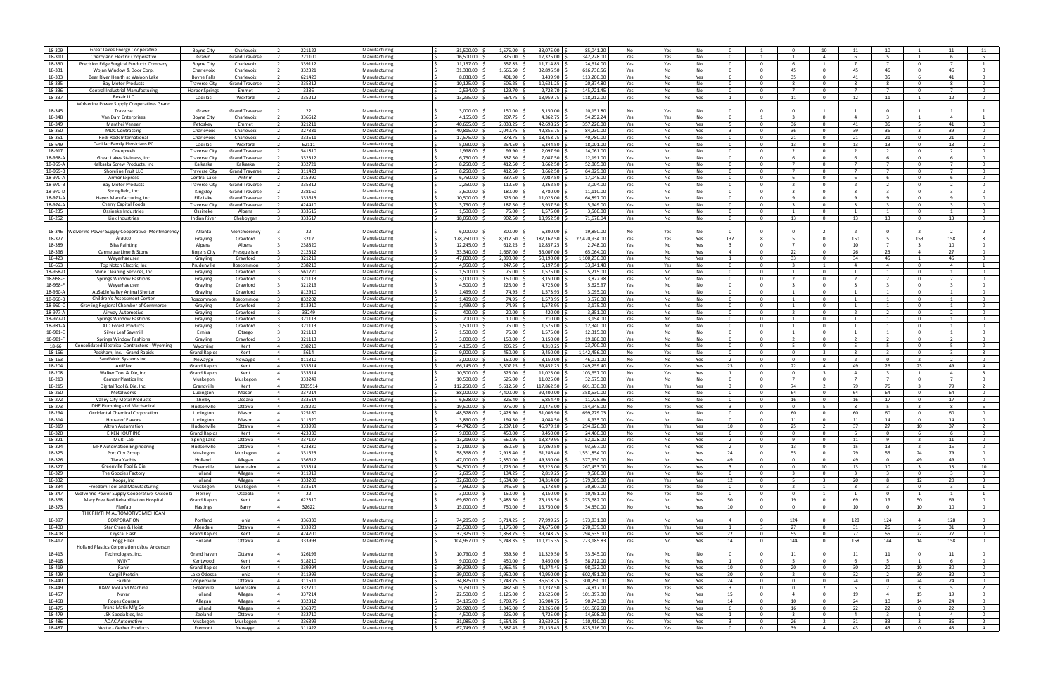| | | | | | | | | | | | | | | | | | | | | | | |
|---|---|---|---|---|---|---|---|---|---|---|---|---|---|---|---|---|---|---|---|---|---|---|
| 18-309 | Great Lakes Energy Cooperative | Boyne City | Charlevoix | 2 | 221122 | Manufacturing | $ 31,500.00 | $ 1,575.00 | $ 33,075.00 | $ 85,041.20 | No | Yes | No | 0 | 1 | 0 | 10 | 11 | 10 | 1 | 11 | 11 |
| 18-310 | Cherryland Electric Cooperative | Grawn | Grand Traverse | 2 | 221100 | Manufacturing | $ 16,500.00 | $ 825.00 | $ 17,325.00 | $ 342,228.00 | Yes | Yes | No | 0 | 1 | 1 | 4 | 6 | 5 | 1 | 6 | 5 |
| 18-330 | Precision Edge Surgical Products Company | Boyne City | Charlevoix | 2 | 339112 | Manufacturing | $ 11,157.00 | $ 557.85 | $ 11,714.85 | $ 24,614.00 | Yes | Yes | No | 0 | 0 | 6 | 1 | 7 | 7 | 0 | 7 | 1 |
| 18-331 | Wojan Window & Door Corp. | Charlevoix | Charlevoix | 2 | 332321 | Manufacturing | $ 31,330.00 | $ 1,566.50 | $ 32,896.50 | $ 616,736.56 | Yes | No | No | 0 | 0 | 45 | 0 | 45 | 46 | 0 | 46 | 0 |
| 18-333 | Bear River Health at Waloon Lake | Boyne Falls | Charlevoix | 2 | 621420 | Manufacturing | $ 8,038.00 | $ 401.90 | $ 8,439.90 | $ 113,200.00 | Yes | No | Yes | 6 | 0 | 35 | 0 | 41 | 35 | 6 | 41 | 0 |
| 18-335 | Bay Motor Products | Traverse City | Grand Traverse | 2 | 335312 | Manufacturing | $ 10,125.00 | $ 506.25 | $ 10,631.25 | $ 20,374.80 | Yes | No | No | 0 | 0 | 8 | 0 | 8 | 8 | 0 | 8 | 0 |
| 18-336 | Central Industrial Manufacturing | Harbor Springs | Emmet | 2 | 3336 | Manufacturing | $ 2,594.00 | $ 129.70 | $ 2,723.70 | $ 145,721.45 | Yes | No | No | 0 | 0 | 7 | 0 | 7 | 7 | 0 | 7 | 0 |
| 18-337 | Rexair LLC | Cadillac | Wexford | 2 | 335212 | Manufacturing | $ 13,295.00 | $ 664.75 | $ 13,959.75 | $ 118,212.00 | Yes | No | Yes | 1 | 0 | 11 | 0 | 12 | 11 | 1 | 12 | 0 |
| 18-345 | Wolverine Power Supply Cooperative- Grand Traverse | Grawn | Grand Traverse | 2 | 22 | Manufacturing | $ 3,000.00 | $ 150.00 | $ 3,150.00 | $ 10,151.80 | No | Yes | No | 0 | 0 | 0 | 1 | 1 | 0 | 1 | 1 | 1 |
| 18-348 | Van Dam Enterprises | Boyne City | Charlevoix | 2 | 336612 | Manufacturing | $ 4,155.00 | $ 207.75 | $ 4,362.75 | $ 54,252.24 | Yes | Yes | No | 0 | 1 | 3 | 0 | 4 | 3 | 1 | 4 | 1 |
| 18-349 | Manthei Veneer | Petoskey | Emmet | 2 | 321211 | Manufacturing | $ 40,665.00 | $ 2,033.25 | $ 42,698.25 | $ 357,220.00 | Yes | No | Yes | 5 | 0 | 36 | 0 | 41 | 36 | 5 | 41 | 0 |
| 18-350 | MDC Contracting | Charlevoix | Charlevoix | 2 | 327331 | Manufacturing | $ 40,815.00 | $ 2,040.75 | $ 42,855.75 | $ 84,230.00 | Yes | No | Yes | 3 | 0 | 36 | 0 | 39 | 36 | 3 | 39 | 0 |
| 18-351 | Redi-Rock International | Charlevoix | Charlevoix | 2 | 333511 | Manufacturing | $ 17,575.00 | $ 878.75 | $ 18,453.75 | $ 40,780.00 | Yes | No | No | 0 | 0 | 21 | 0 | 21 | 21 | 0 | 21 | 0 |
| 18-649 | Cadillac Family Physicians PC | Cadillac | Wexford | 2 | 62111 | Manufacturing | $ 5,090.00 | $ 254.50 | $ 5,344.50 | $ 18,001.00 | Yes | No | No | 0 | 0 | 13 | 0 | 13 | 13 | 0 | 13 | 0 |
| 18-917 | Oneupweb | Traverse City | Grand Traverse | 2 | 541810 | Manufacturing | $ 1,998.00 | $ 99.90 | $ 2,097.90 | $ 14,061.00 | Yes | No | No | 0 | 0 | 2 | 0 | 2 | 2 | 0 | 2 | 0 |
| 18-968-A | Great Lakes Stainless, Inc | Traverse City | Grand Traverse | 2 | 332312 | Manufacturing | $ 6,750.00 | $ 337.50 | $ 7,087.50 | $ 12,191.00 | Yes | No | No | 0 | 0 | 6 | 0 | 6 | 6 | 0 | 6 | 0 |
| 18-969-A | Kalkaska Screw Products, Inc | Kalkaska | Kalkaska | 2 | 332721 | Manufacturing | $ 8,250.00 | $ 412.50 | $ 8,662.50 | $ 52,805.00 | Yes | No | No | 0 | 0 | 7 | 0 | 7 | 7 | 0 | 7 | 0 |
| 18-969-B | Shoreline Fruit LLC | Traverse City | Grand Traverse | 2 | 311423 | Manufacturing | $ 8,250.00 | $ 412.50 | $ 8,662.50 | $ 64,929.00 | Yes | No | No | 0 | 0 | 7 | 0 | 7 | 7 | 0 | 7 | 0 |
| 18-970-A | Armor Express | Central Lake | Antrim | 2 | 315990 | Manufacturing | $ 6,750.00 | $ 337.50 | $ 7,087.50 | $ 17,045.00 | Yes | No | No | 0 | 0 | 6 | 0 | 6 | 6 | 0 | 6 | 0 |
| 18-970-B | Bay Motor Products | Traverse City | Grand Traverse | 2 | 335312 | Manufacturing | $ 2,250.00 | $ 112.50 | $ 2,362.50 | $ 3,004.00 | Yes | No | No | 0 | 0 | 2 | 0 | 2 | 2 | 0 | 2 | 0 |
| 18-970-D | Springfield, Inc. | Kingsley | Grand Traverse | 2 | 238160 | Manufacturing | $ 3,600.00 | $ 180.00 | $ 3,780.00 | $ 11,110.00 | Yes | No | No | 0 | 0 | 3 | 0 | 3 | 3 | 0 | 3 | 0 |
| 18-971-A | Hayes Manufacturing, Inc. | Fife Lake | Grand Traverse | 2 | 333613 | Manufacturing | $ 10,500.00 | $ 525.00 | $ 11,025.00 | $ 64,897.00 | Yes | No | No | 0 | 0 | 9 | 0 | 9 | 9 | 0 | 9 | 0 |
| 18-974-A | Cherry Capital Foods | Traverse City | Grand Traverse | 2 | 424410 | Manufacturing | $ 3,750.00 | $ 187.50 | $ 3,937.50 | $ 5,949.00 | Yes | No | No | 0 | 0 | 3 | 0 | 3 | 3 | 0 | 3 | 0 |
| 18-235 | Ossineke Industries | Ossineke | Alpena | 3 | 333515 | Manufacturing | $ 1,500.00 | $ 75.00 | $ 1,575.00 | $ 3,560.00 | Yes | No | No | 0 | 0 | 1 | 0 | 1 | 1 | 0 | 1 | 0 |
| 18-252 | Link Industries | Indian River | Cheboygan | 3 | 333517 | Manufacturing | $ 18,050.00 | $ 902.50 | $ 18,952.50 | $ 71,678.04 | Yes | No | No | 0 | 0 | 13 | 0 | 13 | 13 | 0 | 13 | 0 |
| 18-346 | Wolverine Power Supply Cooperative- Montmorency | Atlanta | Montmorency | 3 | 22 | Manufacturing | $ 6,000.00 | $ 300.00 | $ 6,300.00 | $ 19,850.00 | No | Yes | No | 0 | 0 | 0 | 2 | 2 | 0 | 2 | 2 | 2 |
| 18-377 | Arauco | Grayling | Crawford | 3 | 3212 | Manufacturing | $ 178,250.00 | $ 8,912.50 | $ 187,162.50 | $ 27,470,934.00 | Yes | Yes | Yes | 137 | 8 | 5 | 0 | 150 | 5 | 153 | 158 | 8 |
| 18-389 | Bliss Painting | Alpena | Alpena | 3 | 238320 | Manufacturing | $ 12,245.00 | $ 612.25 | $ 12,857.25 | $ 2,748.00 | Yes | No | Yes | 3 | 0 | 7 | 0 | 10 | 7 | 3 | 10 | 0 |
| 18-396 | Carmeuse Lime & Stone | Rogers City | Presque Isle | 3 | 212312 | Manufacturing | $ 33,340.00 | $ 1,667.00 | $ 35,007.00 | $ 65,064.00 | Yes | No | Yes | 4 | 0 | 22 | 0 | 26 | 23 | 4 | 27 | 0 |
| 18-423 | Weyerhaeuser | Grayling | Crawford | 3 | 321219 | Manufacturing | $ 47,800.00 | $ 2,390.00 | $ 50,190.00 | $ 1,100,236.00 | Yes | No | Yes | 1 | 0 | 33 | 0 | 34 | 45 | 1 | 46 | 0 |
| 18-653 | Top Notch Electric, Inc | Prudenville | Roscommon | 3 | 238210 | Manufacturing | $ 4,950.00 | $ 247.50 | $ 5,197.50 | $ 33,841.40 | Yes | Yes | No | 0 | 0 | 3 | 1 | 4 | 4 | 0 | 4 | 1 |
| 18-958-D | Shine Cleaning Services, Inc | Grayling | Crawford | 3 | 561720 | Manufacturing | $ 1,500.00 | $ 75.00 | $ 1,575.00 | $ 5,215.00 | Yes | No | No | 0 | 0 | 1 | 0 | 1 | 1 | 0 | 1 | 0 |
| 18-958-E | Springs Window Fashions | Grayling | Crawford | 3 | 321113 | Manufacturing | $ 3,000.00 | $ 150.00 | $ 3,150.00 | $ 3,822.98 | Yes | No | No | 0 | 0 | 2 | 0 | 2 | 2 | 0 | 2 | 0 |
| 18-958-F | Weyerhaeuser | Grayling | Crawford | 3 | 321219 | Manufacturing | $ 4,500.00 | $ 225.00 | $ 4,725.00 | $ 5,625.97 | Yes | No | No | 0 | 0 | 3 | 0 | 3 | 3 | 0 | 3 | 0 |
| 18-960-A | AuSable Valley Animal Shelter | Grayling | Crawford | 3 | 812910 | Manufacturing | $ 1,499.00 | $ 74.95 | $ 1,573.95 | $ 3,095.00 | Yes | No | No | 0 | 0 | 1 | 0 | 1 | 1 | 0 | 1 | 0 |
| 18-960-B | Children's Assessment Center | Roscommon | Roscommon | 3 | 832202 | Manufacturing | $ 1,499.00 | $ 74.95 | $ 1,573.95 | $ 3,576.00 | Yes | No | No | 0 | 0 | 1 | 0 | 1 | 1 | 0 | 1 | 0 |
| 18-960-C | Grayling Regional Chamber of Commerce | Grayling | Crawford | 3 | 813910 | Manufacturing | $ 1,499.00 | $ 74.95 | $ 1,573.95 | $ 3,175.00 | Yes | No | No | 0 | 0 | 1 | 0 | 1 | 1 | 0 | 1 | 0 |
| 18-977-A | Airway Automotive | Grayling | Crawford | 3 | 33249 | Manufacturing | $ 400.00 | $ 20.00 | $ 420.00 | $ 3,351.00 | Yes | No | No | 0 | 0 | 2 | 0 | 2 | 2 | 0 | 2 | 0 |
| 18-977-D | Springs Window Fashions | Grayling | Crawford | 3 | 321113 | Manufacturing | $ 200.00 | $ 10.00 | $ 210.00 | $ 3,154.00 | Yes | No | No | 0 | 0 | 1 | 0 | 1 | 1 | 0 | 1 | 0 |
| 18-981-A | AJD Forest Products | Grayling | Crawford | 3 | 321113 | Manufacturing | $ 1,500.00 | $ 75.00 | $ 1,575.00 | $ 12,340.00 | Yes | No | No | 0 | 0 | 1 | 0 | 1 | 1 | 0 | 1 | 0 |
| 18-981-E | Silver Leaf Sawmill | Elmira | Otsego | 3 | 321113 | Manufacturing | $ 1,500.00 | $ 75.00 | $ 1,575.00 | $ 12,315.00 | Yes | No | No | 0 | 0 | 1 | 0 | 1 | 1 | 0 | 1 | 0 |
| 18-981-F | Springs Window Fashions | Grayling | Crawford | 3 | 321113 | Manufacturing | $ 3,000.00 | $ 150.00 | $ 3,150.00 | $ 19,180.00 | Yes | No | No | 0 | 0 | 2 | 0 | 2 | 2 | 0 | 2 | 0 |
| 18-66 | Consolidated Electrical Contractors - Wyoming | Wyoming | Kent | 4 | 238210 | Manufacturing | $ 4,105.00 | $ 205.25 | $ 4,310.25 | $ 23,700.00 | Yes | No | No | 0 | 0 | 5 | 0 | 5 | 5 | 0 | 5 | 0 |
| 18-156 | Peckham, Inc. - Grand Rapids | Grand Rapids | Kent | 4 | 5614 | Manufacturing | $ 9,000.00 | $ 450.00 | $ 9,450.00 | $ 1,142,456.00 | No | Yes | No | 0 | 0 | 0 | 3 | 3 | 3 | 0 | 3 | 3 |
| 18-163 | SandMold Systems Inc. | Newaygo | Newaygo | 4 | 811310 | Manufacturing | $ 3,000.00 | $ 150.00 | $ 3,150.00 | $ 46,071.00 | No | No | Yes | 2 | 0 | 0 | 0 | 2 | 0 | 2 | 2 | 0 |
| 18-204 | ArtiFlex | Grand Rapids | Kent | 4 | 333514 | Manufacturing | $ 66,145.00 | $ 3,307.25 | $ 69,452.25 | $ 249,259.40 | Yes | Yes | Yes | 23 | 0 | 22 | 4 | 49 | 26 | 23 | 49 | 4 |
| 18-208 | Walker Tool & Die, Inc. | Grand Rapids | Kent | 4 | 333514 | Manufacturing | $ 10,500.00 | $ 525.00 | $ 11,025.00 | $ 103,657.00 | No | Yes | Yes | 1 | 0 | 0 | 3 | 4 | 3 | 1 | 4 | 3 |
| 18-213 | Camcar Plastics Inc | Muskegon | Muskegon | 4 | 333249 | Manufacturing | $ 10,500.00 | $ 525.00 | $ 11,025.00 | $ 32,575.00 | Yes | No | No | 0 | 0 | 7 | 0 | 7 | 7 | 0 | 7 | 0 |
| 18-215 | Digital Tool & Die, Inc. | Grandville | Kent | 4 | 3335514 | Manufacturing | $ 112,250.00 | $ 5,612.50 | $ 117,862.50 | $ 601,330.00 | Yes | Yes | Yes | 3 | 0 | 74 | 2 | 79 | 76 | 3 | 79 | 2 |
| 18-260 | Metalworks | Ludington | Mason | 4 | 337214 | Manufacturing | $ 88,000.00 | $ 4,400.00 | $ 92,400.00 | $ 358,530.00 | Yes | No | No | 0 | 0 | 64 | 0 | 64 | 64 | 0 | 64 | 0 |
| 18-272 | Valley City Metal Products | Shelby | Oceana | 4 | 333514 | Manufacturing | $ 6,528.00 | $ 326.40 | $ 6,854.40 | $ 11,725.96 | Yes | No | No | 0 | 0 | 16 | 0 | 16 | 17 | 0 | 17 | 0 |
| 18-273 | DHE Plumbing and Mechanical | Hudsonville | Ottawa | 4 | 238220 | Manufacturing | $ 19,500.00 | $ 975.00 | $ 20,475.00 | $ 154,945.00 | No | Yes | Yes | 3 | 0 | 0 | 5 | 8 | 5 | 3 | 8 | 5 |
| 18-294 | Occidental Chemical Corporation | Ludington | Mason | 4 | 325180 | Manufacturing | $ 48,578.00 | $ 2,428.90 | $ 51,006.90 | $ 699,779.03 | Yes | No | No | 0 | 0 | 60 | 0 | 60 | 60 | 0 | 60 | 0 |
| 18-314 | House of Flavors | Ludington | Mason | 4 | 311520 | Manufacturing | $ 3,890.00 | $ 194.50 | $ 4,084.50 | $ 8,935.00 | Yes | No | No | 0 | 0 | 11 | 0 | 11 | 14 | 0 | 14 | 0 |
| 18-319 | Altron Automation | Hudsonville | Ottawa | 4 | 333999 | Manufacturing | $ 44,742.00 | $ 2,237.10 | $ 46,979.10 | $ 294,826.00 | Yes | Yes | Yes | 10 | 0 | 25 | 2 | 37 | 27 | 10 | 37 | 2 |
| 18-320 | EIKENHOUT INC | Grand Rapids | Kent | 4 | 423330 | Manufacturing | $ 9,000.00 | $ 450.00 | $ 9,450.00 | $ 24,460.00 | No | No | Yes | 6 | 0 | 0 | 0 | 6 | 0 | 6 | 6 | 0 |
| 18-321 | Multi-Lab | Spring Lake | Ottawa | 4 | 337127 | Manufacturing | $ 13,219.00 | $ 660.95 | $ 13,879.95 | $ 52,128.00 | Yes | No | Yes | 2 | 0 | 9 | 0 | 11 | 9 | 2 | 11 | 0 |
| 18-324 | MFP Automation Engineering | Hudsonville | Ottawa | 4 | 423830 | Manufacturing | $ 17,010.00 | $ 850.50 | $ 17,860.50 | $ 93,597.00 | Yes | No | Yes | 2 | 0 | 13 | 0 | 15 | 13 | 2 | 15 | 0 |
| 18-325 | Port City Group | Muskegon | Muskegon | 4 | 331523 | Manufacturing | $ 58,368.00 | $ 2,918.40 | $ 61,286.40 | $ 1,551,854.00 | Yes | No | Yes | 24 | 0 | 55 | 0 | 79 | 55 | 24 | 79 | 0 |
| 18-326 | Tiara Yachts | Holland | Allegan | 4 | 336612 | Manufacturing | $ 47,000.00 | $ 2,350.00 | $ 49,350.00 | $ 377,930.00 | No | No | Yes | 49 | 0 | 0 | 0 | 49 | 0 | 49 | 49 | 0 |
| 18-327 | Greenville Tool & Die | Greenville | Montcalm | 4 | 333514 | Manufacturing | $ 34,500.00 | $ 1,725.00 | $ 36,225.00 | $ 267,453.00 | No | Yes | Yes | 3 | 0 | 0 | 10 | 13 | 10 | 3 | 13 | 10 |
| 18-329 | The Goodies Factory | Holland | Allegan | 4 | 311919 | Manufacturing | $ 2,685.00 | $ 134.25 | $ 2,819.25 | $ 9,580.00 | Yes | No | No | 0 | 0 | 3 | 0 | 3 | 3 | 0 | 3 | 0 |
| 18-332 | Koops, Inc | Holland | Allegan | 4 | 333200 | Manufacturing | $ 32,680.00 | $ 1,634.00 | $ 34,314.00 | $ 179,009.00 | Yes | Yes | Yes | 12 | 0 | 5 | 3 | 20 | 8 | 12 | 20 | 3 |
| 18-334 | Freedom Tool and Manufacturing | Muskegon | Muskegon | 4 | 333514 | Manufacturing | $ 4,932.00 | $ 246.60 | $ 5,178.60 | $ 30,807.00 | Yes | Yes | No | 0 | 0 | 2 | 1 | 3 | 3 | 0 | 3 | 1 |
| 18-347 | Wolverine Power Supply Cooperative- Osceola | Hersey | Osceola | 4 | 22 | Manufacturing | $ 3,000.00 | $ 150.00 | $ 3,150.00 | $ 10,451.00 | No | Yes | No | 0 | 0 | 0 | 1 | 1 | 0 | 1 | 1 | 1 |
| 18-368 | Mary Free Bed Rehabilitation Hospital | Grand Rapids | Kent | 4 | 622310 | Manufacturing | $ 69,670.00 | $ 3,483.50 | $ 73,153.50 | $ 275,682.00 | Yes | No | Yes | 50 | 0 | 19 | 0 | 69 | 19 | 50 | 69 | 0 |
| 18-373 | Flexfab | Hastings | Barry | 4 | 32622 | Manufacturing | $ 15,000.00 | $ 750.00 | $ 15,750.00 | $ 34,350.00 | No | No | Yes | 10 | 0 | 0 | 0 | 10 | 0 | 10 | 10 | 0 |
| 18-397 | THE RHYTHM AUTOMOTIVE MICHIGAN CORPORATION | Portland | Ionia | 4 | 336330 | Manufacturing | $ 74,285.00 | $ 3,714.25 | $ 77,999.25 | $ 173,831.00 | Yes | No | Yes | 4 | 0 | 124 | 0 | 128 | 124 | 4 | 128 | 0 |
| 18-400 | Star Crane & Hoist | Allendale | Ottawa | 4 | 333923 | Manufacturing | $ 23,500.00 | $ 1,175.00 | $ 24,675.00 | $ 270,039.00 | Yes | Yes | Yes | 1 | 3 | 27 | 0 | 31 | 26 | 5 | 31 | 3 |
| 18-408 | Crystal Flash | Grand Rapids | Kent | 4 | 424700 | Manufacturing | $ 37,375.00 | $ 1,868.75 | $ 39,243.75 | $ 294,535.00 | Yes | No | Yes | 22 | 0 | 55 | 0 | 77 | 55 | 22 | 77 | 0 |
| 18-412 | Fogg Filler | Holland | Ottawa | 4 | 333993 | Manufacturing | $ 104,967.00 | $ 5,248.35 | $ 110,215.35 | $ 223,185.83 | Yes | No | Yes | 14 | 0 | 144 | 0 | 158 | 144 | 14 | 158 | 0 |
| 18-413 | Holland Plastics Corporation d/b/a Anderson Technologies, Inc. | Grand haven | Ottawa | 4 | 326199 | Manufacturing | $ 10,790.00 | $ 539.50 | $ 11,329.50 | $ 33,545.00 | Yes | No | No | 0 | 0 | 11 | 0 | 11 | 11 | 0 | 11 | 0 |
| 18-418 | NVINT | Kentwood | Kent | 4 | 518210 | Manufacturing | $ 9,000.00 | $ 450.00 | $ 9,450.00 | $ 58,712.00 | Yes | No | Yes | 1 | 0 | 5 | 0 | 6 | 5 | 1 | 6 | 0 |
| 18-419 | Ranir | Grand Rapids | Kent | 4 | 339994 | Manufacturing | $ 39,309.00 | $ 1,965.45 | $ 41,274.45 | $ 98,032.00 | Yes | No | Yes | 10 | 0 | 20 | 0 | 30 | 20 | 10 | 30 | 0 |
| 18-429 | Cargill Protein | Lake Odessa | Ionia | 4 | 311999 | Manufacturing | $ 39,000.00 | $ 1,950.00 | $ 40,950.00 | $ 602,451.00 | Yes | No | Yes | 30 | 0 | 2 | 0 | 32 | 2 | 30 | 32 | 0 |
| 18-440 | Fairlife | Coopersville | Ottawa | 4 | 311511 | Manufacturing | $ 34,875.00 | $ 1,743.75 | $ 36,618.75 | $ 300,250.00 | No | No | Yes | 24 | 0 | 0 | 0 | 24 | 0 | 24 | 24 | 0 |
| 18-449 | K&W Tool and Machine | Greenville | Montcalm | 4 | 332710 | Manufacturing | $ 9,750.00 | $ 487.50 | $ 10,237.50 | $ 74,817.00 | No | Yes | Yes | 3 | 0 | 0 | 2 | 5 | 2 | 3 | 5 | 2 |
| 18-457 | Nuvar | Holland | Allegan | 4 | 337214 | Manufacturing | $ 22,500.00 | $ 1,125.00 | $ 23,625.00 | $ 101,397.00 | Yes | No | Yes | 15 | 0 | 4 | 0 | 19 | 4 | 15 | 19 | 0 |
| 18-468 | Ropes Courses | Allegan | Allegan | 4 | 332312 | Manufacturing | $ 34,195.00 | $ 1,709.75 | $ 35,904.75 | $ 90,743.00 | Yes | No | Yes | 14 | 0 | 10 | 0 | 24 | 10 | 14 | 24 | 0 |
| 18-475 | Trans-Matic Mfg Co | Holland | Allegan | 4 | 336370 | Manufacturing | $ 26,920.00 | $ 1,346.00 | $ 28,266.00 | $ 101,502.68 | Yes | No | Yes | 6 | 0 | 16 | 0 | 22 | 22 | 0 | 22 | 0 |
| 18-479 | JSK Specialties, Inc | Zeeland | Ottawa | 4 | 332710 | Manufacturing | $ 4,500.00 | $ 225.00 | $ 4,725.00 | $ 14,508.00 | Yes | No | Yes | 1 | 0 | 3 | 0 | 4 | 3 | 1 | 4 | 0 |
| 18-486 | ADAC Automotive | Muskegon | Muskegon | 4 | 336399 | Manufacturing | $ 31,085.00 | $ 1,554.25 | $ 32,639.25 | $ 110,410.00 | Yes | Yes | Yes | 3 | 0 | 26 | 2 | 31 | 33 | 3 | 36 | 2 |
| 18-487 | Nestle - Gerber Products | Fremont | Newaygo | 4 | 311422 | Manufacturing | $ 67,749.00 | $ 3,387.45 | $ 71,136.45 | $ 825,516.00 | Yes | Yes | No | 0 | 0 | 39 | 4 | 43 | 43 | 0 | 43 | 4 |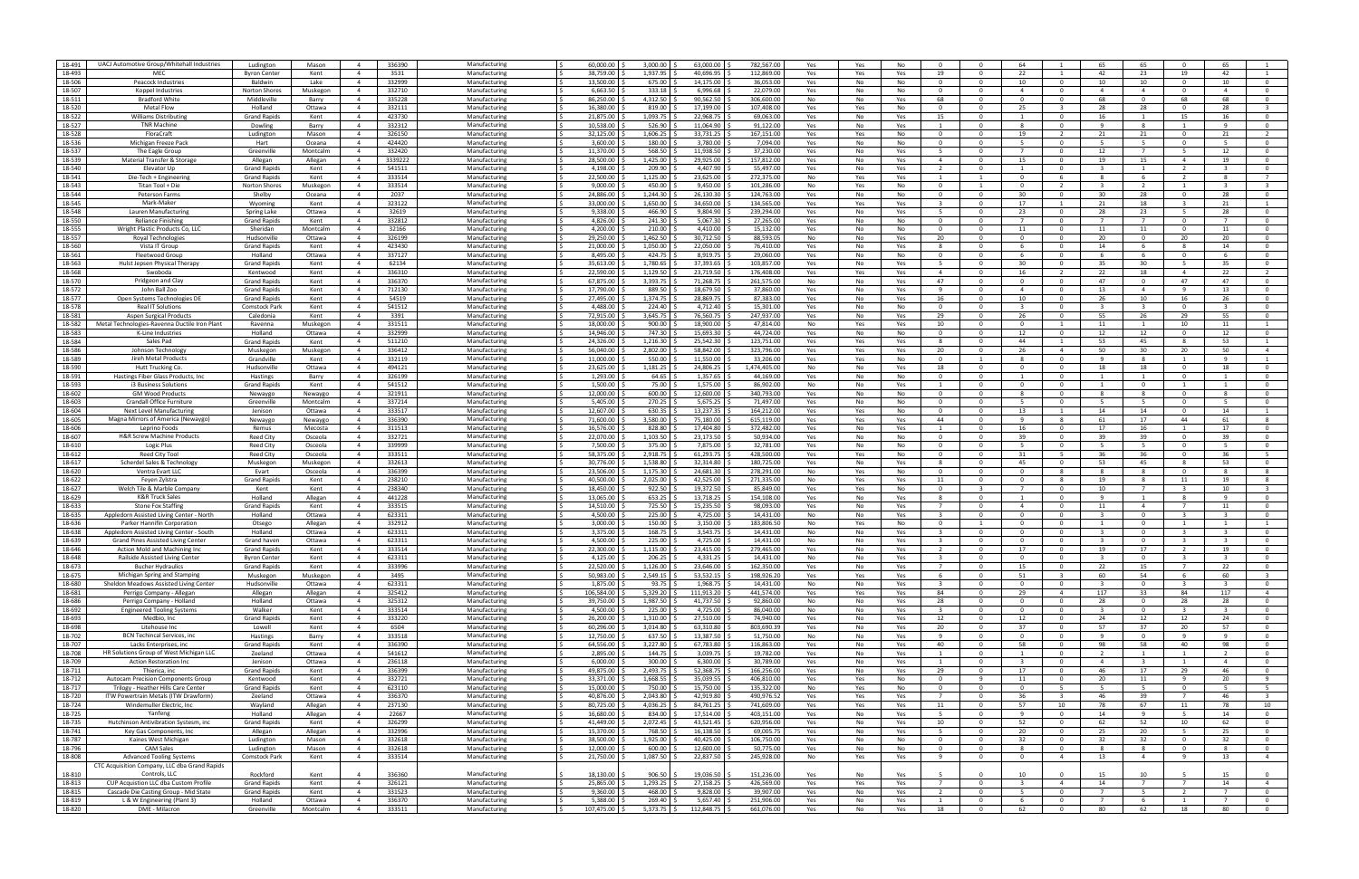| | | | | | | | | | | | | | | | | | | | | | | |
|---|---|---|---|---|---|---|---|---|---|---|---|---|---|---|---|---|---|---|---|---|---|---|
| 18-491 | UACJ Automotive Group/Whitehall Industries | Ludington | Mason | 4 | 336390 | Manufacturing | $ 60,000.00 | $ 3,000.00 | $ 63,000.00 | $ 782,567.00 | Yes | Yes | No | 0 | 0 | 64 | 1 | 65 | 65 | 0 | 65 | 1 |
| 18-493 | MEC | Byron Center | Kent | 4 | 3531 | Manufacturing | $ 38,759.00 | $ 1,937.95 | $ 40,696.95 | $ 112,869.00 | Yes | Yes | Yes | 19 | 0 | 22 | 1 | 42 | 23 | 19 | 42 | 1 |
| 18-506 | Peacock Industries | Baldwin | Lake | 4 | 332999 | Manufacturing | $ 13,500.00 | $ 675.00 | $ 14,175.00 | $ 36,053.00 | Yes | No | No | 0 | 0 | 10 | 0 | 10 | 10 | 0 | 10 | 0 |
| 18-507 | Koppel Industries | Norton Shores | Muskegon | 4 | 332710 | Manufacturing | $ 6,663.50 | $ 333.18 | $ 6,996.68 | $ 22,079.00 | Yes | No | No | 0 | 0 | 4 | 0 | 4 | 4 | 0 | 4 | 0 |
| 18-511 | Bradford White | Middleville | Barry | 4 | 335228 | Manufacturing | $ 86,250.00 | $ 4,312.50 | $ 90,562.50 | $ 306,600.00 | No | No | Yes | 68 | 0 | 0 | 0 | 68 | 0 | 68 | 68 | 0 |
| 18-520 | Metal Flow | Holland | Ottawa | 4 | 332111 | Manufacturing | $ 16,380.00 | $ 819.00 | $ 17,199.00 | $ 107,408.00 | Yes | Yes | No | 0 | 0 | 25 | 3 | 28 | 28 | 0 | 28 | 3 |
| 18-522 | Williams Distributing | Grand Rapids | Kent | 4 | 423730 | Manufacturing | $ 21,875.00 | $ 1,093.75 | $ 22,968.75 | $ 69,063.00 | Yes | No | Yes | 15 | 0 | 1 | 0 | 16 | 1 | 15 | 16 | 0 |
| 18-527 | TNR Machine | Dowling | Barry | 4 | 332312 | Manufacturing | $ 10,538.00 | $ 526.90 | $ 11,064.90 | $ 91,122.00 | Yes | No | Yes | 1 | 0 | 8 | 0 | 9 | 8 | 1 | 9 | 0 |
| 18-528 | FloraCraft | Ludington | Mason | 4 | 326150 | Manufacturing | $ 32,125.00 | $ 1,606.25 | $ 33,731.25 | $ 167,151.00 | Yes | Yes | No | 0 | 0 | 19 | 2 | 21 | 21 | 0 | 21 | 2 |
| 18-536 | Michigan Freeze Pack | Hart | Oceana | 4 | 424420 | Manufacturing | $ 3,600.00 | $ 180.00 | $ 3,780.00 | $ 7,094.00 | Yes | No | No | 0 | 0 | 5 | 0 | 5 | 5 | 0 | 5 | 0 |
| 18-537 | The Eagle Group | Greenville | Montcalm | 4 | 332420 | Manufacturing | $ 11,370.00 | $ 568.50 | $ 11,938.50 | $ 37,230.00 | Yes | No | Yes | 5 | 0 | 7 | 0 | 12 | 7 | 5 | 12 | 0 |
| 18-539 | Material Transfer & Storage | Allegan | Allegan | 4 | 3339222 | Manufacturing | $ 28,500.00 | $ 1,425.00 | $ 29,925.00 | $ 157,812.00 | Yes | No | Yes | 4 | 0 | 15 | 0 | 19 | 15 | 4 | 19 | 0 |
| 18-540 | Elevator Up | Grand Rapids | Kent | 4 | 541511 | Manufacturing | $ 4,198.00 | $ 209.90 | $ 4,407.90 | $ 55,497.00 | Yes | No | Yes | 2 | 0 | 1 | 0 | 3 | 1 | 2 | 3 | 0 |
| 18-541 | Die-Tech + Engineering | Grand Rapids | Kent | 4 | 333514 | Manufacturing | $ 22,500.00 | $ 1,125.00 | $ 23,625.00 | $ 272,375.00 | No | Yes | Yes | 1 | 1 | 0 | 6 | 8 | 6 | 2 | 8 | 7 |
| 18-543 | Titan Tool + Die | Norton Shores | Muskegon | 4 | 333514 | Manufacturing | $ 9,000.00 | $ 450.00 | $ 9,450.00 | $ 101,286.00 | No | Yes | No | 0 | 1 | 0 | 2 | 3 | 2 | 1 | 3 | 3 |
| 18-544 | Peterson Farms | Shelby | Oceana | 4 | 2037 | Manufacturing | $ 24,886.00 | $ 1,244.30 | $ 26,130.30 | $ 124,763.00 | Yes | No | No | 0 | 0 | 30 | 0 | 30 | 28 | 0 | 28 | 0 |
| 18-545 | Mark-Maker | Wyoming | Kent | 4 | 323122 | Manufacturing | $ 33,000.00 | $ 1,650.00 | $ 34,650.00 | $ 134,565.00 | Yes | Yes | Yes | 3 | 0 | 17 | 1 | 21 | 18 | 3 | 21 | 1 |
| 18-548 | Lauren Manufacturing | Spring Lake | Ottawa | 4 | 32619 | Manufacturing | $ 9,338.00 | $ 466.90 | $ 9,804.90 | $ 239,294.00 | Yes | No | Yes | 5 | 0 | 23 | 0 | 28 | 23 | 5 | 28 | 0 |
| 18-550 | Reliance Finishing | Grand Rapids | Kent | 4 | 332812 | Manufacturing | $ 4,826.00 | $ 241.30 | $ 5,067.30 | $ 27,265.00 | Yes | No | No | 0 | 0 | 7 | 0 | 7 | 7 | 0 | 7 | 0 |
| 18-555 | Wright Plastic Products Co, LLC | Sheridan | Montcalm | 4 | 32166 | Manufacturing | $ 4,200.00 | $ 210.00 | $ 4,410.00 | $ 15,132.00 | Yes | No | No | 0 | 0 | 11 | 0 | 11 | 11 | 0 | 11 | 0 |
| 18-557 | Royal Technologies | Hudsonville | Ottawa | 4 | 326199 | Manufacturing | $ 29,250.00 | $ 1,462.50 | $ 30,712.50 | $ 88,593.05 | No | No | Yes | 20 | 0 | 0 | 0 | 20 | 0 | 20 | 20 | 0 |
| 18-560 | Vista IT Group | Grand Rapids | Kent | 4 | 423430 | Manufacturing | $ 21,000.00 | $ 1,050.00 | $ 22,050.00 | $ 76,410.00 | Yes | No | Yes | 8 | 0 | 6 | 0 | 14 | 6 | 8 | 14 | 0 |
| 18-561 | Fleetwood Group | Holland | Ottawa | 4 | 337127 | Manufacturing | $ 8,495.00 | $ 424.75 | $ 8,919.75 | $ 29,060.00 | Yes | No | No | 0 | 0 | 6 | 0 | 6 | 6 | 0 | 6 | 0 |
| 18-563 | Hulst Jepsen Physical Therapy | Grand Rapids | Kent | 4 | 62134 | Manufacturing | $ 35,613.00 | $ 1,780.65 | $ 37,393.65 | $ 103,857.00 | Yes | No | Yes | 5 | 0 | 30 | 0 | 35 | 30 | 5 | 35 | 0 |
| 18-568 | Swoboda | Kentwood | Kent | 4 | 336310 | Manufacturing | $ 22,590.00 | $ 1,129.50 | $ 23,719.50 | $ 176,408.00 | Yes | Yes | Yes | 4 | 0 | 16 | 2 | 22 | 18 | 4 | 22 | 2 |
| 18-570 | Pridgeon and Clay | Grand Rapids | Kent | 4 | 336370 | Manufacturing | $ 67,875.00 | $ 3,393.75 | $ 71,268.75 | $ 261,575.00 | No | No | Yes | 47 | 0 | 0 | 0 | 47 | 0 | 47 | 47 | 0 |
| 18-572 | John Ball Zoo | Grand Rapids | Kent | 4 | 712130 | Manufacturing | $ 17,790.00 | $ 889.50 | $ 18,679.50 | $ 37,860.00 | Yes | No | Yes | 9 | 0 | 4 | 0 | 13 | 4 | 9 | 13 | 0 |
| 18-577 | Open Systems Technologies DE | Grand Rapids | Kent | 4 | 54519 | Manufacturing | $ 27,495.00 | $ 1,374.75 | $ 28,869.75 | $ 87,383.00 | Yes | No | Yes | 16 | 0 | 10 | 0 | 26 | 10 | 16 | 26 | 0 |
| 18-578 | Real IT Solutions | Comstock Park | Kent | 4 | 541512 | Manufacturing | $ 4,488.00 | $ 224.40 | $ 4,712.40 | $ 15,301.00 | Yes | No | No | 0 | 0 | 3 | 0 | 3 | 3 | 0 | 3 | 0 |
| 18-581 | Aspen Surgical Products | Caledonia | Kent | 4 | 3391 | Manufacturing | $ 72,915.00 | $ 3,645.75 | $ 76,560.75 | $ 247,937.00 | Yes | No | Yes | 29 | 0 | 26 | 0 | 55 | 26 | 29 | 55 | 0 |
| 18-582 | Metal Technologies-Ravenna Ductile Iron Plant | Ravenna | Muskegon | 4 | 331511 | Manufacturing | $ 18,000.00 | $ 900.00 | $ 18,900.00 | $ 47,814.00 | No | Yes | Yes | 10 | 0 | 0 | 1 | 11 | 1 | 10 | 11 | 1 |
| 18-583 | K-Line Industries | Holland | Ottawa | 4 | 332999 | Manufacturing | $ 14,946.00 | $ 747.30 | $ 15,693.30 | $ 44,724.00 | Yes | No | No | 0 | 0 | 12 | 0 | 12 | 12 | 0 | 12 | 0 |
| 18-584 | Sales Pad | Grand Rapids | Kent | 4 | 511210 | Manufacturing | $ 24,326.00 | $ 1,216.30 | $ 25,542.30 | $ 123,751.00 | Yes | Yes | Yes | 8 | 0 | 44 | 1 | 53 | 45 | 8 | 53 | 1 |
| 18-586 | Johnson Technology | Muskegon | Muskegon | 4 | 336412 | Manufacturing | $ 56,040.00 | $ 2,802.00 | $ 58,842.00 | $ 323,796.00 | Yes | Yes | Yes | 20 | 0 | 26 | 4 | 50 | 30 | 20 | 50 | 4 |
| 18-589 | Jireh Metal Products | Grandville | Kent | 4 | 332119 | Manufacturing | $ 11,000.00 | $ 550.00 | $ 11,550.00 | $ 33,206.00 | Yes | Yes | No | 0 | 1 | 8 | 0 | 9 | 8 | 1 | 9 | 1 |
| 18-590 | Hutt Trucking Co. | Hudsonville | Ottawa | 4 | 494121 | Manufacturing | $ 23,625.00 | $ 1,181.25 | $ 24,806.25 | $ 1,474,405.00 | No | No | Yes | 18 | 0 | 0 | 0 | 18 | 0 | 18 | 18 | 0 |
| 18-591 | Hastings Fiber Glass Products, Inc | Hastings | Barry | 4 | 326199 | Manufacturing | $ 1,293.00 | $ 64.65 | $ 1,357.65 | $ 44,169.00 | Yes | No | No | 0 | 0 | 1 | 0 | 1 | 1 | 0 | 1 | 0 |
| 18-593 | i3 Business Solutions | Grand Rapids | Kent | 4 | 541512 | Manufacturing | $ 1,500.00 | $ 75.00 | $ 1,575.00 | $ 86,902.00 | No | No | Yes | 1 | 0 | 0 | 0 | 1 | 0 | 1 | 1 | 0 |
| 18-602 | GM Wood Products | Newaygo | Newaygo | 4 | 321911 | Manufacturing | $ 12,000.00 | $ 600.00 | $ 12,600.00 | $ 340,793.00 | Yes | No | No | 0 | 0 | 8 | 0 | 8 | 8 | 0 | 8 | 0 |
| 18-603 | Crandall Office Furniture | Greenville | Montcalm | 4 | 337214 | Manufacturing | $ 5,405.00 | $ 270.25 | $ 5,675.25 | $ 71,497.00 | Yes | No | No | 0 | 0 | 5 | 0 | 5 | 5 | 0 | 5 | 0 |
| 18-604 | Next Level Manufacturing | Jenison | Ottawa | 4 | 333517 | Manufacturing | $ 12,607.00 | $ 630.35 | $ 13,237.35 | $ 164,212.00 | Yes | Yes | No | 0 | 0 | 13 | 1 | 14 | 14 | 0 | 14 | 1 |
| 18-605 | Magna Mirrors of America (Newaygo) | Newaygo | Newaygo | 4 | 336390 | Manufacturing | $ 71,600.00 | $ 3,580.00 | $ 75,180.00 | $ 615,119.00 | Yes | Yes | Yes | 44 | 0 | 9 | 8 | 61 | 17 | 44 | 61 | 8 |
| 18-606 | Leprino Foods | Remus | Mecosta | 4 | 311513 | Manufacturing | $ 16,576.00 | $ 828.80 | $ 17,404.80 | $ 372,482.00 | Yes | No | Yes | 1 | 0 | 16 | 0 | 17 | 16 | 1 | 17 | 0 |
| 18-607 | H&R Screw Machine Products | Reed City | Osceola | 4 | 332721 | Manufacturing | $ 22,070.00 | $ 1,103.50 | $ 23,173.50 | $ 50,934.00 | Yes | No | No | 0 | 0 | 39 | 0 | 39 | 39 | 0 | 39 | 0 |
| 18-610 | Logic Plus | Reed City | Osceola | 4 | 339999 | Manufacturing | $ 7,500.00 | $ 375.00 | $ 7,875.00 | $ 32,781.00 | Yes | No | No | 0 | 0 | 5 | 0 | 5 | 5 | 0 | 5 | 0 |
| 18-612 | Reed City Tool | Reed City | Osceola | 4 | 333511 | Manufacturing | $ 58,375.00 | $ 2,918.75 | $ 61,293.75 | $ 428,500.00 | Yes | Yes | No | 0 | 0 | 31 | 5 | 36 | 36 | 0 | 36 | 5 |
| 18-617 | Scherdel Sales & Technology | Muskegon | Muskegon | 4 | 332613 | Manufacturing | $ 30,776.00 | $ 1,538.80 | $ 32,314.80 | $ 180,725.00 | Yes | No | Yes | 8 | 0 | 45 | 0 | 53 | 45 | 8 | 53 | 0 |
| 18-620 | Ventra Evart LLC | Evart | Osceola | 4 | 336399 | Manufacturing | $ 23,506.00 | $ 1,175.30 | $ 24,681.30 | $ 278,291.00 | No | Yes | No | 0 | 0 | 0 | 8 | 8 | 8 | 0 | 8 | 8 |
| 18-622 | Feyen Zylstra | Grand Rapids | Kent | 4 | 238210 | Manufacturing | $ 40,500.00 | $ 2,025.00 | $ 42,525.00 | $ 271,335.00 | No | Yes | Yes | 11 | 0 | 0 | 8 | 19 | 8 | 11 | 19 | 8 |
| 18-627 | Welch Tile & Marble Company | Kent | Kent | 4 | 238340 | Manufacturing | $ 18,450.00 | $ 922.50 | $ 19,372.50 | $ 85,849.00 | Yes | Yes | No | 0 | 3 | 7 | 0 | 10 | 7 | 3 | 10 | 3 |
| 18-629 | K&R Truck Sales | Holland | Allegan | 4 | 441228 | Manufacturing | $ 13,065.00 | $ 653.25 | $ 13,718.25 | $ 154,108.00 | Yes | No | Yes | 8 | 0 | 1 | 0 | 9 | 1 | 8 | 9 | 0 |
| 18-633 | Stone Fox Staffing | Grand Rapids | Kent | 4 | 333515 | Manufacturing | $ 14,510.00 | $ 725.50 | $ 15,235.50 | $ 98,093.00 | Yes | No | Yes | 7 | 0 | 4 | 0 | 11 | 4 | 7 | 11 | 0 |
| 18-635 | Appledorn Assisted Living Center - North | Holland | Ottawa | 4 | 623311 | Manufacturing | $ 4,500.00 | $ 225.00 | $ 4,725.00 | $ 14,431.00 | No | No | Yes | 3 | 0 | 0 | 0 | 3 | 0 | 3 | 3 | 0 |
| 18-636 | Parker Hannifin Corporation | Otsego | Allegan | 4 | 332912 | Manufacturing | $ 3,000.00 | $ 150.00 | $ 3,150.00 | $ 183,806.50 | No | Yes | No | 0 | 1 | 0 | 0 | 1 | 0 | 1 | 1 | 1 |
| 18-638 | Appledorn Assisted Living Center - South | Holland | Ottawa | 4 | 623311 | Manufacturing | $ 3,375.00 | $ 168.75 | $ 3,543.75 | $ 14,431.00 | No | No | Yes | 3 | 0 | 0 | 0 | 3 | 0 | 3 | 3 | 0 |
| 18-639 | Grand Pines Assisted Living Center | Grand haven | Ottawa | 4 | 623311 | Manufacturing | $ 4,500.00 | $ 225.00 | $ 4,725.00 | $ 14,431.00 | No | No | Yes | 3 | 0 | 0 | 0 | 3 | 0 | 3 | 3 | 0 |
| 18-646 | Action Mold and Machining Inc | Grand Rapids | Kent | 4 | 333514 | Manufacturing | $ 22,300.00 | $ 1,115.00 | $ 23,415.00 | $ 279,465.00 | Yes | No | Yes | 2 | 0 | 17 | 0 | 19 | 17 | 2 | 19 | 0 |
| 18-648 | Railside Assisted Living Center | Byron Center | Kent | 4 | 623311 | Manufacturing | $ 4,125.00 | $ 206.25 | $ 4,331.25 | $ 14,431.00 | No | No | Yes | 3 | 0 | 0 | 0 | 3 | 0 | 3 | 3 | 0 |
| 18-673 | Bucher Hydraulics | Grand Rapids | Kent | 4 | 333996 | Manufacturing | $ 22,520.00 | $ 1,126.00 | $ 23,646.00 | $ 162,350.00 | Yes | No | Yes | 7 | 0 | 15 | 0 | 22 | 15 | 7 | 22 | 0 |
| 18-675 | Michigan Spring and Stamping | Muskegon | Muskegon | 4 | 3495 | Manufacturing | $ 50,983.00 | $ 2,549.15 | $ 53,532.15 | $ 198,926.20 | Yes | Yes | Yes | 6 | 0 | 51 | 3 | 60 | 54 | 6 | 60 | 3 |
| 18-680 | Sheldon Meadows Assisted Living Center | Hudsonville | Ottawa | 4 | 623311 | Manufacturing | $ 1,875.00 | $ 93.75 | $ 1,968.75 | $ 14,431.00 | No | No | Yes | 3 | 0 | 0 | 0 | 3 | 0 | 3 | 3 | 0 |
| 18-681 | Perrigo Company - Allegan | Allegan | Allegan | 4 | 325412 | Manufacturing | $ 106,584.00 | $ 5,329.20 | $ 111,913.20 | $ 441,574.00 | Yes | Yes | Yes | 84 | 0 | 29 | 4 | 117 | 33 | 84 | 117 | 4 |
| 18-686 | Perrigo Company - Holland | Holland | Ottawa | 4 | 325312 | Manufacturing | $ 39,750.00 | $ 1,987.50 | $ 41,737.50 | $ 92,860.00 | No | No | Yes | 28 | 0 | 0 | 0 | 28 | 0 | 28 | 28 | 0 |
| 18-692 | Engineered Tooling Systems | Walker | Kent | 4 | 333514 | Manufacturing | $ 4,500.00 | $ 225.00 | $ 4,725.00 | $ 86,040.00 | No | No | Yes | 3 | 0 | 0 | 0 | 3 | 0 | 3 | 3 | 0 |
| 18-693 | Medbio, Inc | Grand Rapids | Kent | 4 | 333220 | Manufacturing | $ 26,200.00 | $ 1,310.00 | $ 27,510.00 | $ 74,940.00 | Yes | No | Yes | 12 | 0 | 12 | 0 | 24 | 12 | 12 | 24 | 0 |
| 18-698 | Litehouse Inc | Lowell | Kent | 4 | 6504 | Manufacturing | $ 60,296.00 | $ 3,014.80 | $ 63,310.80 | $ 803,690.39 | Yes | No | Yes | 20 | 0 | 37 | 0 | 57 | 37 | 20 | 57 | 0 |
| 18-702 | BCN Techincal Services, inc | Hastings | Barry | 4 | 333518 | Manufacturing | $ 12,750.00 | $ 637.50 | $ 13,387.50 | $ 51,750.00 | No | No | Yes | 9 | 0 | 0 | 0 | 9 | 0 | 9 | 9 | 0 |
| 18-707 | Lacks Enterprises, inc | Grand Rapids | Kent | 4 | 336390 | Manufacturing | $ 64,556.00 | $ 3,227.80 | $ 67,783.80 | $ 116,863.00 | Yes | No | Yes | 40 | 0 | 58 | 0 | 98 | 58 | 40 | 98 | 0 |
| 18-708 | HR Solutions Group of West Michigan LLC | Zeeland | Ottawa | 4 | 541612 | Manufacturing | $ 2,895.00 | $ 144.75 | $ 3,039.75 | $ 19,782.00 | Yes | No | Yes | 1 | 0 | 1 | 0 | 2 | 1 | 1 | 2 | 0 |
| 18-709 | Action Restoration Inc | Jenison | Ottawa | 4 | 236118 | Manufacturing | $ 6,000.00 | $ 300.00 | $ 6,300.00 | $ 30,789.00 | Yes | No | Yes | 1 | 0 | 3 | 0 | 4 | 3 | 1 | 4 | 0 |
| 18-711 | Thierica, inc | Grand Rapids | Kent | 4 | 336399 | Manufacturing | $ 49,875.00 | $ 2,493.75 | $ 52,368.75 | $ 166,256.00 | Yes | No | Yes | 29 | 0 | 17 | 0 | 46 | 17 | 29 | 46 | 0 |
| 18-712 | Autocam Precision Components Group | Kentwood | Kent | 4 | 332721 | Manufacturing | $ 33,371.00 | $ 1,668.55 | $ 35,039.55 | $ 406,810.00 | Yes | Yes | No | 0 | 9 | 11 | 0 | 20 | 11 | 9 | 20 | 9 |
| 18-717 | Trilogy - Heather Hills Care Center | Grand Rapids | Kent | 4 | 623110 | Manufacturing | $ 15,000.00 | $ 750.00 | $ 15,750.00 | $ 135,322.00 | No | Yes | No | 0 | 0 | 0 | 5 | 5 | 5 | 0 | 5 | 5 |
| 18-720 | ITW Powertrain Metals (ITW Drawform) | Zeeland | Ottawa | 4 | 336370 | Manufacturing | $ 40,876.00 | $ 2,043.80 | $ 42,919.80 | $ 490,976.52 | Yes | Yes | Yes | 7 | 0 | 36 | 3 | 46 | 39 | 7 | 46 | 3 |
| 18-724 | Windemuller Electric, Inc | Wayland | Allegan | 4 | 237130 | Manufacturing | $ 80,725.00 | $ 4,036.25 | $ 84,761.25 | $ 741,609.00 | Yes | Yes | Yes | 11 | 0 | 57 | 10 | 78 | 67 | 11 | 78 | 10 |
| 18-725 | Yanfeng | Holland | Allegan | 4 | 22667 | Manufacturing | $ 16,680.00 | $ 834.00 | $ 17,514.00 | $ 403,151.00 | Yes | No | Yes | 5 | 0 | 9 | 0 | 14 | 9 | 5 | 14 | 0 |
| 18-735 | Hutchinson Antivibration Systesm, inc | Grand Rapids | Kent | 4 | 326299 | Manufacturing | $ 41,449.00 | $ 2,072.45 | $ 43,521.45 | $ 620,956.00 | Yes | No | Yes | 10 | 0 | 52 | 0 | 62 | 52 | 10 | 62 | 0 |
| 18-741 | Key Gas Components, Inc | Allegan | Allegan | 4 | 332996 | Manufacturing | $ 15,370.00 | $ 768.50 | $ 16,138.50 | $ 69,005.75 | Yes | No | Yes | 5 | 0 | 20 | 0 | 25 | 20 | 5 | 25 | 0 |
| 18-787 | Kaines West Michigan | Ludington | Mason | 4 | 332618 | Manufacturing | $ 38,500.00 | $ 1,925.00 | $ 40,425.00 | $ 106,750.00 | Yes | No | No | 0 | 0 | 32 | 0 | 32 | 32 | 0 | 32 | 0 |
| 18-796 | CAM Sales | Ludington | Mason | 4 | 332618 | Manufacturing | $ 12,000.00 | $ 600.00 | $ 12,600.00 | $ 50,775.00 | Yes | No | No | 0 | 0 | 8 | 0 | 8 | 8 | 0 | 8 | 0 |
| 18-808 | Advanced Tooling Systems | Comstock Park | Kent | 4 | 333514 | Manufacturing | $ 21,750.00 | $ 1,087.50 | $ 22,837.50 | $ 245,928.00 | No | Yes | Yes | 9 | 0 | 0 | 4 | 13 | 4 | 9 | 13 | 4 |
| 18-810 | CTC Acquisition Company, LLC dba Grand Rapids Controls, LLC | Rockford | Kent | 4 | 336360 | Manufacturing | $ 18,130.00 | $ 906.50 | $ 19,036.50 | $ 151,236.00 | Yes | No | Yes | 5 | 0 | 10 | 0 | 15 | 10 | 5 | 15 | 0 |
| 18-813 | CUP Acquistion LLC dba Custom Profile | Grand Rapids | Kent | 4 | 326121 | Manufacturing | $ 25,865.00 | $ 1,293.25 | $ 27,158.25 | $ 426,569.00 | Yes | Yes | Yes | 7 | 0 | 3 | 4 | 14 | 7 | 7 | 14 | 4 |
| 18-815 | Cascade Die Casting Group - Mid State | Grand Rapids | Kent | 4 | 331523 | Manufacturing | $ 9,360.00 | $ 468.00 | $ 9,828.00 | $ 39,907.00 | Yes | No | Yes | 2 | 0 | 5 | 0 | 7 | 5 | 2 | 7 | 0 |
| 18-819 | L & W Engineering (Plant 3) | Holland | Ottawa | 4 | 336370 | Manufacturing | $ 5,388.00 | $ 269.40 | $ 5,657.40 | $ 251,906.00 | Yes | No | Yes | 1 | 0 | 6 | 0 | 7 | 6 | 1 | 7 | 0 |
| 18-820 | DME - Milacron | Greenville | Montcalm | 4 | 333511 | Manufacturing | $ 107,475.00 | $ 5,373.75 | $ 112,848.75 | $ 661,076.00 | Yes | No | Yes | 18 | 0 | 62 | 0 | 80 | 62 | 18 | 80 | 0 |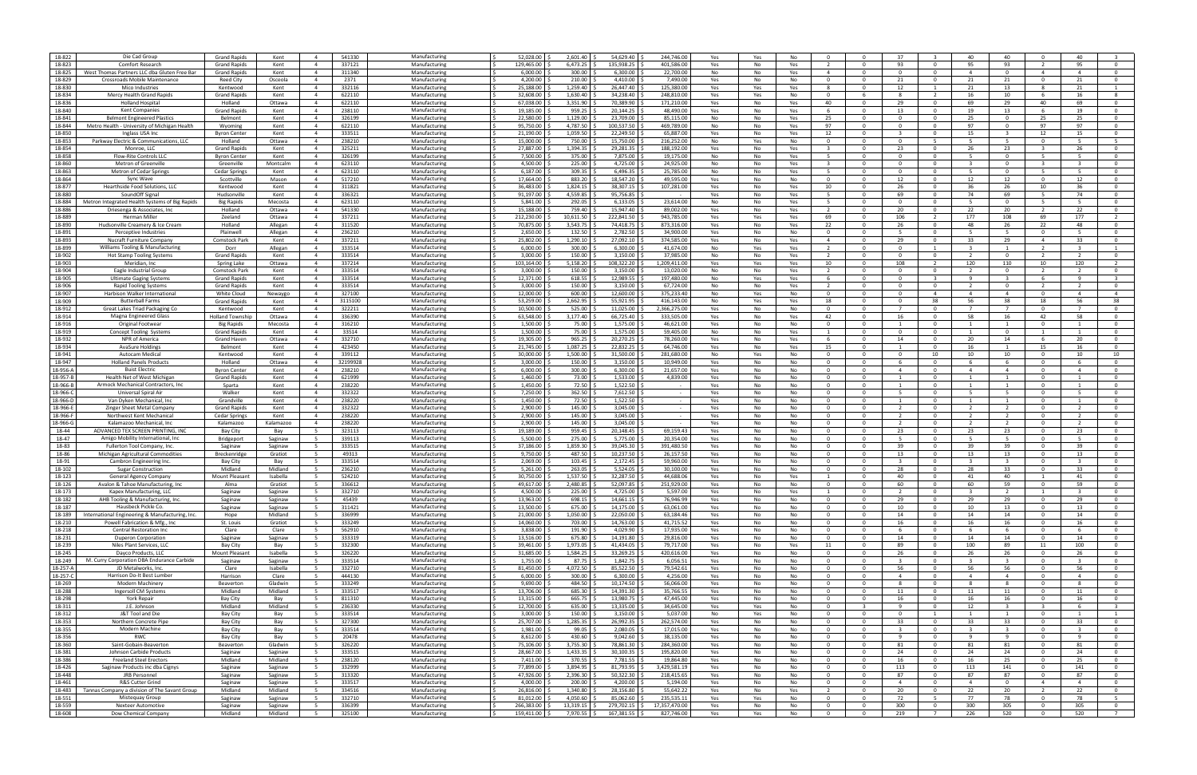| | | | | | | | | | | | | | | | | | | | | | | |
|---|---|---|---|---|---|---|---|---|---|---|---|---|---|---|---|---|---|---|---|---|---|---|
| 18-822 | Die Cad Group | Grand Rapids | Kent | 4 | 541330 | Manufacturing | $ 52,028.00 | $ 2,601.40 | $ 54,629.40 | $ 244,746.00 | Yes | Yes | No | 0 | 0 | 37 | 3 | 40 | 40 | 0 | 40 | 3 |
| 18-823 | Comfort Research | Grand Rapids | Kent | 4 | 337121 | Manufacturing | $ 129,465.00 | $ 6,473.25 | $ 135,938.25 | $ 401,586.00 | Yes | No | Yes | 2 | 0 | 93 | 0 | 95 | 93 | 2 | 95 | 0 |
| 18-825 | West Thomas Partners LLC dba Gluten Free Bar | Grand Rapids | Kent | 4 | 311340 | Manufacturing | $ 6,000.00 | $ 300.00 | $ 6,300.00 | $ 22,700.00 | No | No | Yes | 4 | 0 | 0 | 0 | 4 | 0 | 4 | 4 | 0 |
| 18-829 | Crossroads Mobile Maintenance | Reed City | Osceola | 4 | 2371 | Manufacturing | $ 4,200.00 | $ 210.00 | $ 4,410.00 | $ 7,490.00 | Yes | No | No | 0 | 0 | 21 | 0 | 21 | 21 | 0 | 21 | 0 |
| 18-830 | Mico Industries | Kentwood | Kent | 4 | 332116 | Manufacturing | $ 25,188.00 | $ 1,259.40 | $ 26,447.40 | $ 125,380.00 | Yes | Yes | Yes | 8 | 0 | 12 | 1 | 21 | 13 | 8 | 21 | 1 |
| 18-834 | Mercy Health Grand Rapids | Grand Rapids | Kent | 4 | 622110 | Manufacturing | $ 32,608.00 | $ 1,630.40 | $ 34,238.40 | $ 248,810.00 | Yes | Yes | No | 0 | 6 | 8 | 2 | 16 | 10 | 6 | 16 | 8 |
| 18-836 | Holland Hospital | Holland | Ottawa | 4 | 622110 | Manufacturing | $ 67,038.00 | $ 3,351.90 | $ 70,389.90 | $ 171,210.00 | Yes | No | Yes | 40 | 0 | 29 | 0 | 69 | 29 | 40 | 69 | 0 |
| 18-841 | Belmont Engineered Plastics | Belmont | Kent | 4 | 326199 | Manufacturing | $ 22,580.00 | $ 1,129.00 | $ 23,709.00 | $ 85,115.00 | No | No | Yes | 25 | 0 | 0 | 0 | 25 | 0 | 25 | 25 | 0 |
| 18-844 | Metro Health - University of Michigan Health | Wyoming | Kent | 4 | 622110 | Manufacturing | $ 95,750.00 | $ 4,787.50 | $ 100,537.50 | $ 469,789.00 | No | No | Yes | 97 | 0 | 0 | 0 | 97 | 0 | 97 | 97 | 0 |
| 18-850 | Inglass USA Inc | Byron Center | Kent | 4 | 333511 | Manufacturing | $ 21,190.00 | $ 1,059.50 | $ 22,249.50 | $ 65,887.00 | Yes | No | Yes | 12 | 0 | 3 | 0 | 15 | 3 | 12 | 15 | 0 |
| 18-853 | Parkway Electric & Communications, LLC | Holland | Ottawa | 4 | 238210 | Manufacturing | $ 15,000.00 | $ 750.00 | $ 15,750.00 | $ 216,252.00 | No | Yes | No | 0 | 0 | 0 | 5 | 5 | 5 | 0 | 5 | 5 |
| 18-854 | Monroe, LLC | Grand Rapids | Kent | 4 | 325211 | Manufacturing | $ 27,887.00 | $ 1,394.35 | $ 29,281.35 | $ 188,192.00 | Yes | No | Yes | 3 | 0 | 23 | 0 | 26 | 23 | 3 | 26 | 0 |
| 18-858 | Flow-Rite Controls LLC | Byron Center | Kent | 4 | 326199 | Manufacturing | $ 7,500.00 | $ 375.00 | $ 7,875.00 | $ 19,175.00 | No | No | Yes | 5 | 0 | 0 | 0 | 5 | 0 | 5 | 5 | 0 |
| 18-860 | Metron of Greenville | Greenville | Montcalm | 4 | 623110 | Manufacturing | $ 4,500.00 | $ 225.00 | $ 4,725.00 | $ 24,925.00 | No | No | Yes | 3 | 0 | 0 | 0 | 3 | 0 | 3 | 3 | 0 |
| 18-863 | Metron of Cedar Springs | Cedar Springs | Kent | 4 | 623110 | Manufacturing | $ 6,187.00 | $ 309.35 | $ 6,496.35 | $ 25,785.00 | No | No | Yes | 5 | 0 | 0 | 0 | 5 | 0 | 5 | 5 | 0 |
| 18-864 | Sync Wave | Scottville | Mason | 4 | 517210 | Manufacturing | $ 17,664.00 | $ 883.20 | $ 18,547.20 | $ 49,595.00 | Yes | No | No | 0 | 0 | 12 | 0 | 12 | 12 | 0 | 12 | 0 |
| 18-877 | Hearthside Food Solutions, LLC | Kentwood | Kent | 4 | 311821 | Manufacturing | $ 36,483.00 | $ 1,824.15 | $ 38,307.15 | $ 107,281.00 | Yes | No | Yes | 10 | 0 | 26 | 0 | 36 | 26 | 10 | 36 | 0 |
| 18-880 | SoundOff Signal | Hudsonville | Kent | 4 | 336321 | Manufacturing | $ 91,197.00 | $ 4,559.85 | $ 95,756.85 | $ | Yes | No | Yes | 5 | 0 | 69 | 0 | 74 | 69 | 5 | 74 | 0 |
| 18-884 | Metron Integrated Health Systems of Big Rapids | Big Rapids | Mecosta | 4 | 623110 | Manufacturing | $ 5,841.00 | $ 292.05 | $ 6,133.05 | $ 23,614.00 | No | No | Yes | 5 | 0 | 0 | 0 | 5 | 0 | 5 | 5 | 0 |
| 18-886 | Driesenga & Associates, Inc | Holland | Ottawa | 4 | 541330 | Manufacturing | $ 15,188.00 | $ 759.40 | $ 15,947.40 | $ 89,002.00 | Yes | No | Yes | 2 | 0 | 20 | 0 | 22 | 20 | 2 | 22 | 0 |
| 18-889 | Herman Miller | Zeeland | Ottawa | 4 | 337211 | Manufacturing | $ 212,230.00 | $ 10,611.50 | $ 222,841.50 | $ 943,785.00 | Yes | Yes | Yes | 69 | 0 | 106 | 2 | 177 | 108 | 69 | 177 | 2 |
| 18-890 | Hudsonville Creamery & Ice Cream | Holland | Allegan | 4 | 311520 | Manufacturing | $ 70,875.00 | $ 3,543.75 | $ 74,418.75 | $ 873,316.00 | Yes | No | Yes | 22 | 0 | 26 | 0 | 48 | 26 | 22 | 48 | 0 |
| 18-891 | Perceptive Industries | Plainwell | Allegan | 4 | 236210 | Manufacturing | $ 2,650.00 | $ 132.50 | $ 2,782.50 | $ 34,900.00 | Yes | No | No | 0 | 0 | 5 | 0 | 5 | 5 | 0 | 5 | 0 |
| 18-893 | Nucraft Furniture Company | Comstock Park | Kent | 4 | 337211 | Manufacturing | $ 25,802.00 | $ 1,290.10 | $ 27,092.10 | $ 374,585.00 | Yes | No | Yes | 4 | 0 | 29 | 0 | 33 | 29 | 4 | 33 | 0 |
| 18-899 | Williams Tooling & Manufacturing | Dorr | Allegan | 4 | 333514 | Manufacturing | $ 6,000.00 | $ 300.00 | $ 6,300.00 | $ 41,674.00 | No | Yes | Yes | 2 | 0 | 0 | 1 | 3 | 1 | 2 | 3 | 1 |
| 18-902 | Hot Stamp Tooling Systems | Grand Rapids | Kent | 4 | 333514 | Manufacturing | $ 3,000.00 | $ 150.00 | $ 3,150.00 | $ 37,985.00 | No | No | Yes | 2 | 0 | 0 | 0 | 2 | 0 | 2 | 2 | 0 |
| 18-903 | Meridian, Inc | Spring Lake | Ottawa | 4 | 337214 | Manufacturing | $ 103,164.00 | $ 5,158.20 | $ 108,322.20 | $ 1,209,411.00 | Yes | Yes | Yes | 10 | 0 | 108 | 2 | 120 | 110 | 10 | 120 | 2 |
| 18-904 | Eagle Industrial Group | Comstock Park | Kent | 4 | 333514 | Manufacturing | $ 3,000.00 | $ 150.00 | $ 3,150.00 | $ 13,020.00 | No | No | Yes | 2 | 0 | 0 | 0 | 2 | 0 | 2 | 2 | 0 |
| 18-905 | Ultimate Gaging Systems | Grand Rapids | Kent | 4 | 333514 | Manufacturing | $ 12,371.00 | $ 618.55 | $ 12,989.55 | $ 197,480.00 | No | Yes | Yes | 6 | 0 | 0 | 3 | 9 | 3 | 6 | 9 | 3 |
| 18-906 | Rapid Tooling Systems | Grand Rapids | Kent | 4 | 333514 | Manufacturing | $ 3,000.00 | $ 150.00 | $ 3,150.00 | $ 67,724.00 | No | No | Yes | 2 | 0 | 0 | 0 | 2 | 0 | 2 | 2 | 0 |
| 18-907 | Harbison Walker International | White Cloud | Newaygo | 4 | 327100 | Manufacturing | $ 12,000.00 | $ 600.00 | $ 12,600.00 | $ 375,233.40 | No | Yes | No | 0 | 0 | 0 | 4 | 4 | 4 | 0 | 4 | 4 |
| 18-909 | Butterball Farms | Grand Rapids | Kent | 4 | 3115100 | Manufacturing | $ 53,259.00 | $ 2,662.95 | $ 55,921.95 | $ 416,143.00 | No | Yes | Yes | 18 | 0 | 0 | 38 | 56 | 38 | 18 | 56 | 38 |
| 18-912 | Great Lakes Triad Packaging Co | Kentwood | Kent | 4 | 322211 | Manufacturing | $ 10,500.00 | $ 525.00 | $ 11,025.00 | $ 2,366,275.00 | Yes | No | No | 0 | 0 | 7 | 0 | 7 | 7 | 0 | 7 | 0 |
| 18-914 | Magna Engineered Glass | Holland Township | Ottawa | 4 | 336390 | Manufacturing | $ 63,548.00 | $ 3,177.40 | $ 66,725.40 | $ 333,505.00 | Yes | No | Yes | 42 | 0 | 16 | 0 | 58 | 16 | 42 | 58 | 0 |
| 18-916 | Original Footwear | Big Rapids | Mecosta | 4 | 316210 | Manufacturing | $ 1,500.00 | $ 75.00 | $ 1,575.00 | $ 46,621.00 | Yes | No | No | 0 | 0 | 1 | 0 | 1 | 1 | 0 | 1 | 0 |
| 18-919 | Concept Tooling Systems | Grand Rapids | Kent | 4 | 33514 | Manufacturing | $ 1,500.00 | $ 75.00 | $ 1,575.00 | $ 59,405.00 | No | No | Yes | 1 | 0 | 0 | 0 | 1 | 0 | 1 | 1 | 0 |
| 18-932 | NPR of America | Grand Haven | Ottawa | 4 | 332710 | Manufacturing | $ 19,305.00 | $ 965.25 | $ 20,270.25 | $ 78,260.00 | Yes | No | Yes | 6 | 0 | 14 | 0 | 20 | 14 | 6 | 20 | 0 |
| 18-934 | AvaSure Holdings | Belmont | Kent | 4 | 423450 | Manufacturing | $ 21,745.00 | $ 1,087.25 | $ 22,832.25 | $ 64,746.00 | Yes | No | Yes | 15 | 0 | 1 | 0 | 16 | 1 | 15 | 16 | 0 |
| 18-941 | Autocam Medical | Kentwood | Kent | 4 | 339112 | Manufacturing | $ 30,000.00 | $ 1,500.00 | $ 31,500.00 | $ 281,680.00 | No | Yes | No | 0 | 0 | 0 | 10 | 10 | 10 | 0 | 10 | 10 |
| 18-947 | Holland Panels Products | Holland | Ottawa | 4 | 32199928 | Manufacturing | $ 3,000.00 | $ 150.00 | $ 3,150.00 | $ 10,949.00 | Yes | No | No | 0 | 0 | 6 | 0 | 6 | 6 | 0 | 6 | 0 |
| 18-956-A | Buist Electric | Byron Center | Kent | 4 | 238210 | Manufacturing | $ 6,000.00 | $ 300.00 | $ 6,300.00 | $ 21,657.00 | Yes | No | No | 0 | 0 | 4 | 0 | 4 | 4 | 0 | 4 | 0 |
| 18-957-B | Health Net of West Michigan | Grand Rapids | Kent | 4 | 621999 | Manufacturing | $ 1,460.00 | $ 73.00 | $ 1,533.00 | $ 4,839.00 | Yes | No | No | 0 | 0 | 1 | 0 | 1 | 1 | 0 | 1 | 0 |
| 18-966-B | Armock Mechanical Contractors, Inc | Sparta | Kent | 4 | 238220 | Manufacturing | $ 1,450.00 | $ 72.50 | $ 1,522.50 | $ | Yes | No | No | 0 | 0 | 1 | 0 | 1 | 1 | 0 | 1 | 0 |
| 18-966-C | Universal Spiral Air | Walker | Kent | 4 | 332322 | Manufacturing | $ 7,250.00 | $ 362.50 | $ 7,612.50 | $ - | Yes | No | No | 0 | 0 | 5 | 0 | 5 | 5 | 0 | 5 | 0 |
| 18-966-D | Van Dyken Mechanical, Inc | Grandville | Kent | 4 | 238220 | Manufacturing | $ 1,450.00 | $ 72.50 | $ 1,522.50 | $ - | Yes | No | No | 0 | 0 | 1 | 0 | 1 | 1 | 0 | 1 | 0 |
| 18-966-E | Zinger Sheet Metal Company | Grand Rapids | Kent | 4 | 332322 | Manufacturing | $ 2,900.00 | $ 145.00 | $ 3,045.00 | $ - | Yes | No | No | 0 | 0 | 2 | 0 | 2 | 2 | 0 | 2 | 0 |
| 18-966-F | Northwest Kent Mechanical | Cedar Springs | Kent | 4 | 238220 | Manufacturing | $ 2,900.00 | $ 145.00 | $ 3,045.00 | $ - | Yes | No | No | 0 | 0 | 2 | 0 | 2 | 2 | 0 | 2 | 0 |
| 18-966-G | Kalamazoo Mechanical, Inc | Kalamazoo | Kalamazoo | 4 | 238220 | Manufacturing | $ 2,900.00 | $ 145.00 | $ 3,045.00 | $ - | Yes | No | No | 0 | 0 | 2 | 0 | 2 | 2 | 0 | 2 | 0 |
| 18-44 | ADVANCED TEX SCREEN PRINTING, INC | Bay City | Bay | 5 | 323113 | Manufacturing | $ 19,189.00 | $ 959.45 | $ 20,148.45 | $ 69,159.43 | Yes | No | No | 0 | 0 | 23 | 0 | 23 | 23 | 0 | 23 | 0 |
| 18-47 | Amigo Mobility International, Inc | Bridgeport | Saginaw | 5 | 339113 | Manufacturing | $ 5,500.00 | $ 275.00 | $ 5,775.00 | $ 20,354.00 | Yes | No | No | 0 | 0 | 5 | 0 | 5 | 5 | 0 | 5 | 0 |
| 18-83 | Fullerton Tool Company, Inc. | Saginaw | Saginaw | 5 | 333515 | Manufacturing | $ 37,186.00 | $ 1,859.30 | $ 39,045.30 | $ 391,480.50 | Yes | No | No | 0 | 0 | 39 | 0 | 39 | 39 | 0 | 39 | 0 |
| 18-86 | Michigan Agricultural Commodities | Breckenridge | Gratiot | 5 | 49313 | Manufacturing | $ 9,750.00 | $ 487.50 | $ 10,237.50 | $ 26,157.50 | Yes | No | No | 0 | 0 | 13 | 0 | 13 | 13 | 0 | 13 | 0 |
| 18-91 | Cambron Engineering Inc. | Bay City | Bay | 5 | 333514 | Manufacturing | $ 2,069.00 | $ 103.45 | $ 2,172.45 | $ 59,960.00 | Yes | No | No | 0 | 0 | 3 | 0 | 3 | 3 | 0 | 3 | 0 |
| 18-102 | Sugar Construction | Midland | Midland | 5 | 236210 | Manufacturing | $ 5,261.00 | $ 263.05 | $ 5,524.05 | $ 30,100.00 | Yes | No | No | 0 | 0 | 28 | 0 | 28 | 33 | 0 | 33 | 0 |
| 18-123 | General Agency Company | Mount Pleasant | Isabella | 5 | 524210 | Manufacturing | $ 30,750.00 | $ 1,537.50 | $ 32,287.50 | $ 44,688.06 | Yes | No | Yes | 1 | 0 | 40 | 0 | 41 | 40 | 1 | 41 | 0 |
| 18-126 | Avalon & Tahoe Manufacturing, Inc | Alma | Gratiot | 5 | 336612 | Manufacturing | $ 49,617.00 | $ 2,480.85 | $ 52,097.85 | $ 251,929.00 | Yes | No | No | 0 | 0 | 60 | 0 | 60 | 59 | 0 | 59 | 0 |
| 18-173 | Kapex Manufacturing, LLC | Saginaw | Saginaw | 5 | 332710 | Manufacturing | $ 4,500.00 | $ 225.00 | $ 4,725.00 | $ 5,597.00 | Yes | No | Yes | 1 | 0 | 2 | 0 | 3 | 2 | 1 | 3 | 0 |
| 18-182 | AHB Tooling & Manufacturing, Inc. | Saginaw | Saginaw | 5 | 45439 | Manufacturing | $ 13,963.00 | $ 698.15 | $ 14,661.15 | $ 76,946.99 | Yes | No | No | 0 | 0 | 29 | 0 | 29 | 29 | 0 | 29 | 0 |
| 18-187 | Hausbeck Pickle Co. | Saginaw | Saginaw | 5 | 311421 | Manufacturing | $ 13,500.00 | $ 675.00 | $ 14,175.00 | $ 63,061.00 | Yes | No | No | 0 | 0 | 10 | 0 | 10 | 13 | 0 | 13 | 0 |
| 18-189 | International Engineering & Manufacturing, Inc. | Hope | Midland | 5 | 336999 | Manufacturing | $ 21,000.00 | $ 1,050.00 | $ 22,050.00 | $ 63,184.46 | Yes | No | No | 0 | 0 | 14 | 0 | 14 | 14 | 0 | 14 | 0 |
| 18-210 | Powell Fabrication & Mfg., Inc | St. Louis | Gratiot | 5 | 333249 | Manufacturing | $ 14,060.00 | $ 703.00 | $ 14,763.00 | $ 41,715.52 | Yes | No | No | 0 | 0 | 16 | 0 | 16 | 16 | 0 | 16 | 0 |
| 18-218 | Central Restoration Inc | Clare | Clare | 5 | 562910 | Manufacturing | $ 3,838.00 | $ 191.90 | $ 4,029.90 | $ 17,935.00 | Yes | No | No | 0 | 0 | 6 | 0 | 6 | 6 | 0 | 6 | 0 |
| 18-231 | Dupeiron Corporation | Saginaw | Saginaw | 5 | 333319 | Manufacturing | $ 13,516.00 | $ 675.80 | $ 14,191.80 | $ 29,816.00 | Yes | No | No | 0 | 0 | 14 | 0 | 14 | 14 | 0 | 14 | 0 |
| 18-239 | Niles Plant Services, LLC | Bay City | Bay | 5 | 332300 | Manufacturing | $ 39,461.00 | $ 1,973.05 | $ 41,434.05 | $ 79,717.00 | Yes | No | Yes | 11 | 0 | 89 | 0 | 100 | 89 | 11 | 100 | 0 |
| 18-245 | Dayco Products, LLC | Mount Pleasant | Isabella | 5 | 326220 | Manufacturing | $ 31,685.00 | $ 1,584.25 | $ 33,269.25 | $ 420,616.00 | Yes | No | No | 0 | 0 | 26 | 0 | 26 | 26 | 0 | 26 | 0 |
| 18-249 | M. Curry Corporation DBA Endurance Carbide | Saginaw | Saginaw | 5 | 333514 | Manufacturing | $ 1,755.00 | $ 87.75 | $ 1,842.75 | $ 6,056.51 | Yes | No | No | 0 | 0 | 3 | 0 | 3 | 3 | 0 | 3 | 0 |
| 18-257-A | JD Metalworks, Inc. | Clare | Isabella | 5 | 332710 | Manufacturing | $ 81,450.00 | $ 4,072.50 | $ 85,522.50 | $ 79,542.61 | Yes | No | No | 0 | 0 | 56 | 0 | 56 | 56 | 0 | 56 | 0 |
| 18-257-C | Harrison Do-It Best Lumber | Harrison | Clare | 5 | 444130 | Manufacturing | $ 6,000.00 | $ 300.00 | $ 6,300.00 | $ 4,256.00 | Yes | No | No | 0 | 0 | 4 | 0 | 4 | 4 | 0 | 4 | 0 |
| 18-269 | Modern Machinery | Beaverton | Gladwin | 5 | 333249 | Manufacturing | $ 9,690.00 | $ 484.50 | $ 10,174.50 | $ 56,066.00 | Yes | No | No | 0 | 0 | 8 | 0 | 8 | 8 | 0 | 8 | 0 |
| 18-288 | Ingersoll CM Systems | Midland | Midland | 5 | 333517 | Manufacturing | $ 13,706.00 | $ 685.30 | $ 14,391.30 | $ 35,766.55 | Yes | No | No | 0 | 0 | 11 | 0 | 11 | 11 | 0 | 11 | 0 |
| 18-298 | York Repair | Bay City | Bay | 5 | 811310 | Manufacturing | $ 13,315.00 | $ 665.75 | $ 13,980.75 | $ 47,445.00 | Yes | No | No | 0 | 0 | 16 | 0 | 16 | 16 | 0 | 16 | 0 |
| 18-311 | J.E. Johnson | Midland | Midland | 5 | 236330 | Manufacturing | $ 12,700.00 | $ 635.00 | $ 13,335.00 | $ 34,645.00 | Yes | Yes | No | 0 | 3 | 9 | 0 | 12 | 3 | 3 | 6 | 3 |
| 18-312 | J&T Tool and Die | Bay City | Bay | 5 | 333514 | Manufacturing | $ 3,000.00 | $ 150.00 | $ 3,150.00 | $ 5,037.00 | No | Yes | No | 0 | 0 | 0 | 1 | 1 | 1 | 0 | 1 | 1 |
| 18-353 | Northern Concrete Pipe | Bay City | Bay | 5 | 327300 | Manufacturing | $ 25,707.00 | $ 1,285.35 | $ 26,992.35 | $ 262,574.00 | Yes | No | No | 0 | 0 | 33 | 0 | 33 | 33 | 0 | 33 | 0 |
| 18-355 | Modern Machine | Bay City | Bay | 5 | 333514 | Manufacturing | $ 1,981.00 | $ 99.05 | $ 2,080.05 | $ 17,015.00 | Yes | No | No | 0 | 0 | 3 | 0 | 3 | 3 | 0 | 3 | 0 |
| 18-356 | RWC | Bay City | Bay | 5 | 20478 | Manufacturing | $ 8,612.00 | $ 430.60 | $ 9,042.60 | $ 38,135.00 | Yes | No | No | 0 | 0 | 9 | 0 | 9 | 9 | 0 | 9 | 0 |
| 18-360 | Saint-Gobain-Beaverton | Beaverton | Gladwin | 5 | 326220 | Manufacturing | $ 75,106.00 | $ 3,755.30 | $ 78,861.30 | $ 284,360.00 | Yes | No | No | 0 | 0 | 81 | 0 | 81 | 81 | 0 | 81 | 0 |
| 18-381 | Johnson Carbide Products | Saginaw | Saginaw | 5 | 333515 | Manufacturing | $ 28,667.00 | $ 1,433.35 | $ 30,100.35 | $ 195,820.00 | Yes | No | No | 0 | 0 | 24 | 0 | 24 | 24 | 0 | 24 | 0 |
| 18-386 | Freeland Steel Erectors | Midland | Midland | 5 | 238120 | Manufacturing | $ 7,411.00 | $ 370.55 | $ 7,781.55 | $ 19,864.80 | Yes | No | No | 0 | 0 | 16 | 0 | 16 | 25 | 0 | 25 | 0 |
| 18-426 | Saginaw Products inc dba Cignys | Saginaw | Saginaw | 5 | 332999 | Manufacturing | $ 77,899.00 | $ 3,894.95 | $ 81,793.95 | $ 3,429,581.19 | Yes | No | No | 0 | 0 | 113 | 0 | 113 | 141 | 0 | 141 | 0 |
| 18-448 | JRB Personnel | Saginaw | Saginaw | 5 | 313320 | Manufacturing | $ 47,926.00 | $ 2,396.30 | $ 50,322.30 | $ 218,415.65 | Yes | No | No | 0 | 0 | 87 | 0 | 87 | 87 | 0 | 87 | 0 |
| 18-461 | R&S Cutter Grind | Saginaw | Saginaw | 5 | 333517 | Manufacturing | $ 4,000.00 | $ 200.00 | $ 4,200.00 | $ 5,194.00 | Yes | No | No | 0 | 0 | 4 | 0 | 4 | 0 | 4 | 4 | 0 |
| 18-483 | Tannas Company a division of The Savant Group | Midland | Midland | 5 | 334516 | Manufacturing | $ 26,816.00 | $ 1,340.80 | $ 28,156.80 | $ 55,642.22 | Yes | No | Yes | 2 | 0 | 20 | 0 | 22 | 20 | 2 | 22 | 0 |
| 18-551 | Mistequay Group | Saginaw | Saginaw | 5 | 332710 | Manufacturing | $ 81,012.00 | $ 4,050.60 | $ 85,062.60 | $ 235,535.11 | Yes | Yes | No | 0 | 0 | 72 | 5 | 77 | 78 | 0 | 78 | 5 |
| 18-559 | Nexteer Automotive | Saginaw | Saginaw | 5 | 336399 | Manufacturing | $ 266,383.00 | $ 13,319.15 | $ 279,702.15 | $ 17,357,470.00 | Yes | No | No | 0 | 0 | 300 | 0 | 300 | 305 | 0 | 305 | 0 |
| 18-608 | Dow Chemical Company | Midland | Midland | 5 | 325100 | Manufacturing | $ 159,411.00 | $ 7,970.55 | $ 167,381.55 | $ 827,746.00 | Yes | Yes | No | 0 | 0 | 219 | 7 | 226 | 520 | 0 | 520 | 7 |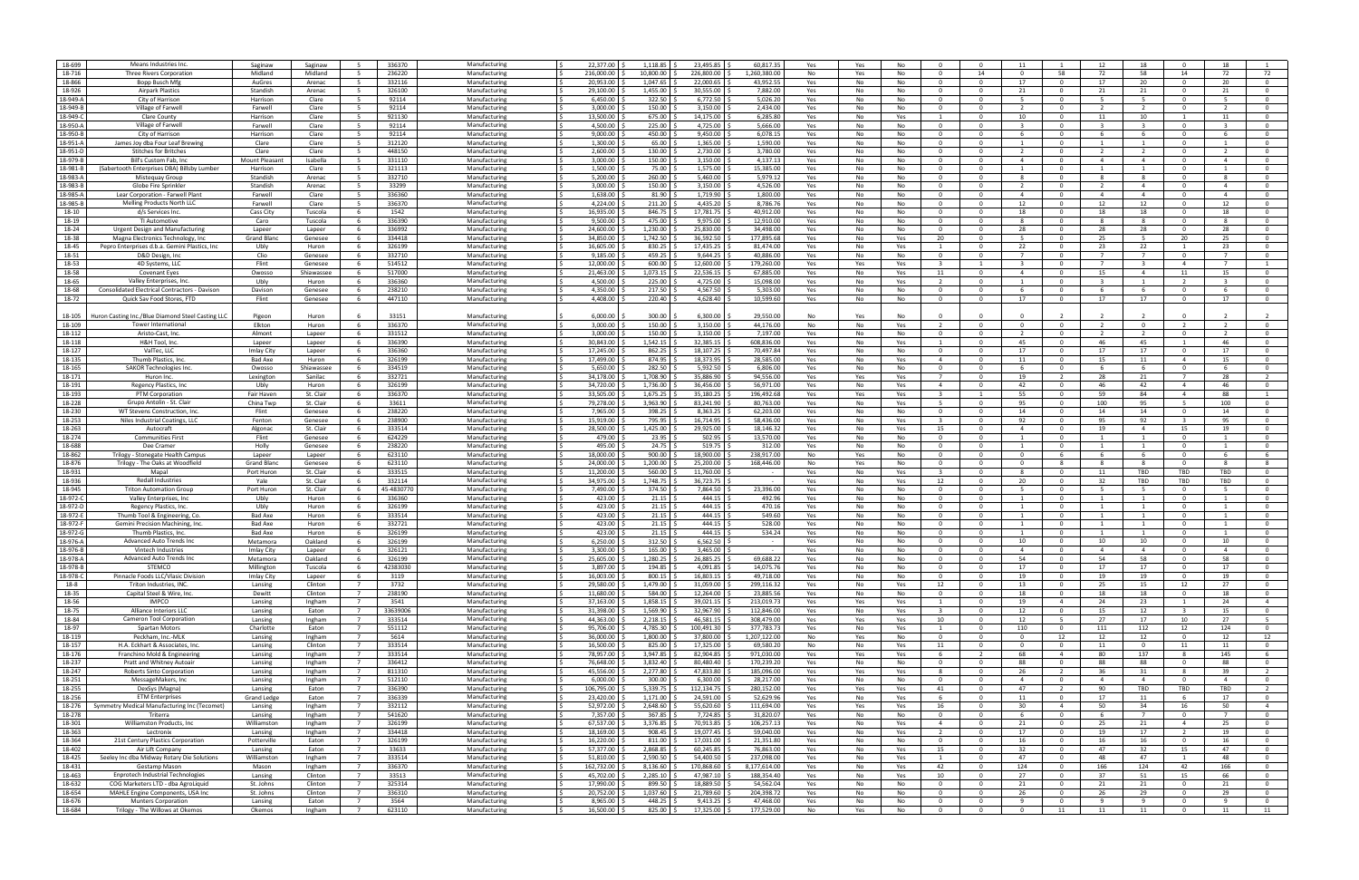| | | | | | | | | | | | | | | | | | | | | | | |
|---|---|---|---|---|---|---|---|---|---|---|---|---|---|---|---|---|---|---|---|---|---|---|
| 18-699 | Means Industries Inc. | Saginaw | Saginaw | 5 | 336370 | Manufacturing | $ 22,377.00 | $ 1,118.85 | $ 23,495.85 | $ 60,817.35 | Yes | Yes | No | 0 | 0 | 11 | 1 | 12 | 18 | 0 | 18 | 1 |
| 18-716 | Three Rivers Corporation | Midland | Midland | 5 | 236220 | Manufacturing | $ 216,000.00 | $ 10,800.00 | $ 226,800.00 | $ 1,260,380.00 | No | Yes | No | 0 | 14 | 0 | 58 | 72 | 58 | 14 | 72 | 72 |
| 18-866 | Bopp Busch Mfg | AuGres | Arenac | 5 | 332116 | Manufacturing | $ 20,953.00 | $ 1,047.65 | $ 22,000.65 | $ 43,952.55 | Yes | No | No | 0 | 0 | 17 | 0 | 17 | 20 | 0 | 20 | 0 |
| 18-926 | Airpark Plastics | Standish | Arenac | 5 | 326100 | Manufacturing | $ 29,100.00 | $ 1,455.00 | $ 30,555.00 | $ 7,882.00 | Yes | No | No | 0 | 0 | 21 | 0 | 21 | 21 | 0 | 21 | 0 |
| 18-949-A | City of Harrison | Harrison | Clare | 5 | 92114 | Manufacturing | $ 6,450.00 | $ 322.50 | $ 6,772.50 | $ 5,026.20 | Yes | No | No | 0 | 0 | 5 | 0 | 5 | 5 | 0 | 5 | 0 |
| 18-949-B | Village of Farwell | Farwell | Clare | 5 | 92114 | Manufacturing | $ 3,000.00 | $ 150.00 | $ 3,150.00 | $ 2,434.00 | Yes | No | No | 0 | 0 | 2 | 0 | 2 | 2 | 0 | 2 | 0 |
| 18-949-C | Clare County | Harrison | Clare | 5 | 92113 | Manufacturing | $ 13,500.00 | $ 675.00 | $ 14,175.00 | $ 6,285.80 | Yes | No | Yes | 1 | 0 | 10 | 0 | 11 | 10 | 1 | 11 | 0 |
| 18-950-A | Village of Farwell | Farwell | Clare | 5 | 92114 | Manufacturing | $ 4,500.00 | $ 225.00 | $ 4,725.00 | $ 5,666.00 | Yes | No | No | 0 | 0 | 3 | 0 | 3 | 3 | 0 | 3 | 0 |
| 18-950-B | City of Harrison | Harrison | Clare | 5 | 92114 | Manufacturing | $ 9,000.00 | $ 450.00 | $ 9,450.00 | $ 6,078.15 | Yes | No | No | 0 | 0 | 6 | 0 | 6 | 6 | 0 | 6 | 0 |
| 18-951-A | James Joy dba Four Leaf Brewing | Clare | Clare | 5 | 312120 | Manufacturing | $ 1,300.00 | $ 65.00 | $ 1,365.00 | $ 1,590.00 | Yes | No | No | 0 | 0 | 1 | 0 | 1 | 1 | 0 | 1 | 0 |
| 18-951-D | Stitches for Britches | Clare | Clare | 5 | 448150 | Manufacturing | $ 2,600.00 | $ 130.00 | $ 2,730.00 | $ 3,780.00 | Yes | No | No | 0 | 0 | 2 | 0 | 2 | 2 | 0 | 2 | 0 |
| 18-979-B | Bill's Custom Fab, Inc | Mount Pleasant | Isabella | 5 | 331110 | Manufacturing | $ 3,000.00 | $ 150.00 | $ 3,150.00 | $ 4,137.13 | Yes | No | No | 0 | 0 | 4 | 0 | 4 | 4 | 0 | 4 | 0 |
| 18-981-B | (Sabertooth Enterprises DBA) Billsby Lumber | Harrison | Clare | 5 | 321113 | Manufacturing | $ 1,500.00 | $ 75.00 | $ 1,575.00 | $ 15,385.00 | Yes | No | No | 0 | 0 | 1 | 0 | 1 | 1 | 0 | 1 | 0 |
| 18-983-A | Mistequay Group | Standish | Arenac | 5 | 332710 | Manufacturing | $ 5,200.00 | $ 260.00 | $ 5,460.00 | $ 5,979.12 | Yes | No | No | 0 | 0 | 8 | 0 | 8 | 8 | 0 | 8 | 0 |
| 18-983-B | Globe Fire Sprinkler | Standish | Arenac | 5 | 33299 | Manufacturing | $ 3,000.00 | $ 150.00 | $ 3,150.00 | $ 4,526.00 | Yes | No | No | 0 | 0 | 2 | 0 | 2 | 4 | 0 | 4 | 0 |
| 18-985-A | Lear Corporation - Farwell Plant | Farwell | Clare | 5 | 336360 | Manufacturing | $ 1,638.00 | $ 81.90 | $ 1,719.90 | $ 1,800.00 | Yes | No | No | 0 | 0 | 4 | 0 | 4 | 4 | 0 | 4 | 0 |
| 18-985-B | Melling Products North LLC | Farwell | Clare | 5 | 336370 | Manufacturing | $ 4,224.00 | $ 211.20 | $ 4,435.20 | $ 8,786.76 | Yes | No | No | 0 | 0 | 12 | 0 | 12 | 12 | 0 | 12 | 0 |
| 18-10 | 4/s Services Inc. | Cass City | Tuscola | 6 | 1542 | Manufacturing | $ 16,935.00 | $ 846.75 | $ 17,781.75 | $ 40,912.00 | Yes | No | No | 0 | 0 | 18 | 0 | 18 | 18 | 0 | 18 | 0 |
| 18-19 | TI Automotive | Caro | Tuscola | 6 | 336390 | Manufacturing | $ 9,500.00 | $ 475.00 | $ 9,975.00 | $ 12,910.00 | Yes | No | No | 0 | 0 | 8 | 0 | 8 | 8 | 0 | 8 | 0 |
| 18-24 | Urgent Design and Manufacturing | Lapeer | Lapeer | 6 | 336992 | Manufacturing | $ 24,600.00 | $ 1,230.00 | $ 25,830.00 | $ 34,498.00 | Yes | No | No | 0 | 0 | 28 | 0 | 28 | 28 | 0 | 28 | 0 |
| 18-38 | Magna Electronics Technology, Inc | Grand Blanc | Genesee | 6 | 334418 | Manufacturing | $ 34,850.00 | $ 1,742.50 | $ 36,592.50 | $ 177,895.68 | Yes | No | Yes | 20 | 0 | 5 | 0 | 25 | 5 | 20 | 25 | 0 |
| 18-45 | Pepro Enterprises d.b.a. Gemini Plastics, Inc | Ubly | Huron | 6 | 326199 | Manufacturing | $ 16,605.00 | $ 830.25 | $ 17,435.25 | $ 81,474.00 | Yes | No | Yes | 1 | 0 | 22 | 0 | 23 | 22 | 1 | 23 | 0 |
| 18-51 | D&D Design, Inc | Clio | Genesee | 6 | 332710 | Manufacturing | $ 9,185.00 | $ 459.25 | $ 9,644.25 | $ 40,886.00 | Yes | No | No | 0 | 0 | 7 | 0 | 7 | 7 | 0 | 7 | 0 |
| 18-53 | 4D Systems, LLC | Flint | Genesee | 6 | 514512 | Manufacturing | $ 12,000.00 | $ 600.00 | $ 12,600.00 | $ 179,260.00 | Yes | Yes | Yes | 3 | 1 | 3 | 0 | 7 | 3 | 4 | 7 | 1 |
| 18-58 | Covenant Eyes | Owosso | Shiawassee | 6 | 517000 | Manufacturing | $ 21,463.00 | $ 1,073.15 | $ 22,536.15 | $ 67,885.00 | Yes | No | Yes | 11 | 0 | 4 | 0 | 15 | 4 | 11 | 15 | 0 |
| 18-65 | Valley Enterprises, Inc. | Ubly | Huron | 6 | 336360 | Manufacturing | $ 4,500.00 | $ 225.00 | $ 4,725.00 | $ 15,098.00 | Yes | No | Yes | 2 | 0 | 1 | 0 | 3 | 1 | 2 | 3 | 0 |
| 18-68 | Consolidated Electrical Contractors - Davison | Davison | Genesee | 6 | 238210 | Manufacturing | $ 4,350.00 | $ 217.50 | $ 4,567.50 | $ 5,303.00 | Yes | No | No | 0 | 0 | 6 | 0 | 6 | 6 | 0 | 6 | 0 |
| 18-72 | Quick Sav Food Stores, FTD | Flint | Genesee | 6 | 447110 | Manufacturing | $ 4,408.00 | $ 220.40 | $ 4,628.40 | $ 10,599.60 | Yes | No | No | 0 | 0 | 17 | 0 | 17 | 17 | 0 | 17 | 0 |
| 18-105 | Huron Casting Inc./Blue Diamond Steel Casting LLC | Pigeon | Huron | 6 | 33151 | Manufacturing | $ 6,000.00 | $ 300.00 | $ 6,300.00 | $ 29,550.00 | No | Yes | No | 0 | 0 | 0 | 2 | 2 | 2 | 0 | 2 | 2 |
| 18-109 | Tower International | Elkton | Huron | 6 | 336370 | Manufacturing | $ 3,000.00 | $ 150.00 | $ 3,150.00 | $ 44,176.00 | No | No | Yes | 2 | 0 | 0 | 0 | 2 | 0 | 2 | 2 | 0 |
| 18-112 | Aristo-Cast, Inc. | Almont | Lapeer | 6 | 331512 | Manufacturing | $ 3,000.00 | $ 150.00 | $ 3,150.00 | $ 7,197.00 | Yes | No | No | 0 | 0 | 2 | 0 | 2 | 2 | 0 | 2 | 0 |
| 18-118 | H&H Tool, Inc. | Lapeer | Lapeer | 6 | 336390 | Manufacturing | $ 30,843.00 | $ 1,542.15 | $ 32,385.15 | $ 608,836.00 | Yes | No | Yes | 1 | 0 | 45 | 0 | 46 | 45 | 1 | 46 | 0 |
| 18-127 | ValTec, LLC | Imlay City | Lapeer | 6 | 336360 | Manufacturing | $ 17,245.00 | $ 862.25 | $ 18,107.25 | $ 70,497.84 | Yes | No | No | 0 | 0 | 17 | 0 | 17 | 17 | 0 | 17 | 0 |
| 18-135 | Thumb Plastics, Inc. | Bad Axe | Huron | 6 | 326199 | Manufacturing | $ 17,499.00 | $ 874.95 | $ 18,373.95 | $ 28,585.00 | Yes | No | Yes | 4 | 0 | 11 | 0 | 15 | 11 | 4 | 15 | 0 |
| 18-165 | SAKOR Technologies Inc. | Owosso | Shiawassee | 6 | 334519 | Manufacturing | $ 5,650.00 | $ 282.50 | $ 5,932.50 | $ 6,806.00 | Yes | No | No | 0 | 0 | 6 | 0 | 6 | 6 | 0 | 6 | 0 |
| 18-171 | Huron Inc. | Lexington | Sanilac | 6 | 332721 | Manufacturing | $ 34,178.00 | $ 1,708.90 | $ 35,886.90 | $ 94,556.00 | Yes | Yes | Yes | 7 | 0 | 19 | 2 | 28 | 21 | 7 | 28 | 2 |
| 18-191 | Regency Plastics, Inc | Ubly | Huron | 6 | 326199 | Manufacturing | $ 34,720.00 | $ 1,736.00 | $ 36,456.00 | $ 56,971.00 | Yes | No | Yes | 4 | 0 | 42 | 0 | 46 | 42 | 4 | 46 | 0 |
| 18-193 | PTM Corporation | Fair Haven | St. Clair | 6 | 336370 | Manufacturing | $ 33,505.00 | $ 1,675.25 | $ 35,180.25 | $ 196,492.68 | Yes | Yes | Yes | 3 | 1 | 55 | 0 | 59 | 84 | 4 | 88 | 1 |
| 18-228 | Grupo Antolin - St. Clair | China Twp | St. Clair | 6 | 33611 | Manufacturing | $ 79,278.00 | $ 3,963.90 | $ 83,241.90 | $ 80,763.00 | Yes | No | Yes | 5 | 0 | 95 | 0 | 100 | 95 | 5 | 100 | 0 |
| 18-230 | WT Stevens Construction, Inc. | Flint | Genesee | 6 | 238220 | Manufacturing | $ 7,965.00 | $ 398.25 | $ 8,363.25 | $ 62,203.00 | Yes | No | No | 0 | 0 | 14 | 0 | 14 | 14 | 0 | 14 | 0 |
| 18-253 | Niles Industrial Coatings, LLC | Fenton | Genesee | 6 | 238900 | Manufacturing | $ 15,919.00 | $ 795.95 | $ 16,714.95 | $ 58,436.00 | Yes | No | Yes | 3 | 0 | 92 | 0 | 95 | 92 | 3 | 95 | 0 |
| 18-263 | Autocraft | Algonac | St. Clair | 6 | 333514 | Manufacturing | $ 28,500.00 | $ 1,425.00 | $ 29,925.00 | $ 18,146.32 | Yes | No | Yes | 15 | 0 | 4 | 0 | 19 | 4 | 15 | 19 | 0 |
| 18-274 | Communities First | Flint | Genesee | 6 | 624229 | Manufacturing | $ 479.00 | $ 23.95 | $ 502.95 | $ 13,570.00 | Yes | No | No | 0 | 0 | 1 | 0 | 1 | 1 | 0 | 1 | 0 |
| 18-688 | Dee Cramer | Holly | Genesee | 6 | 238220 | Manufacturing | $ 495.00 | $ 24.75 | $ 519.75 | $ 312.00 | Yes | No | No | 0 | 0 | 1 | 0 | 1 | 1 | 0 | 1 | 0 |
| 18-862 | Trilogy - Stonegate Health Campus | Lapeer | Lapeer | 6 | 623110 | Manufacturing | $ 18,000.00 | $ 900.00 | $ 18,900.00 | $ 238,917.00 | No | Yes | No | 0 | 0 | 0 | 6 | 6 | 6 | 0 | 6 | 6 |
| 18-876 | Trilogy - The Oaks at Woodfield | Grand Blanc | Genesee | 6 | 623110 | Manufacturing | $ 24,000.00 | $ 1,200.00 | $ 25,200.00 | $ 168,446.00 | No | Yes | No | 0 | 0 | 0 | 8 | 8 | 8 | 0 | 8 | 8 |
| 18-931 | Mapal | Port Huron | St. Clair | 6 | 333515 | Manufacturing | $ 11,200.00 | $ 560.00 | $ 11,760.00 | $ - | Yes | No | Yes | 3 | 0 | 8 | 0 | 11 | TBD | TBD | TBD | 0 |
| 18-936 | Redall Industries | Yale | St. Clair | 6 | 332114 | Manufacturing | $ 34,975.00 | $ 1,748.75 | $ 36,723.75 | $ - | Yes | No | Yes | 12 | 0 | 20 | 0 | 32 | TBD | TBD | TBD | 0 |
| 18-945 | Triton Automation Group | Port Huron | St. Clair | 6 | 45-4830770 | Manufacturing | $ 7,490.00 | $ 374.50 | $ 7,864.50 | $ 23,396.00 | Yes | No | No | 0 | 0 | 5 | 0 | 5 | 5 | 0 | 5 | 0 |
| 18-972-C | Valley Enterprises, Inc | Ubly | Huron | 6 | 336360 | Manufacturing | $ 423.00 | $ 21.15 | $ 444.15 | $ 492.96 | Yes | No | No | 0 | 0 | 1 | 0 | 1 | 1 | 0 | 1 | 0 |
| 18-972-D | Regency Plastics, Inc. | Ubly | Huron | 6 | 326199 | Manufacturing | $ 423.00 | $ 21.15 | $ 444.15 | $ 470.16 | Yes | No | No | 0 | 0 | 1 | 0 | 1 | 1 | 0 | 1 | 0 |
| 18-972-E | Thumb Tool & Engineering, Co. | Bad Axe | Huron | 6 | 333514 | Manufacturing | $ 423.00 | $ 21.15 | $ 444.15 | $ 549.60 | Yes | No | No | 0 | 0 | 1 | 0 | 1 | 1 | 0 | 1 | 0 |
| 18-972-F | Gemini Precision Machining, Inc. | Bad Axe | Huron | 6 | 332721 | Manufacturing | $ 423.00 | $ 21.15 | $ 444.15 | $ 528.00 | Yes | No | No | 0 | 0 | 1 | 0 | 1 | 1 | 0 | 1 | 0 |
| 18-972-G | Thumb Plastics, Inc. | Bad Axe | Huron | 6 | 326199 | Manufacturing | $ 423.00 | $ 21.15 | $ 444.15 | $ 534.24 | Yes | No | No | 0 | 0 | 1 | 0 | 1 | 1 | 0 | 1 | 0 |
| 18-976-A | Advanced Auto Trends Inc | Metamora | Oakland | 6 | 326199 | Manufacturing | $ 6,250.00 | $ 312.50 | $ 6,562.50 | $ - | Yes | No | No | 0 | 0 | 10 | 0 | 10 | 10 | 0 | 10 | 0 |
| 18-976-B | Vintech Industries | Imlay City | Lapeer | 6 | 326121 | Manufacturing | $ 3,300.00 | $ 165.00 | $ 3,465.00 | $ - | Yes | No | No | 0 | 0 | 4 | 0 | 4 | 4 | 0 | 4 | 0 |
| 18-978-A | Advanced Auto Trends Inc | Metamora | Oakland | 6 | 326199 | Manufacturing | $ 25,605.00 | $ 1,280.25 | $ 26,885.25 | $ 69,688.22 | Yes | No | No | 0 | 0 | 54 | 0 | 54 | 58 | 0 | 58 | 0 |
| 18-978-B | STEMCO | Millington | Tuscola | 6 | 42383030 | Manufacturing | $ 3,897.00 | $ 194.85 | $ 4,091.85 | $ 14,075.76 | Yes | No | No | 0 | 0 | 17 | 0 | 17 | 17 | 0 | 17 | 0 |
| 18-978-C | Pinnacle Foods LLC/Vlasic Division | Imlay City | Lapeer | 6 | 3119 | Manufacturing | $ 16,003.00 | $ 800.15 | $ 16,803.15 | $ 49,718.00 | Yes | No | No | 0 | 0 | 19 | 0 | 19 | 19 | 0 | 19 | 0 |
| 18-8 | Triton Industries, INC. | Lansing | Clinton | 7 | 3732 | Manufacturing | $ 29,580.00 | $ 1,479.00 | $ 31,059.00 | $ 299,116.32 | Yes | No | Yes | 12 | 0 | 13 | 0 | 25 | 15 | 12 | 27 | 0 |
| 18-35 | Capital Steel & Wire, Inc. | Dewitt | Clinton | 7 | 238190 | Manufacturing | $ 11,680.00 | $ 584.00 | $ 12,264.00 | $ 23,885.56 | Yes | No | No | 0 | 0 | 18 | 0 | 18 | 18 | 0 | 18 | 0 |
| 18-56 | IMPCO | Lansing | Ingham | 7 | 3541 | Manufacturing | $ 37,163.00 | $ 1,858.15 | $ 39,021.15 | $ 213,019.73 | Yes | Yes | Yes | 1 | 0 | 19 | 4 | 24 | 23 | 1 | 24 | 4 |
| 18-75 | Alliance Interiors LLC | Lansing | Eaton | 7 | 33639006 | Manufacturing | $ 31,398.00 | $ 1,569.90 | $ 32,967.90 | $ 112,846.00 | Yes | No | Yes | 3 | 0 | 12 | 0 | 15 | 12 | 3 | 15 | 0 |
| 18-84 | Cameron Tool Corporation | Lansing | Ingham | 7 | 333514 | Manufacturing | $ 44,363.00 | $ 2,218.15 | $ 46,581.15 | $ 308,479.00 | Yes | Yes | Yes | 10 | 0 | 12 | 5 | 27 | 17 | 10 | 27 | 5 |
| 18-97 | Spartan Motors | Charlotte | Eaton | 7 | 551112 | Manufacturing | $ 95,706.00 | $ 4,785.30 | $ 100,491.30 | $ 377,783.73 | Yes | No | Yes | 1 | 0 | 110 | 0 | 111 | 112 | 12 | 124 | 0 |
| 18-119 | Peckham, Inc.-MLK | Lansing | Ingham | 7 | 5614 | Manufacturing | $ 36,000.00 | $ 1,800.00 | $ 37,800.00 | $ 1,207,122.00 | No | Yes | No | 0 | 0 | 0 | 12 | 12 | 12 | 0 | 12 | 12 |
| 18-157 | H.A. Eckhart & Associates, Inc. | Lansing | Clinton | 7 | 333514 | Manufacturing | $ 16,500.00 | $ 825.00 | $ 17,325.00 | $ 69,580.20 | No | No | Yes | 11 | 0 | 0 | 0 | 11 | 0 | 11 | 11 | 0 |
| 18-176 | Franchino Mold & Engineering | Lansing | Ingham | 7 | 333514 | Manufacturing | $ 78,957.00 | $ 3,947.85 | $ 82,904.85 | $ 971,030.00 | Yes | Yes | Yes | 6 | 2 | 68 | 4 | 80 | 137 | 8 | 145 | 6 |
| 18-237 | Pratt and Whitney Autoair | Lansing | Ingham | 7 | 336412 | Manufacturing | $ 76,648.00 | $ 3,832.40 | $ 80,480.40 | $ 170,239.20 | Yes | No | No | 0 | 0 | 88 | 0 | 88 | 88 | 0 | 88 | 0 |
| 18-247 | Roberts Sinto Corporation | Lansing | Ingham | 7 | 811310 | Manufacturing | $ 45,556.00 | $ 2,277.80 | $ 47,833.80 | $ 185,096.00 | Yes | Yes | Yes | 8 | 0 | 26 | 2 | 36 | 31 | 8 | 39 | 2 |
| 18-251 | MessageMakers, Inc | Lansing | Ingham | 7 | 512110 | Manufacturing | $ 6,000.00 | $ 300.00 | $ 6,300.00 | $ 28,217.00 | Yes | No | No | 0 | 0 | 4 | 0 | 4 | 4 | 0 | 4 | 0 |
| 18-255 | DexSys (Magna) | Lansing | Eaton | 7 | 336390 | Manufacturing | $ 106,795.00 | $ 5,339.75 | $ 112,134.75 | $ 280,152.00 | Yes | Yes | Yes | 41 | 0 | 47 | 2 | 90 | TBD | TBD | TBD | 2 |
| 18-256 | ETM Enterprises | Grand Ledge | Eaton | 7 | 336330 | Manufacturing | $ 23,420.00 | $ 1,171.00 | $ 24,591.00 | $ 52,629.96 | Yes | No | Yes | 6 | 0 | 11 | 0 | 17 | 11 | 6 | 17 | 0 |
| 18-276 | Symmetry Medical Manufacturing Inc (Tecomet) | Lansing | Ingham | 7 | 332112 | Manufacturing | $ 52,972.00 | $ 2,648.60 | $ 55,620.60 | $ 111,694.00 | Yes | Yes | Yes | 16 | 0 | 30 | 4 | 50 | 34 | 16 | 50 | 4 |
| 18-278 | Triterra | Lansing | Ingham | 7 | 541620 | Manufacturing | $ 7,357.00 | $ 367.85 | $ 7,724.85 | $ 31,820.07 | Yes | No | No | 0 | 0 | 6 | 0 | 6 | 7 | 0 | 7 | 0 |
| 18-301 | Williamston Products, Inc | Williamston | Ingham | 7 | 326199 | Manufacturing | $ 67,537.00 | $ 3,376.85 | $ 70,913.85 | $ 106,257.13 | Yes | No | Yes | 4 | 0 | 21 | 0 | 25 | 21 | 4 | 25 | 0 |
| 18-363 | Lectronix | Lansing | Ingham | 7 | 334418 | Manufacturing | $ 18,169.00 | $ 908.45 | $ 19,077.45 | $ 59,040.00 | Yes | No | Yes | 2 | 0 | 17 | 0 | 19 | 17 | 2 | 19 | 0 |
| 18-364 | 21st Century Plastics Corporation | Potterville | Eaton | 7 | 326199 | Manufacturing | $ 16,220.00 | $ 811.00 | $ 17,031.00 | $ 21,351.80 | Yes | No | No | 0 | 0 | 16 | 0 | 16 | 16 | 0 | 16 | 0 |
| 18-402 | Air Lift Company | Lansing | Eaton | 7 | 33633 | Manufacturing | $ 57,377.00 | $ 2,868.85 | $ 60,245.85 | $ 76,863.00 | Yes | No | Yes | 15 | 0 | 32 | 0 | 47 | 32 | 15 | 47 | 0 |
| 18-425 | Seeley Inc dba Midway Rotary Die Solutions | Williamston | Ingham | 7 | 333514 | Manufacturing | $ 51,810.00 | $ 2,590.50 | $ 54,400.50 | $ 237,098.00 | Yes | No | Yes | 1 | 0 | 47 | 0 | 48 | 47 | 1 | 48 | 0 |
| 18-431 | Gestamp Mason | Mason | Ingham | 7 | 336370 | Manufacturing | $ 162,732.00 | $ 8,136.60 | $ 170,868.60 | $ 8,177,614.00 | Yes | No | Yes | 42 | 0 | 124 | 0 | 166 | 124 | 42 | 166 | 0 |
| 18-463 | Enprotech Industrial Technologies | Lansing | Clinton | 7 | 33513 | Manufacturing | $ 45,702.00 | $ 2,285.10 | $ 47,987.10 | $ 188,354.40 | Yes | No | Yes | 10 | 0 | 27 | 0 | 37 | 51 | 15 | 66 | 0 |
| 18-632 | COG Marketers LTD - dba AgroLiquid | St. Johns | Clinton | 7 | 325314 | Manufacturing | $ 17,990.00 | $ 899.50 | $ 18,889.50 | $ 54,562.04 | Yes | No | No | 0 | 0 | 21 | 0 | 21 | 21 | 0 | 21 | 0 |
| 18-654 | MAHLE Engine Components, USA Inc | St. Johns | Clinton | 7 | 336310 | Manufacturing | $ 20,752.00 | $ 1,037.60 | $ 21,789.60 | $ 204,398.72 | Yes | No | No | 0 | 0 | 26 | 0 | 26 | 29 | 0 | 29 | 0 |
| 18-676 | Munters Corporation | Lansing | Eaton | 7 | 3564 | Manufacturing | $ 8,965.00 | $ 448.25 | $ 9,413.25 | $ 47,468.00 | Yes | No | No | 0 | 0 | 9 | 0 | 9 | 9 | 0 | 9 | 0 |
| 18-684 | Trilogy - The Willows at Okemos | Okemos | Ingham | 7 | 623110 | Manufacturing | $ 16,500.00 | $ 825.00 | $ 17,325.00 | $ 177,529.00 | No | Yes | No | 0 | 0 | 0 | 11 | 11 | 11 | 0 | 11 | 11 |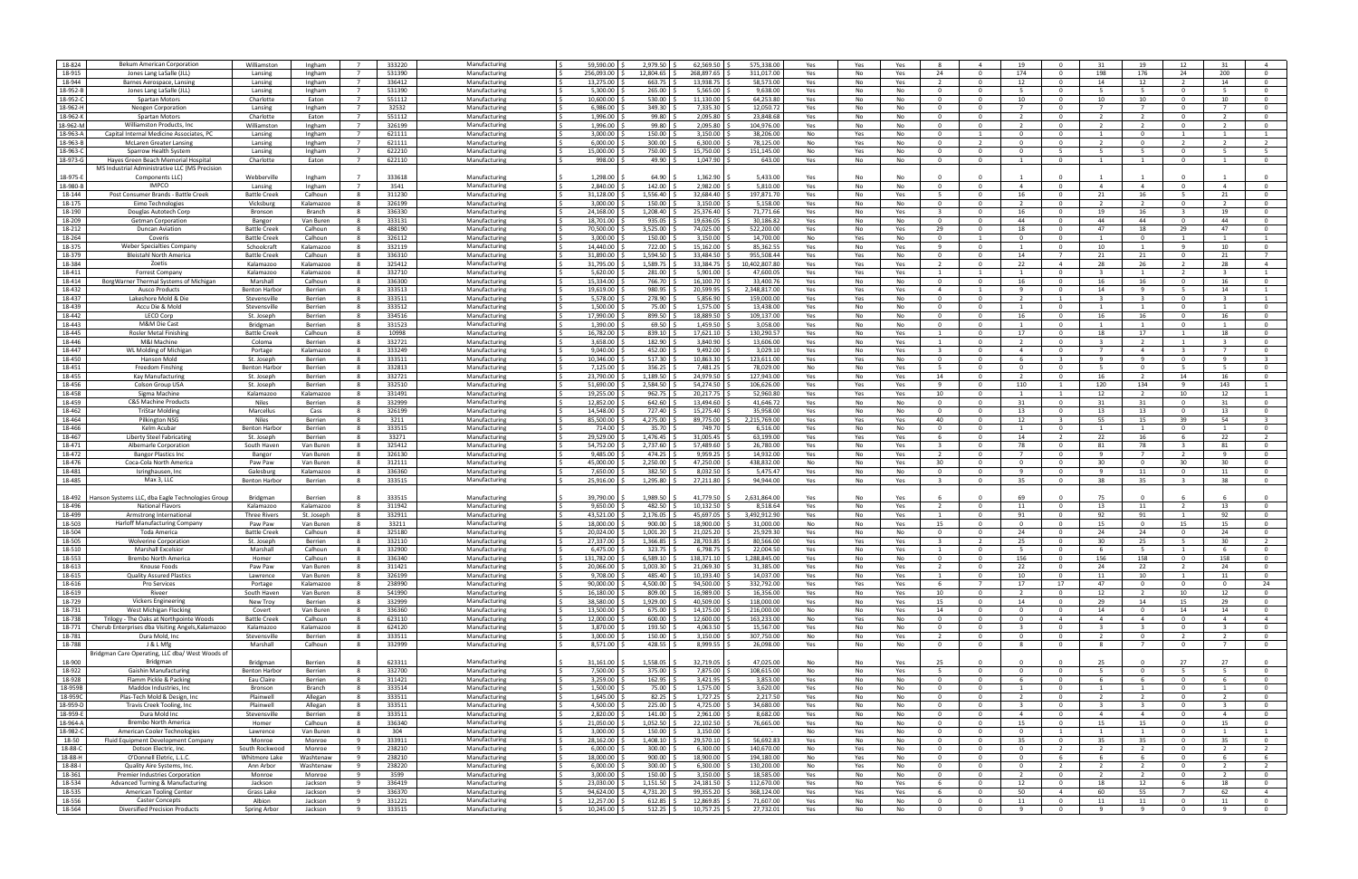| 18-824 | Bekum American Corporation | Williamston | Ingham | 7 | 333220 | Manufacturing | $ 59,590.00 | $ 2,979.50 | $ 62,569.50 | $ 575,338.00 | Yes | Yes | Yes | 8 | 4 | 19 | 0 | 31 | 19 | 12 | 31 | 4 |
|---|---|---|---|---|---|---|---|---|---|---|---|---|---|---|---|---|---|---|---|---|---|---|
| 18-915 | Jones Lang LaSalle (JLL) | Lansing | Ingham | 7 | 531390 | Manufacturing | $ 256,093.00 | $ 12,804.65 | $ 268,897.65 | $ 311,017.00 | Yes | No | Yes | 24 | 0 | 174 | 0 | 198 | 176 | 24 | 200 | 0 |
| 18-944 | Barnes Aerospace, Lansing | Lansing | Ingham | 7 | 336412 | Manufacturing | $ 13,275.00 | $ 663.75 | $ 13,938.75 | $ 58,573.00 | Yes | No | Yes | 2 | 0 | 12 | 0 | 14 | 12 | 2 | 14 | 0 |
| 18-952-B | Jones Lang LaSalle (JLL) | Lansing | Ingham | 7 | 531390 | Manufacturing | $ 5,300.00 | $ 265.00 | $ 5,565.00 | $ 9,638.00 | Yes | No | No | 0 | 0 | 5 | 0 | 5 | 5 | 0 | 5 | 0 |
| 18-952-C | Spartan Motors | Charlotte | Eaton | 7 | 551112 | Manufacturing | $ 10,600.00 | $ 530.00 | $ 11,130.00 | $ 64,253.80 | Yes | No | No | 0 | 0 | 10 | 0 | 10 | 10 | 0 | 10 | 0 |
| 18-962-H | Neogen Corporation | Lansing | Ingham | 7 | 32532 | Manufacturing | $ 6,986.00 | $ 349.30 | $ 7,335.30 | $ 12,050.72 | Yes | No | No | 0 | 0 | 7 | 0 | 7 | 7 | 0 | 7 | 0 |
| 18-962-K | Spartan Motors | Charlotte | Eaton | 7 | 551112 | Manufacturing | $ 1,996.00 | $ 99.80 | $ 2,095.80 | $ 23,848.68 | Yes | No | No | 0 | 0 | 2 | 0 | 2 | 2 | 0 | 2 | 0 |
| 18-962-M | Williamston Products, Inc | Williamston | Ingham | 7 | 326199 | Manufacturing | $ 1,996.00 | $ 99.80 | $ 2,095.80 | $ 104,976.00 | Yes | No | No | 0 | 0 | 2 | 0 | 2 | 2 | 0 | 2 | 0 |
| 18-963-A | Capital Internal Medicine Associates, PC | Lansing | Ingham | 7 | 621111 | Manufacturing | $ 3,000.00 | $ 150.00 | $ 3,150.00 | $ 38,206.00 | No | Yes | No | 0 | 1 | 0 | 0 | 1 | 0 | 1 | 1 | 1 |
| 18-963-B | McLaren Greater Lansing | Lansing | Ingham | 7 | 621111 | Manufacturing | $ 6,000.00 | $ 300.00 | $ 6,300.00 | $ 78,125.00 | No | Yes | No | 0 | 2 | 0 | 0 | 2 | 0 | 2 | 2 | 2 |
| 18-963-C | Sparrow Health System | Lansing | Ingham | 7 | 622210 | Manufacturing | $ 15,000.00 | $ 750.00 | $ 15,750.00 | $ 151,145.00 | No | Yes | No | 0 | 0 | 0 | 5 | 5 | 5 | 0 | 5 | 5 |
| 18-973-G | Hayes Green Beach Memorial Hospital | Charlotte | Eaton | 7 | 622110 | Manufacturing | $ 998.00 | $ 49.90 | $ 1,047.90 | $ 643.00 | Yes | No | No | 0 | 0 | 1 | 0 | 1 | 1 | 0 | 1 | 0 |
| 18-975-E | MS Industrial Administrative LLC (MS Precision Components LLC) | Webberville | Ingham | 7 | 333618 | Manufacturing | $ 1,298.00 | $ 64.90 | $ 1,362.90 | $ 5,433.00 | Yes | No | No | 0 | 0 | 1 | 0 | 1 | 1 | 0 | 1 | 0 |
| 18-980-B | IMPCO | Lansing | Ingham | 7 | 3541 | Manufacturing | $ 2,840.00 | $ 142.00 | $ 2,982.00 | $ 5,810.00 | Yes | No | No | 0 | 0 | 4 | 0 | 4 | 4 | 0 | 4 | 0 |
| 18-144 | Post Consumer Brands - Battle Creek | Battle Creek | Calhoun | 8 | 311230 | Manufacturing | $ 31,128.00 | $ 1,556.40 | $ 32,684.40 | $ 197,871.70 | Yes | No | Yes | 5 | 0 | 16 | 0 | 21 | 16 | 5 | 21 | 0 |
| 18-175 | Eimo Technologies | Vicksburg | Kalamazoo | 8 | 326199 | Manufacturing | $ 3,000.00 | $ 150.00 | $ 3,150.00 | $ 5,158.00 | Yes | No | No | 0 | 0 | 2 | 0 | 2 | 2 | 0 | 2 | 0 |
| 18-190 | Douglas Autotech Corp | Bronson | Branch | 8 | 336330 | Manufacturing | $ 24,168.00 | $ 1,208.40 | $ 25,376.40 | $ 71,771.66 | Yes | No | Yes | 3 | 0 | 16 | 0 | 19 | 16 | 3 | 19 | 0 |
| 18-209 | Getman Corporation | Bangor | Van Buren | 8 | 333131 | Manufacturing | $ 18,701.00 | $ 935.05 | $ 19,636.05 | $ 30,186.82 | Yes | No | No | 0 | 0 | 44 | 0 | 44 | 44 | 0 | 44 | 0 |
| 18-212 | Duncan Aviation | Battle Creek | Calhoun | 8 | 488190 | Manufacturing | $ 70,500.00 | $ 3,525.00 | $ 74,025.00 | $ 522,200.00 | Yes | No | Yes | 29 | 0 | 18 | 0 | 47 | 18 | 29 | 47 | 0 |
| 18-264 | Coveris | Battle Creek | Calhoun | 8 | 326112 | Manufacturing | $ 3,000.00 | $ 150.00 | $ 3,150.00 | $ 14,700.00 | No | Yes | No | 0 | 1 | 0 | 0 | 1 | 0 | 1 | 1 | 1 |
| 18-375 | Weber Specialties Company | Schoolcraft | Kalamazoo | 8 | 332119 | Manufacturing | $ 14,440.00 | $ 722.00 | $ 15,162.00 | $ 85,362.55 | Yes | No | Yes | 9 | 0 | 1 | 0 | 10 | 1 | 9 | 10 | 0 |
| 18-379 | Bleistahl North America | Battle Creek | Calhoun | 8 | 336310 | Manufacturing | $ 31,890.00 | $ 1,594.50 | $ 33,484.50 | $ 955,508.44 | Yes | Yes | No | 0 | 0 | 14 | 7 | 21 | 21 | 0 | 21 | 7 |
| 18-384 | Zoetis | Kalamazoo | Kalamazoo | 8 | 325412 | Manufacturing | $ 31,795.00 | $ 1,589.75 | $ 33,384.75 | $ 10,402,807.80 | Yes | Yes | Yes | 2 | 0 | 22 | 4 | 28 | 26 | 2 | 28 | 4 |
| 18-411 | Forrest Company | Kalamazoo | Kalamazoo | 8 | 332710 | Manufacturing | $ 5,620.00 | $ 281.00 | $ 5,901.00 | $ 47,600.05 | Yes | Yes | Yes | 1 | 1 | 1 | 0 | 3 | 1 | 2 | 3 | 1 |
| 18-414 | BorgWarner Thermal Systems of Michigan | Marshall | Calhoun | 8 | 336300 | Manufacturing | $ 15,334.00 | $ 766.70 | $ 16,100.70 | $ 33,400.76 | Yes | No | No | 0 | 0 | 16 | 0 | 16 | 16 | 0 | 16 | 0 |
| 18-432 | Ausco Products | Benton Harbor | Berrien | 8 | 333513 | Manufacturing | $ 19,619.00 | $ 980.95 | $ 20,599.95 | $ 2,348,817.00 | Yes | Yes | Yes | 4 | 1 | 9 | 0 | 14 | 9 | 5 | 14 | 1 |
| 18-437 | Lakeshore Mold & Die | Stevensville | Berrien | 8 | 333511 | Manufacturing | $ 5,578.00 | $ 278.90 | $ 5,856.90 | $ 159,000.00 | Yes | Yes | No | 0 | 0 | 2 | 1 | 3 | 3 | 0 | 3 | 1 |
| 18-439 | Accu Die & Mold | Stevensville | Berrien | 8 | 333512 | Manufacturing | $ 1,500.00 | $ 75.00 | $ 1,575.00 | $ 13,438.00 | Yes | No | No | 0 | 0 | 1 | 0 | 1 | 1 | 0 | 1 | 0 |
| 18-442 | LECO Corp | St. Joseph | Berrien | 8 | 334516 | Manufacturing | $ 17,990.00 | $ 899.50 | $ 18,889.50 | $ 109,137.00 | Yes | No | No | 0 | 0 | 16 | 0 | 16 | 16 | 0 | 16 | 0 |
| 18-443 | M&M Die Cast | Bridgman | Berrien | 8 | 331523 | Manufacturing | $ 1,390.00 | $ 69.50 | $ 1,459.50 | $ 3,058.00 | Yes | No | No | 0 | 0 | 1 | 0 | 1 | 1 | 0 | 1 | 0 |
| 18-445 | Rosler Metal Finishing | Battle Creek | Calhoun | 8 | 10998 | Manufacturing | $ 16,782.00 | $ 839.10 | $ 17,621.10 | $ 130,290.57 | Yes | No | Yes | 1 | 0 | 17 | 0 | 18 | 17 | 1 | 18 | 0 |
| 18-446 | M&I Machine | Coloma | Berrien | 8 | 332721 | Manufacturing | $ 3,658.00 | $ 182.90 | $ 3,840.90 | $ 13,606.00 | Yes | No | Yes | 1 | 0 | 2 | 0 | 3 | 2 | 1 | 3 | 0 |
| 18-447 | WL Molding of Michigan | Portage | Kalamazoo | 8 | 333249 | Manufacturing | $ 9,040.00 | $ 452.00 | $ 9,492.00 | $ 3,029.10 | Yes | No | Yes | 3 | 0 | 4 | 0 | 7 | 4 | 3 | 7 | 0 |
| 18-450 | Hanson Mold | St. Joseph | Berrien | 8 | 333511 | Manufacturing | $ 10,346.00 | $ 517.30 | $ 10,863.30 | $ 123,611.00 | Yes | Yes | No | 0 | 0 | 6 | 3 | 9 | 9 | 0 | 9 | 3 |
| 18-451 | Freedom Finishing | Benton Harbor | Berrien | 8 | 332813 | Manufacturing | $ 7,125.00 | $ 356.25 | $ 7,481.25 | $ 78,029.00 | No | No | Yes | 5 | 0 | 0 | 0 | 5 | 0 | 5 | 5 | 0 |
| 18-455 | Kay Manufacturing | St. Joseph | Berrien | 8 | 332721 | Manufacturing | $ 23,790.00 | $ 1,189.50 | $ 24,979.50 | $ 127,943.00 | Yes | No | Yes | 14 | 0 | 2 | 0 | 16 | 2 | 14 | 16 | 0 |
| 18-456 | Colson Group USA | St. Joseph | Berrien | 8 | 332510 | Manufacturing | $ 51,690.00 | $ 2,584.50 | $ 54,274.50 | $ 106,626.00 | Yes | Yes | Yes | 9 | 0 | 110 | 1 | 120 | 134 | 9 | 143 | 1 |
| 18-458 | Sigma Machine | Kalamazoo | Kalamazoo | 8 | 331491 | Manufacturing | $ 19,255.00 | $ 962.75 | $ 20,217.75 | $ 52,960.80 | Yes | Yes | Yes | 10 | 0 | 1 | 1 | 12 | 2 | 10 | 12 | 1 |
| 18-459 | C&S Machine Products | Niles | Berrien | 8 | 332999 | Manufacturing | $ 12,852.00 | $ 642.60 | $ 13,494.60 | $ 41,646.72 | Yes | No | No | 0 | 0 | 31 | 0 | 31 | 31 | 0 | 31 | 0 |
| 18-462 | TriStar Molding | Marcellus | Cass | 8 | 326199 | Manufacturing | $ 14,548.00 | $ 727.40 | $ 15,275.40 | $ 35,958.00 | Yes | No | No | 0 | 0 | 13 | 0 | 13 | 13 | 0 | 13 | 0 |
| 18-464 | Pilkington NSG | Niles | Berrien | 8 | 3211 | Manufacturing | $ 85,500.00 | $ 4,275.00 | $ 89,775.00 | $ 2,215,769.00 | Yes | Yes | Yes | 40 | 0 | 12 | 3 | 55 | 15 | 39 | 54 | 3 |
| 18-466 | Kelm Acubar | Benton Harbor | Berrien | 8 | 333515 | Manufacturing | $ 714.00 | $ 35.70 | $ 749.70 | $ 6,516.00 | Yes | No | No | 0 | 0 | 1 | 0 | 1 | 1 | 0 | 1 | 0 |
| 18-467 | Liberty Steel Fabricating | St. Joseph | Berrien | 8 | 33271 | Manufacturing | $ 29,529.00 | $ 1,476.45 | $ 31,005.45 | $ 63,199.00 | Yes | Yes | Yes | 6 | 0 | 14 | 2 | 22 | 16 | 6 | 22 | 2 |
| 18-471 | Albemarle Corporation | South Haven | Van Buren | 8 | 325412 | Manufacturing | $ 54,752.00 | $ 2,737.60 | $ 57,489.60 | $ 26,780.00 | Yes | No | Yes | 3 | 0 | 78 | 0 | 81 | 78 | 3 | 81 | 0 |
| 18-472 | Bangor Plastics Inc | Bangor | Van Buren | 8 | 326130 | Manufacturing | $ 9,485.00 | $ 474.25 | $ 9,959.25 | $ 14,932.00 | Yes | No | Yes | 2 | 0 | 7 | 0 | 9 | 7 | 2 | 9 | 0 |
| 18-476 | Coca-Cola North America | Paw Paw | Van Buren | 8 | 312111 | Manufacturing | $ 45,000.00 | $ 2,250.00 | $ 47,250.00 | $ 438,832.00 | No | No | Yes | 30 | 0 | 0 | 0 | 30 | 0 | 30 | 30 | 0 |
| 18-481 | Isringhausen, Inc | Galesburg | Kalamazoo | 8 | 336360 | Manufacturing | $ 7,650.00 | $ 382.50 | $ 8,032.50 | $ 5,475.47 | Yes | No | No | 0 | 0 | 9 | 0 | 9 | 11 | 0 | 11 | 0 |
| 18-485 | Max 3, LLC | Benton Harbor | Berrien | 8 | 333515 | Manufacturing | $ 25,916.00 | $ 1,295.80 | $ 27,211.80 | $ 94,944.00 | Yes | No | Yes | 3 | 0 | 35 | 0 | 38 | 35 | 3 | 38 | 0 |
| 18-492 | Hanson Systems LLC, dba Eagle Technologies Group | Bridgman | Berrien | 8 | 333515 | Manufacturing | $ 39,790.00 | $ 1,989.50 | $ 41,779.50 | $ 2,631,864.00 | Yes | No | Yes | 6 | 0 | 69 | 0 | 75 | 0 | 6 | 6 | 0 |
| 18-496 | National Flavors | Kalamazoo | Kalamazoo | 8 | 311942 | Manufacturing | $ 9,650.00 | $ 482.50 | $ 10,132.50 | $ 8,518.64 | Yes | No | Yes | 2 | 0 | 11 | 0 | 13 | 11 | 2 | 13 | 0 |
| 18-499 | Armstrong International | Three Rivers | St. Joseph | 8 | 332911 | Manufacturing | $ 43,521.00 | $ 2,176.05 | $ 45,697.05 | $ 3,492,912.90 | Yes | No | Yes | 1 | 0 | 91 | 0 | 92 | 91 | 1 | 92 | 0 |
| 18-503 | Harloff Manufacturing Company | Paw Paw | Van Buren | 8 | 33211 | Manufacturing | $ 18,000.00 | $ 900.00 | $ 18,900.00 | $ 31,000.00 | No | No | Yes | 15 | 0 | 0 | 0 | 15 | 0 | 15 | 15 | 0 |
| 18-504 | Toda America | Battle Creek | Calhoun | 8 | 325180 | Manufacturing | $ 20,024.00 | $ 1,001.20 | $ 21,025.20 | $ 25,929.30 | Yes | No | No | 0 | 0 | 24 | 0 | 24 | 24 | 0 | 24 | 0 |
| 18-505 | Wolverine Corporation | St. Joseph | Berrien | 8 | 332110 | Manufacturing | $ 27,337.00 | $ 1,366.85 | $ 28,703.85 | $ 80,566.00 | Yes | Yes | Yes | 3 | 2 | 25 | 0 | 30 | 25 | 5 | 30 | 2 |
| 18-510 | Marshall Excelsior | Marshall | Calhoun | 8 | 332900 | Manufacturing | $ 6,475.00 | $ 323.75 | $ 6,798.75 | $ 22,004.50 | Yes | No | Yes | 1 | 0 | 5 | 0 | 6 | 5 | 1 | 6 | 0 |
| 18-553 | Brembo North America | Homer | Calhoun | 8 | 336340 | Manufacturing | $ 131,782.00 | $ 6,589.10 | $ 138,371.10 | $ 1,288,845.00 | Yes | No | No | 0 | 0 | 156 | 0 | 156 | 158 | 0 | 158 | 0 |
| 18-613 | Kreuse Foods | Paw Paw | Van Buren | 8 | 311421 | Manufacturing | $ 20,066.00 | $ 1,003.30 | $ 21,069.30 | $ 31,385.00 | Yes | No | Yes | 2 | 0 | 22 | 0 | 24 | 22 | 2 | 24 | 0 |
| 18-615 | Quality Assured Plastics | Lawrence | Van Buren | 8 | 326199 | Manufacturing | $ 9,708.00 | $ 485.40 | $ 10,193.40 | $ 14,037.00 | Yes | No | Yes | 1 | 0 | 10 | 0 | 11 | 10 | 1 | 11 | 0 |
| 18-616 | Pro Services | Portage | Kalamazoo | 8 | 238990 | Manufacturing | $ 90,000.00 | $ 4,500.00 | $ 94,500.00 | $ 332,792.00 | Yes | Yes | Yes | 6 | 7 | 17 | 17 | 47 | 0 | 0 | 0 | 24 |
| 18-619 | Riveer | South Haven | Van Buren | 8 | 541990 | Manufacturing | $ 16,180.00 | $ 809.00 | $ 16,989.00 | $ 16,356.00 | Yes | No | Yes | 10 | 0 | 2 | 0 | 12 | 2 | 10 | 12 | 0 |
| 18-729 | Vickers Engineering | New Troy | Berrien | 8 | 332999 | Manufacturing | $ 38,580.00 | $ 1,929.00 | $ 40,509.00 | $ 118,000.00 | Yes | No | Yes | 15 | 0 | 14 | 0 | 29 | 14 | 15 | 29 | 0 |
| 18-731 | West Michigan Flocking | Covert | Van Buren | 8 | 336360 | Manufacturing | $ 13,500.00 | $ 675.00 | $ 14,175.00 | $ 216,000.00 | No | No | Yes | 14 | 0 | 0 | 0 | 14 | 0 | 14 | 14 | 0 |
| 18-738 | Trilogy - The Oaks at Northpointe Woods | Battle Creek | Calhoun | 8 | 623110 | Manufacturing | $ 12,000.00 | $ 600.00 | $ 12,600.00 | $ 163,233.00 | No | Yes | No | 0 | 0 | 0 | 4 | 4 | 4 | 0 | 4 | 4 |
| 18-771 | Cherub Enterprises dba Visiting Angels,Kalamazoo | Kalamazoo | Kalamazoo | 8 | 624120 | Manufacturing | $ 3,870.00 | $ 193.50 | $ 4,063.50 | $ 15,567.00 | Yes | No | No | 0 | 0 | 3 | 0 | 3 | 3 | 0 | 3 | 0 |
| 18-781 | Dura Mold, Inc | Stevensville | Berrien | 8 | 333511 | Manufacturing | $ 3,000.00 | $ 150.00 | $ 3,150.00 | $ 307,750.00 | No | No | Yes | 2 | 0 | 0 | 0 | 2 | 0 | 2 | 2 | 0 |
| 18-788 | J & L Mfg | Marshall | Calhoun | 8 | 332999 | Manufacturing | $ 8,571.00 | $ 428.55 | $ 8,999.55 | $ 26,098.00 | Yes | No | No | 0 | 0 | 8 | 0 | 8 | 7 | 0 | 7 | 0 |
| 18-900 | Bridgman Care Operating, LLC dba/ West Woods of Bridgman | Bridgman | Berrien | 8 | 623311 | Manufacturing | $ 31,161.00 | $ 1,558.05 | $ 32,719.05 | $ 47,025.00 | No | No | Yes | 25 | 0 | 0 | 0 | 25 | 0 | 27 | 27 | 0 |
| 18-922 | Gaishin Manufacturing | Benton Harbor | Berrien | 8 | 332700 | Manufacturing | $ 7,500.00 | $ 375.00 | $ 7,875.00 | $ 108,615.00 | No | No | Yes | 5 | 0 | 0 | 0 | 5 | 0 | 5 | 5 | 0 |
| 18-928 | Flamm Pickle & Packing | Eau Claire | Berrien | 8 | 311421 | Manufacturing | $ 3,259.00 | $ 162.95 | $ 3,421.95 | $ 3,853.00 | Yes | No | No | 0 | 0 | 6 | 0 | 6 | 6 | 0 | 6 | 0 |
| 18-959B | Maddox Industries, Inc | Bronson | Branch | 8 | 333514 | Manufacturing | $ 1,500.00 | $ 75.00 | $ 1,575.00 | $ 3,620.00 | Yes | No | No | 0 | 0 | 1 | 0 | 1 | 1 | 0 | 1 | 0 |
| 18-959C | Plas-Tech Mold & Design, Inc | Plainwell | Allegan | 8 | 333511 | Manufacturing | $ 1,645.00 | $ 82.25 | $ 1,727.25 | $ 2,217.50 | Yes | No | No | 0 | 0 | 2 | 0 | 2 | 2 | 0 | 2 | 0 |
| 18-959-D | Travis Creek Tooling, Inc | Plainwell | Allegan | 8 | 333511 | Manufacturing | $ 4,500.00 | $ 225.00 | $ 4,725.00 | $ 34,680.00 | Yes | No | No | 0 | 0 | 3 | 0 | 3 | 3 | 0 | 3 | 0 |
| 18-959-E | Dura Mold Inc | Stevensville | Berrien | 8 | 333511 | Manufacturing | $ 2,820.00 | $ 141.00 | $ 2,961.00 | $ 8,682.00 | Yes | No | No | 0 | 0 | 4 | 0 | 4 | 4 | 0 | 4 | 0 |
| 18-964-A | Brembo North America | Homer | Calhoun | 8 | 336340 | Manufacturing | $ 21,050.00 | $ 1,052.50 | $ 22,102.50 | $ 76,665.00 | Yes | No | No | 0 | 0 | 15 | 0 | 15 | 15 | 0 | 15 | 0 |
| 18-982-C | American Cooler Technologies | Lawrence | Van Buren | 8 | 304 | Manufacturing | $ 3,000.00 | $ 150.00 | $ 3,150.00 | $ - | No | Yes | No | 0 | 0 | 0 | 1 | 1 | 1 | 0 | 1 | 1 |
| 18-50 | Fluid Equipment Development Company | Monroe | Monroe | 9 | 333911 | Manufacturing | $ 28,162.00 | $ 1,408.10 | $ 29,570.10 | $ 56,692.83 | Yes | No | No | 0 | 0 | 35 | 0 | 35 | 35 | 0 | 35 | 0 |
| 18-88-C | Dotson Electric, Inc. | South Rockwood | Monroe | 9 | 238210 | Manufacturing | $ 6,000.00 | $ 300.00 | $ 6,300.00 | $ 140,670.00 | No | Yes | No | 0 | 0 | 0 | 2 | 2 | 2 | 0 | 2 | 2 |
| 18-88-H | O'Donnell Electric, L.L.C. | Whitmore Lake | Washtenaw | 9 | 238210 | Manufacturing | $ 18,000.00 | $ 900.00 | $ 18,900.00 | $ 194,180.00 | No | Yes | No | 0 | 0 | 0 | 6 | 6 | 6 | 0 | 6 | 6 |
| 18-88-I | Quality Aire Systems, Inc. | Ann Arbor | Washtenaw | 9 | 238220 | Manufacturing | $ 6,000.00 | $ 300.00 | $ 6,300.00 | $ 130,200.00 | No | Yes | No | 0 | 0 | 0 | 2 | 2 | 2 | 0 | 2 | 2 |
| 18-361 | Premier Industries Corporation | Monroe | Monroe | 9 | 3599 | Manufacturing | $ 3,000.00 | $ 150.00 | $ 3,150.00 | $ 18,585.00 | Yes | No | No | 0 | 0 | 2 | 0 | 2 | 2 | 0 | 2 | 0 |
| 18-534 | Advanced Turning & Manufacturing | Jackson | Jackson | 9 | 336419 | Manufacturing | $ 23,030.00 | $ 1,151.50 | $ 24,181.50 | $ 112,670.00 | Yes | No | Yes | 6 | 0 | 12 | 0 | 18 | 12 | 6 | 18 | 0 |
| 18-535 | American Tooling Center | Grass Lake | Jackson | 9 | 336370 | Manufacturing | $ 94,624.00 | $ 4,731.20 | $ 99,355.20 | $ 368,124.00 | Yes | Yes | Yes | 6 | 0 | 50 | 4 | 60 | 55 | 7 | 62 | 4 |
| 18-556 | Caster Concepts | Albion | Jackson | 9 | 331221 | Manufacturing | $ 12,257.00 | $ 612.85 | $ 12,869.85 | $ 71,607.00 | Yes | No | No | 0 | 0 | 11 | 0 | 11 | 11 | 0 | 11 | 0 |
| 18-564 | Diversified Precision Products | Spring Arbor | Jackson | 9 | 333515 | Manufacturing | $ 10,245.00 | $ 512.25 | $ 10,757.25 | $ 27,732.01 | Yes | No | No | 0 | 0 | 9 | 0 | 9 | 9 | 0 | 9 | 0 |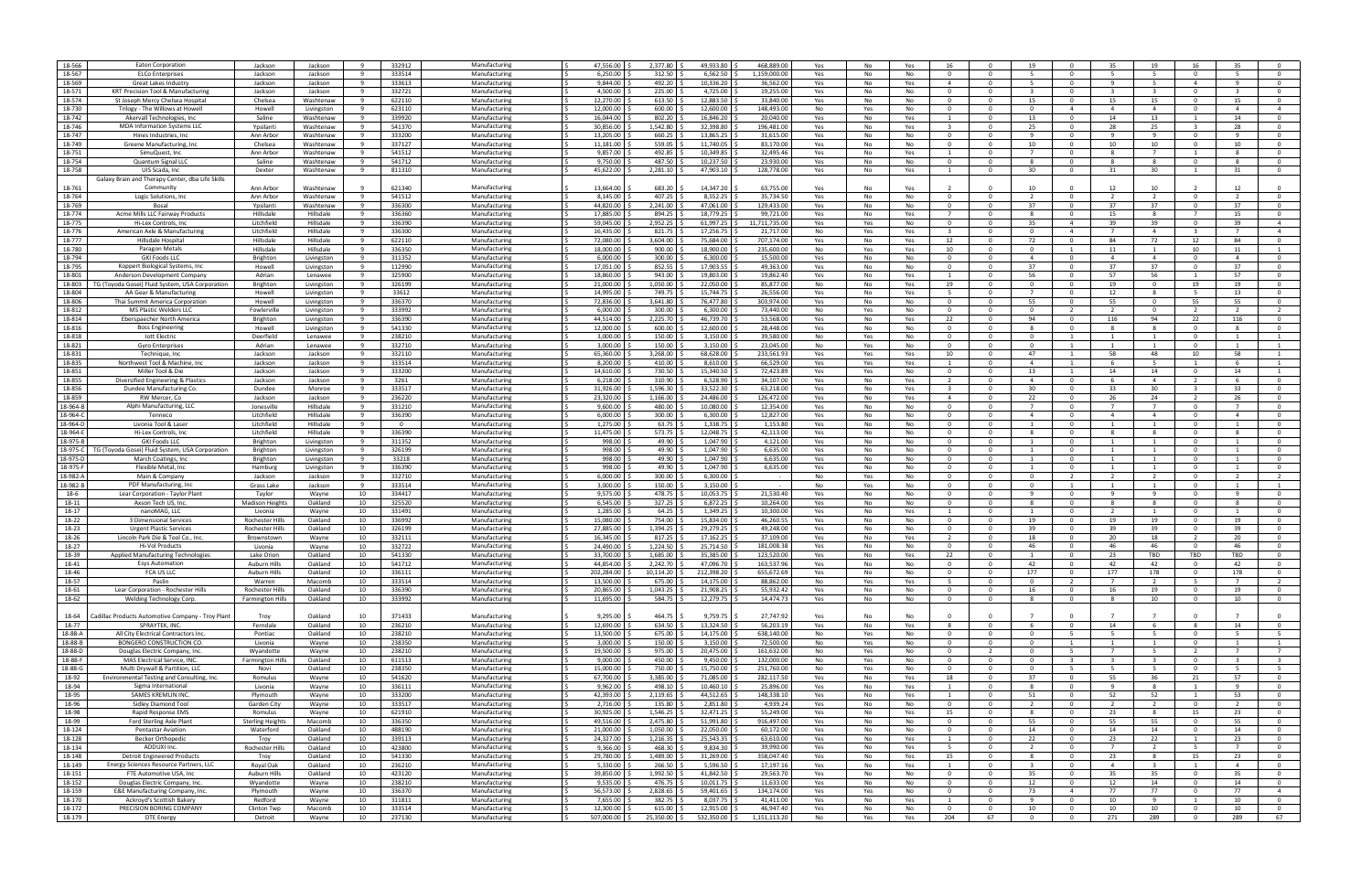| | | | | | | | | | | | | | | | | | | | | | | |
|---|---|---|---|---|---|---|---|---|---|---|---|---|---|---|---|---|---|---|---|---|---|---|
| 18-566 | Eaton Corporation | Jackson | Jackson | 9 | 332912 | Manufacturing | $ 47,556.00 | $ 2,377.80 | $ 49,933.80 | $ 468,889.00 | Yes | No | Yes | 16 | 0 | 19 | 0 | 35 | 19 | 16 | 35 | 0 |
| 18-567 | ELCo Enterprises | Jackson | Jackson | 9 | 333514 | Manufacturing | $ 6,250.00 | $ 312.50 | $ 6,562.50 | $ 1,159,000.00 | Yes | No | No | 0 | 0 | 5 | 0 | 5 | 5 | 0 | 5 | 0 |
| 18-569 | Great Lakes Industry | Jackson | Jackson | 9 | 333613 | Manufacturing | $ 9,844.00 | $ 492.20 | $ 10,336.20 | $ 36,562.00 | Yes | No | Yes | 4 | 0 | 5 | 0 | 9 | 5 | 4 | 9 | 0 |
| 18-571 | KRT Precision Tool & Manufacturing | Jackson | Jackson | 9 | 332721 | Manufacturing | $ 4,500.00 | $ 225.00 | $ 4,725.00 | $ 19,255.00 | Yes | No | No | 0 | 0 | 3 | 0 | 3 | 3 | 0 | 3 | 0 |
| 18-730 | St Joseph Mercy Chelsea Hospital | Chelsea | Washtenaw | 9 | 622110 | Manufacturing | $ 12,270.00 | $ 613.50 | $ 12,883.50 | $ 33,840.00 | Yes | No | No | 0 | 0 | 15 | 0 | 15 | 15 | 0 | 15 | 0 |
| 18-733 | Trilogy - The Willows at Howell | Howell | Livingston | 9 | 623110 | Manufacturing | $ 12,000.00 | $ 600.00 | $ 12,600.00 | $ 148,493.00 | No | Yes | No | 0 | 0 | 0 | 4 | 4 | 4 | 0 | 4 | 4 |
| 18-742 | Akervall Technologies, Inc | Saline | Washtenaw | 9 | 339920 | Manufacturing | $ 16,044.00 | $ 802.20 | $ 16,846.20 | $ 20,040.00 | Yes | No | Yes | 1 | 0 | 13 | 0 | 14 | 13 | 1 | 14 | 0 |
| 18-746 | MDA Information Systems LLC | Ypsilanti | Washtenaw | 9 | 541370 | Manufacturing | $ 30,856.00 | $ 1,542.80 | $ 32,398.80 | $ 196,481.00 | Yes | No | Yes | 3 | 0 | 25 | 0 | 28 | 25 | 3 | 28 | 0 |
| 18-747 | Hines Industries, Inc | Ann Arbor | Washtenaw | 9 | 333200 | Manufacturing | $ 13,205.00 | $ 660.25 | $ 13,865.25 | $ 31,615.00 | Yes | No | No | 0 | 0 | 9 | 0 | 9 | 9 | 0 | 9 | 0 |
| 18-749 | Greene Manufacturing, Inc | Chelsea | Washtenaw | 9 | 337127 | Manufacturing | $ 11,181.00 | $ 559.05 | $ 11,740.05 | $ 83,170.00 | Yes | No | No | 0 | 0 | 10 | 0 | 10 | 10 | 0 | 10 | 0 |
| 18-751 | SimuQuest, Inc | Ann Arbor | Washtenaw | 9 | 541512 | Manufacturing | $ 9,857.00 | $ 492.85 | $ 10,349.85 | $ 32,495.46 | Yes | No | Yes | 1 | 0 | 7 | 0 | 8 | 7 | 1 | 8 | 0 |
| 18-754 | Quantum Signal LLC | Saline | Washtenaw | 9 | 541712 | Manufacturing | $ 9,750.00 | $ 487.50 | $ 10,237.50 | $ 23,930.00 | Yes | No | No | 0 | 0 | 8 | 0 | 8 | 8 | 0 | 8 | 0 |
| 18-758 | UIS Scada, Inc | Dexter | Washtenaw | 9 | 811310 | Manufacturing | $ 45,622.00 | $ 2,281.10 | $ 47,903.10 | $ 128,778.00 | Yes | No | Yes | 1 | 0 | 30 | 0 | 31 | 30 | 1 | 31 | 0 |
| 18-761 | Galaxy Brain and Therapy Center, dba Life Skills Community | Ann Arbor | Washtenaw | 9 | 621340 | Manufacturing | $ 13,664.00 | $ 683.20 | $ 14,347.20 | $ 63,755.00 | Yes | No | Yes | 2 | 0 | 10 | 0 | 12 | 10 | 2 | 12 | 0 |
| 18-764 | Logic Solutions, Inc | Ann Arbor | Washtenaw | 9 | 541512 | Manufacturing | $ 8,145.00 | $ 407.25 | $ 8,552.25 | $ 35,734.50 | Yes | No | No | 0 | 0 | 2 | 0 | 2 | 2 | 0 | 2 | 0 |
| 18-769 | Bosal | Ypsilanti | Washtenaw | 9 | 336300 | Manufacturing | $ 44,820.00 | $ 2,241.00 | $ 47,061.00 | $ 129,433.00 | Yes | No | No | 0 | 0 | 37 | 0 | 37 | 37 | 0 | 37 | 0 |
| 18-774 | Acme Mills LLC Fairway Products | Hillsdale | Hillsdale | 9 | 336360 | Manufacturing | $ 17,885.00 | $ 894.25 | $ 18,779.25 | $ 99,721.00 | Yes | No | Yes | 7 | 0 | 8 | 0 | 15 | 8 | 7 | 15 | 0 |
| 18-775 | Hi-Lex Controls, Inc | Litchfield | Hillsdale | 9 | 336390 | Manufacturing | $ 59,045.00 | $ 2,952.25 | $ 61,997.25 | $ 11,711,735.00 | Yes | Yes | No | 0 | 0 | 35 | 4 | 39 | 39 | 0 | 39 | 4 |
| 18-776 | American Axle & Manufacturing | Litchfield | Hillsdale | 9 | 336300 | Manufacturing | $ 16,435.00 | $ 821.75 | $ 17,256.75 | $ 21,717.00 | No | Yes | Yes | 3 | 0 | 0 | 4 | 7 | 4 | 3 | 7 | 4 |
| 18-777 | Hillsdale Hospital | Hillsdale | Hillsdale | 9 | 622110 | Manufacturing | $ 72,080.00 | $ 3,604.00 | $ 75,684.00 | $ 707,174.00 | Yes | No | Yes | 12 | 0 | 72 | 0 | 84 | 72 | 12 | 84 | 0 |
| 18-780 | Paragon Metals | Hillsdale | Hillsdale | 9 | 336350 | Manufacturing | $ 18,000.00 | $ 900.00 | $ 18,900.00 | $ 235,600.00 | No | Yes | Yes | 10 | 0 | 0 | 1 | 11 | 1 | 10 | 11 | 1 |
| 18-794 | GKI Foods LLC | Brighton | Livingston | 9 | 311352 | Manufacturing | $ 6,000.00 | $ 300.00 | $ 6,300.00 | $ 15,500.00 | Yes | No | No | 0 | 0 | 4 | 0 | 4 | 4 | 0 | 4 | 0 |
| 18-795 | Koppert Biological Systems, Inc | Howell | Livingston | 9 | 112990 | Manufacturing | $ 17,051.00 | $ 852.55 | $ 17,903.55 | $ 49,363.00 | Yes | No | No | 0 | 0 | 37 | 0 | 37 | 37 | 0 | 37 | 0 |
| 18-801 | Anderson Development Company | Adrian | Lenawee | 9 | 325900 | Manufacturing | $ 18,860.00 | $ 943.00 | $ 19,803.00 | $ 19,862.40 | Yes | No | Yes | 1 | 0 | 56 | 0 | 57 | 56 | 1 | 57 | 0 |
| 18-803 | TG (Toyoda Gosei) Fluid System, USA Corporation | Brighton | Livingston | 9 | 326199 | Manufacturing | $ 21,000.00 | $ 1,050.00 | $ 22,050.00 | $ 85,877.00 | No | No | Yes | 19 | 0 | 0 | 0 | 19 | 0 | 19 | 19 | 0 |
| 18-804 | AA Gear & Manufacturing | Howell | Livingston | 9 | 33612 | Manufacturing | $ 14,995.00 | $ 749.75 | $ 15,744.75 | $ 26,556.00 | Yes | No | Yes | 5 | 0 | 7 | 0 | 12 | 8 | 5 | 13 | 0 |
| 18-806 | Thai Summit America Corporation | Howell | Livingston | 9 | 336370 | Manufacturing | $ 72,836.00 | $ 3,641.80 | $ 76,477.80 | $ 303,974.00 | Yes | No | No | 0 | 0 | 55 | 0 | 55 | 55 | 0 | 55 | 0 |
| 18-812 | MS Plastic Welders LLC | Fowlerville | Livingston | 9 | 333992 | Manufacturing | $ 6,000.00 | $ 300.00 | $ 6,300.00 | $ 73,440.00 | No | Yes | No | 0 | 0 | 0 | 2 | 2 | 0 | 2 | 2 | 2 |
| 18-814 | Eberspaecher North America | Brighton | Livingston | 9 | 336390 | Manufacturing | $ 44,514.00 | $ 2,225.70 | $ 46,739.70 | $ 53,568.00 | Yes | No | Yes | 22 | 0 | 94 | 0 | 116 | 94 | 22 | 116 | 0 |
| 18-816 | Boss Engineering | Howell | Livingston | 9 | 541330 | Manufacturing | $ 12,000.00 | $ 600.00 | $ 12,600.00 | $ 28,448.00 | Yes | No | No | 0 | 0 | 8 | 0 | 8 | 8 | 0 | 8 | 0 |
| 18-818 | Iott Electric | Deerfield | Lenawee | 9 | 238210 | Manufacturing | $ 3,000.00 | $ 150.00 | $ 3,150.00 | $ 39,580.00 | No | Yes | No | 0 | 0 | 0 | 1 | 1 | 1 | 0 | 1 | 1 |
| 18-821 | Gyro Enterprises | Adrian | Lenawee | 9 | 332710 | Manufacturing | $ 3,000.00 | $ 150.00 | $ 3,150.00 | $ 23,045.00 | No | Yes | No | 0 | 0 | 0 | 1 | 1 | 1 | 0 | 1 | 1 |
| 18-831 | Technique, Inc | Jackson | Jackson | 9 | 332110 | Manufacturing | $ 65,360.00 | $ 3,268.00 | $ 68,628.00 | $ 233,561.93 | Yes | Yes | Yes | 10 | 0 | 47 | 1 | 58 | 48 | 10 | 58 | 1 |
| 18-835 | Northwest Tool & Machine, Inc | Jackson | Jackson | 9 | 333514 | Manufacturing | $ 8,200.00 | $ 410.00 | $ 8,610.00 | $ 66,529.00 | Yes | Yes | Yes | 1 | 0 | 4 | 1 | 6 | 5 | 1 | 6 | 1 |
| 18-851 | Miller Tool & Die | Jackson | Jackson | 9 | 333200 | Manufacturing | $ 14,610.00 | $ 730.50 | $ 15,340.50 | $ 72,423.89 | Yes | Yes | No | 0 | 0 | 13 | 1 | 14 | 14 | 0 | 14 | 1 |
| 18-855 | Diversified Engineering & Plastics | Jackson | Jackson | 9 | 3261 | Manufacturing | $ 6,218.00 | $ 310.90 | $ 6,528.90 | $ 34,107.00 | Yes | No | Yes | 2 | 0 | 4 | 0 | 6 | 4 | 2 | 6 | 0 |
| 18-856 | Dundee Manufacturing Co. | Dundee | Monroe | 9 | 333517 | Manufacturing | $ 31,926.00 | $ 1,596.30 | $ 33,522.30 | $ 63,218.00 | Yes | No | Yes | 3 | 0 | 30 | 0 | 33 | 30 | 3 | 33 | 0 |
| 18-859 | RW Mercer, Co | Jackson | Jackson | 9 | 236220 | Manufacturing | $ 23,320.00 | $ 1,166.00 | $ 24,486.00 | $ 126,472.00 | Yes | No | Yes | 4 | 0 | 22 | 0 | 26 | 24 | 2 | 26 | 0 |
| 18-064-B | Alphi Manufacturing, LLC | Jonesville | Hillsdale | 9 | 331210 | Manufacturing | $ 9,600.00 | $ 480.00 | $ 10,080.00 | $ 12,354.00 | Yes | No | No | 0 | 0 | 7 | 0 | 7 | 7 | 0 | 7 | 0 |
| 18-064-C | Tenneco | Litchfield | Hillsdale | 9 | 336390 | Manufacturing | $ 6,000.00 | $ 300.00 | $ 6,300.00 | $ 12,827.00 | Yes | No | No | 0 | 0 | 4 | 0 | 4 | 4 | 0 | 4 | 0 |
| 18-064-D | Livonia Tool & Laser | Litchfield | Hillsdale | 9 | 0 | Manufacturing | $ 1,275.00 | $ 63.75 | $ 1,338.75 | $ 1,153.80 | Yes | No | No | 0 | 0 | 1 | 0 | 1 | 1 | 0 | 1 | 0 |
| 18-064-E | Hi-Lex Controls, Inc | Litchfield | Hillsdale | 9 | 336390 | Manufacturing | $ 11,475.00 | $ 573.75 | $ 12,048.75 | $ 42,113.00 | Yes | No | No | 0 | 0 | 8 | 0 | 8 | 8 | 0 | 8 | 0 |
| 18-975-B | GKI Foods LLC | Brighton | Livingston | 9 | 311352 | Manufacturing | $ 998.00 | $ 49.90 | $ 1,047.90 | $ 4,121.00 | Yes | No | No | 0 | 0 | 1 | 0 | 1 | 1 | 0 | 1 | 0 |
| 18-975-C | TG (Toyoda Gosei) Fluid System, USA Corporation | Brighton | Livingston | 9 | 326199 | Manufacturing | $ 998.00 | $ 49.90 | $ 1,047.90 | $ 6,635.00 | Yes | No | No | 0 | 0 | 1 | 0 | 1 | 1 | 0 | 1 | 0 |
| 18-975-D | March Coatings, Inc | Brighton | Livingston | 9 | 33218 | Manufacturing | $ 998.00 | $ 49.90 | $ 1,047.90 | $ 6,635.00 | Yes | No | No | 0 | 0 | 1 | 0 | 1 | 1 | 0 | 1 | 0 |
| 18-975-F | Flexible Metal, Inc | Hamburg | Livingston | 9 | 336390 | Manufacturing | $ 998.00 | $ 49.90 | $ 1,047.90 | $ 6,635.00 | Yes | No | No | 0 | 0 | 1 | 0 | 1 | 1 | 0 | 1 | 0 |
| 18-982-A | Main & Company | Jackson | Jackson | 9 | 332710 | Manufacturing | $ 6,000.00 | $ 300.00 | $ 6,300.00 | - | No | Yes | No | 0 | 0 | 0 | 2 | 2 | 2 | 0 | 2 | 2 |
| 18-982-B | PDF Manufacturing, Inc | Grass Lake | Jackson | 9 | 333514 | Manufacturing | $ 3,000.00 | $ 150.00 | $ 3,150.00 | - | No | Yes | No | 0 | 0 | 0 | 1 | 1 | 1 | 0 | 1 | 1 |
| 18-6 | Lear Corporation - Taylor Plant | Taylor | Wayne | 10 | 334417 | Manufacturing | $ 9,575.00 | $ 478.75 | $ 10,053.75 | $ 21,530.40 | Yes | No | No | 0 | 0 | 9 | 0 | 9 | 9 | 0 | 9 | 0 |
| 18-11 | Axson Tech US, Inc | Madison Heights | Oakland | 10 | 325520 | Manufacturing | $ 6,545.00 | $ 327.25 | $ 6,872.25 | $ 10,264.00 | Yes | No | No | 0 | 0 | 8 | 0 | 8 | 8 | 0 | 8 | 0 |
| 18-17 | nanoMAG, LLC | Livonia | Wayne | 10 | 331491 | Manufacturing | $ 1,285.00 | $ 64.25 | $ 1,349.25 | $ 10,300.00 | Yes | No | Yes | 1 | 0 | 1 | 0 | 2 | 1 | 0 | 1 | 0 |
| 18-22 | 3 Dimensional Services | Rochester Hills | Oakland | 10 | 336992 | Manufacturing | $ 15,080.00 | $ 754.00 | $ 15,834.00 | $ 46,260.55 | Yes | No | No | 0 | 0 | 19 | 0 | 19 | 19 | 0 | 19 | 0 |
| 18-23 | Urgent Plastic Services | Rochester Hills | Oakland | 10 | 326199 | Manufacturing | $ 27,885.00 | $ 1,394.25 | $ 29,279.25 | $ 49,248.00 | Yes | No | No | 0 | 0 | 39 | 0 | 39 | 39 | 0 | 39 | 0 |
| 18-26 | Lincoln Park Die & Tool Co., Inc. | Brownstown | Wayne | 10 | 332111 | Manufacturing | $ 16,345.00 | $ 817.25 | $ 17,162.25 | $ 37,109.00 | Yes | No | Yes | 2 | 0 | 18 | 0 | 20 | 18 | 2 | 20 | 0 |
| 18-27 | Hi-Vol Products | Livonia | Wayne | 10 | 332722 | Manufacturing | $ 24,490.00 | $ 1,224.50 | $ 25,714.50 | $ 181,008.38 | Yes | No | No | 0 | 0 | 46 | 0 | 46 | 46 | 0 | 46 | 0 |
| 18-39 | Applied Manufacturing Technologies | Lake Orion | Oakland | 10 | 541330 | Manufacturing | $ 33,700.00 | $ 1,685.00 | $ 35,385.00 | $ 123,520.00 | Yes | No | Yes | 22 | 0 | 1 | 0 | 23 | TBD | TBD | TBD | 0 |
| 18-41 | Esys Automation | Auburn Hills | Oakland | 10 | 541712 | Manufacturing | $ 44,854.00 | $ 2,242.70 | $ 47,096.70 | $ 163,537.96 | Yes | No | No | 0 | 0 | 42 | 0 | 42 | 42 | 0 | 42 | 0 |
| 18-46 | FCA US LLC | Auburn Hills | Oakland | 10 | 336111 | Manufacturing | $ 202,284.00 | $ 10,114.20 | $ 212,398.20 | $ 655,672.69 | Yes | No | No | 0 | 0 | 177 | 0 | 177 | 178 | 0 | 178 | 0 |
| 18-57 | Paslin | Warren | Macomb | 10 | 333514 | Manufacturing | $ 13,500.00 | $ 675.00 | $ 14,175.00 | $ 88,862.00 | No | Yes | Yes | 5 | 0 | 0 | 2 | 7 | 2 | 5 | 7 | 2 |
| 18-61 | Lear Corporation - Rochester Hills | Rochester Hills | Oakland | 10 | 336390 | Manufacturing | $ 20,865.00 | $ 1,043.25 | $ 21,908.25 | $ 55,932.42 | Yes | No | No | 0 | 0 | 16 | 0 | 16 | 19 | 0 | 19 | 0 |
| 18-62 | Welding Technology Corp. | Farmington Hills | Oakland | 10 | 333992 | Manufacturing | $ 11,695.00 | $ 584.75 | $ 12,279.75 | $ 14,474.73 | Yes | No | No | 0 | 0 | 8 | 0 | 8 | 10 | 0 | 10 | 0 |
| 18-64 | Cadillac Products Automotive Company - Troy Plant | Troy | Oakland | 10 | 371433 | Manufacturing | $ 9,295.00 | $ 464.75 | $ 9,759.75 | $ 27,747.92 | Yes | No | No | 0 | 0 | 7 | 0 | 7 | 7 | 0 | 7 | 0 |
| 18-77 | SPRAYTEK, INC. | Ferndale | Oakland | 10 | 236210 | Manufacturing | $ 12,690.00 | $ 634.50 | $ 13,324.50 | $ 56,203.19 | Yes | No | Yes | 8 | 0 | 6 | 0 | 14 | 6 | 8 | 14 | 0 |
| 18-88-A | All City Electrical Contractors Inc. | Pontiac | Oakland | 10 | 238210 | Manufacturing | $ 13,500.00 | $ 675.00 | $ 14,175.00 | $ 638,140.00 | No | Yes | No | 0 | 0 | 0 | 5 | 5 | 5 | 0 | 5 | 5 |
| 18-88-B | BONGERO CONSTRUCTION CO. | Livonia | Wayne | 10 | 238350 | Manufacturing | $ 3,000.00 | $ 150.00 | $ 3,150.00 | $ 72,500.00 | No | Yes | No | 0 | 0 | 0 | 1 | 1 | 1 | 0 | 1 | 1 |
| 18-88-D | Douglas Electric Company, Inc. | Wyandotte | Wayne | 10 | 238210 | Manufacturing | $ 19,500.00 | $ 975.00 | $ 20,475.00 | $ 161,632.00 | No | Yes | Yes | 0 | 2 | 0 | 5 | 7 | 5 | 2 | 7 | 7 |
| 18-88-F | MAS Electrical Service, INC. | Farmington Hills | Oakland | 10 | 611513 | Manufacturing | $ 9,000.00 | $ 450.00 | $ 9,450.00 | $ 132,000.00 | No | Yes | No | 0 | 0 | 0 | 3 | 3 | 3 | 0 | 3 | 3 |
| 18-88-G | Multi Drywall & Partition, LLC | Novi | Oakland | 10 | 238350 | Manufacturing | $ 15,000.00 | $ 750.00 | $ 15,750.00 | $ 251,760.00 | No | Yes | No | 0 | 0 | 0 | 5 | 5 | 5 | 0 | 5 | 5 |
| 18-92 | Environmental Testing and Consulting, Inc. | Romulus | Wayne | 10 | 541620 | Manufacturing | $ 67,700.00 | $ 3,385.00 | $ 71,085.00 | $ 282,117.50 | Yes | No | Yes | 18 | 0 | 37 | 0 | 55 | 36 | 21 | 57 | 0 |
| 18-94 | Sigma International | Livonia | Wayne | 10 | 336111 | Manufacturing | $ 9,962.00 | $ 498.10 | $ 10,460.10 | $ 25,896.00 | Yes | No | Yes | 1 | 0 | 8 | 0 | 9 | 8 | 1 | 9 | 0 |
| 18-95 | SAMES KREMLIN INC. | Plymouth | Wayne | 10 | 333200 | Manufacturing | $ 42,393.00 | $ 2,119.65 | $ 44,512.65 | $ 148,338.10 | Yes | No | Yes | 1 | 0 | 51 | 0 | 52 | 52 | 1 | 53 | 0 |
| 18-96 | Sidley Diamond Tool | Garden City | Wayne | 10 | 333517 | Manufacturing | $ 2,716.00 | $ 135.80 | $ 2,851.80 | $ 4,939.24 | Yes | No | No | 0 | 0 | 2 | 0 | 2 | 2 | 0 | 2 | 0 |
| 18-98 | Rapid Response EMS | Romulus | Wayne | 10 | 621910 | Manufacturing | $ 30,925.00 | $ 1,546.25 | $ 32,471.25 | $ 55,249.00 | Yes | No | Yes | 15 | 0 | 8 | 0 | 23 | 8 | 15 | 23 | 0 |
| 18-99 | Ford Sterling Axle Plant | Sterling Heights | Macomb | 10 | 336350 | Manufacturing | $ 49,516.00 | $ 2,475.80 | $ 51,991.80 | $ 916,497.00 | Yes | No | No | 0 | 0 | 55 | 0 | 55 | 55 | 0 | 55 | 0 |
| 18-124 | Pentastar Aviation | Waterford | Oakland | 10 | 488190 | Manufacturing | $ 21,000.00 | $ 1,050.00 | $ 22,050.00 | $ 60,172.00 | Yes | No | No | 0 | 0 | 14 | 0 | 14 | 14 | 0 | 14 | 0 |
| 18-128 | Becker Orthopedic | Troy | Oakland | 10 | 339113 | Manufacturing | $ 24,327.00 | $ 1,216.35 | $ 25,543.35 | $ 63,610.00 | Yes | No | Yes | 1 | 0 | 22 | 0 | 23 | 22 | 1 | 23 | 0 |
| 18-134 | ADDUXI Inc. | Rochester Hills | Oakland | 10 | 423800 | Manufacturing | $ 9,366.00 | $ 468.30 | $ 9,834.30 | $ 39,990.00 | Yes | No | Yes | 5 | 0 | 2 | 0 | 7 | 2 | 5 | 7 | 0 |
| 18-148 | Detroit Engineered Products | Troy | Oakland | 10 | 541330 | Manufacturing | $ 29,780.00 | $ 1,489.00 | $ 31,269.00 | $ 358,047.40 | Yes | No | Yes | 15 | 0 | 8 | 0 | 23 | 8 | 15 | 23 | 0 |
| 18-149 | Energy Sciences Resource Partners, LLC | Royal Oak | Oakland | 10 | 236210 | Manufacturing | $ 5,330.00 | $ 266.50 | $ 5,596.50 | $ 17,197.16 | Yes | No | Yes | 1 | 0 | 3 | 0 | 4 | 3 | 1 | 4 | 0 |
| 18-151 | FTE Automotive USA, Inc | Auburn Hills | Oakland | 10 | 423120 | Manufacturing | $ 39,850.00 | $ 1,992.50 | $ 41,842.50 | $ 29,563.70 | Yes | No | No | 0 | 0 | 35 | 0 | 35 | 35 | 0 | 35 | 0 |
| 18-152 | Douglas Electric Company, Inc. | Wyandotte | Wayne | 10 | 238210 | Manufacturing | $ 9,535.00 | $ 476.75 | $ 10,011.75 | $ 11,633.00 | Yes | No | No | 0 | 0 | 12 | 0 | 12 | 14 | 0 | 14 | 0 |
| 18-159 | E&E Manufacturing Company, Inc. | Plymouth | Wayne | 10 | 336370 | Manufacturing | $ 56,573.00 | $ 2,828.65 | $ 59,401.65 | $ 134,174.00 | Yes | Yes | No | 0 | 0 | 73 | 4 | 77 | 77 | 0 | 77 | 4 |
| 18-170 | Ackroyd's Scottish Bakery | Redford | Wayne | 10 | 311811 | Manufacturing | $ 7,655.00 | $ 382.75 | $ 8,037.75 | $ 41,411.00 | Yes | No | Yes | 1 | 0 | 9 | 0 | 10 | 9 | 1 | 10 | 0 |
| 18-172 | PRECISION BORING COMPANY | Clinton Twp | Macomb | 10 | 333514 | Manufacturing | $ 12,300.00 | $ 615.00 | $ 12,915.00 | $ 46,947.40 | Yes | No | No | 0 | 0 | 10 | 0 | 10 | 10 | 0 | 10 | 0 |
| 18-179 | DTE Energy | Detroit | Wayne | 10 | 237130 | Manufacturing | $ 507,000.00 | $ 25,350.00 | $ 532,350.00 | $ 1,151,113.20 | No | Yes | Yes | 204 | 67 | 0 | 0 | 271 | 289 | 0 | 289 | 67 |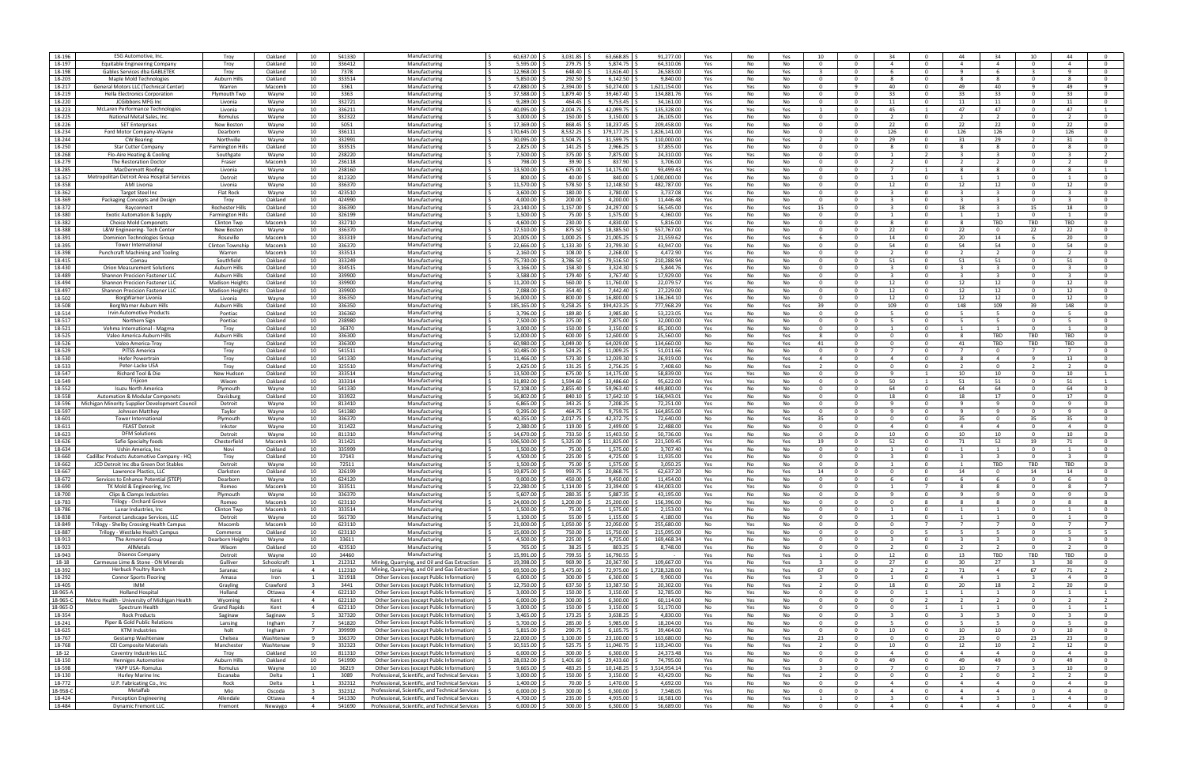| 18-196 | ESG Automotive, Inc. | Troy | Oakland | 10 | 541330 | Manufacturing | $ 60,637.00 | $ 3,031.85 | $ 63,668.85 | $ 91,277.00 | Yes | No | Yes | 10 | 0 | 34 | 0 | 44 | 34 | 10 | 44 | 0 |
|---|---|---|---|---|---|---|---|---|---|---|---|---|---|---|---|---|---|---|---|---|---|---|
| 18-197 | Equitable Engineering Company | Troy | Oakland | 10 | 336412 | Manufacturing | $ 5,595.00 | $ 279.75 | $ 5,874.75 | $ 64,310.06 | Yes | No | No | 0 | 0 | 4 | 0 | 4 | 4 | 0 | 4 | 0 |
| 18-198 | Gables Services dba GABLETEK | Troy | Oakland | 10 | 7378 | Manufacturing | $ 12,968.00 | $ 648.40 | $ 13,616.40 | $ 26,583.00 | Yes | No | Yes | 3 | 0 | 6 | 0 | 9 | 6 | 3 | 9 | 0 |
| 18-203 | Maple Mold Technologies | Auburn Hills | Oakland | 10 | 333514 | Manufacturing | $ 5,850.00 | $ 292.50 | $ 6,142.50 | $ 9,840.00 | Yes | No | No | 0 | 0 | 8 | 0 | 8 | 8 | 0 | 8 | 0 |
| 18-217 | General Motors LLC (Technical Center) | Warren | Macomb | 10 | 3361 | Manufacturing | $ 47,880.00 | $ 2,394.00 | $ 50,274.00 | $ 1,621,154.00 | Yes | Yes | No | 0 | 9 | 40 | 0 | 49 | 40 | 9 | 49 | 9 |
| 18-219 | Hella Electronics Corporation | Plymouth Twp | Wayne | 10 | 3363 | Manufacturing | $ 37,588.00 | $ 1,879.40 | $ 39,467.40 | $ 134,881.76 | Yes | No | No | 0 | 0 | 33 | 0 | 33 | 33 | 0 | 33 | 0 |
| 18-220 | JCGibbons MFG Inc | Livonia | Wayne | 10 | 332721 | Manufacturing | $ 9,289.00 | $ 464.45 | $ 9,753.45 | $ 34,161.00 | Yes | No | No | 0 | 0 | 11 | 0 | 11 | 11 | 0 | 11 | 0 |
| 18-223 | McLaren Performance Technologies | Livonia | Wayne | 10 | 336211 | Manufacturing | $ 40,095.00 | $ 2,004.75 | $ 42,099.75 | $ 135,328.00 | Yes | Yes | Yes | 1 | 0 | 45 | 1 | 47 | 47 | 0 | 47 | 1 |
| 18-225 | National Metal Sales, Inc. | Romulus | Wayne | 10 | 332322 | Manufacturing | $ 3,000.00 | $ 150.00 | $ 3,150.00 | $ 26,105.00 | Yes | No | No | 0 | 0 | 2 | 0 | 2 | 2 | 0 | 2 | 0 |
| 18-226 | SET Enterprises | New Boston | Wayne | 10 | 5051 | Manufacturing | $ 17,369.00 | $ 868.45 | $ 18,237.45 | $ 209,458.00 | Yes | No | No | 0 | 0 | 22 | 0 | 22 | 22 | 0 | 22 | 0 |
| 18-234 | Ford Motor Company-Wayne | Dearborn | Wayne | 10 | 336111 | Manufacturing | $ 170,645.00 | $ 8,532.25 | $ 179,177.25 | $ 1,826,141.00 | Yes | No | No | 0 | 0 | 126 | 0 | 126 | 126 | 0 | 126 | 0 |
| 18-244 | CW Bearing | Northville | Wayne | 10 | 332991 | Manufacturing | $ 30,095.00 | $ 1,504.75 | $ 31,599.75 | $ 110,000.00 | Yes | No | Yes | 2 | 0 | 29 | 0 | 31 | 29 | 2 | 31 | 0 |
| 18-250 | Star Cutter Company | Farmington Hills | Oakland | 10 | 333515 | Manufacturing | $ 2,825.00 | $ 141.25 | $ 2,966.25 | $ 37,855.00 | Yes | No | No | 0 | 0 | 8 | 0 | 8 | 8 | 0 | 8 | 0 |
| 18-268 | Flo-Aire Heating & Cooling | Southgate | Wayne | 10 | 238220 | Manufacturing | $ 7,500.00 | $ 375.00 | $ 7,875.00 | $ 24,310.00 | Yes | Yes | No | 0 | 0 | 1 | 2 | 3 | 3 | 0 | 3 | 2 |
| 18-279 | The Restoration Doctor | Fraser | Macomb | 10 | 236118 | Manufacturing | $ 798.00 | $ 39.90 | $ 837.90 | $ 3,706.00 | Yes | No | No | 0 | 0 | 2 | 0 | 2 | 2 | 0 | 2 | 0 |
| 18-285 | MacDermott Roofing | Livonia | Wayne | 10 | 238160 | Manufacturing | $ 13,500.00 | $ 675.00 | $ 14,175.00 | $ 93,499.43 | Yes | Yes | No | 0 | 0 | 7 | 1 | 8 | 8 | 0 | 8 | 1 |
| 18-357 | Metropolitan Detroit Area Hospital Services | Detroit | Wayne | 10 | 812320 | Manufacturing | $ 800.00 | $ 40.00 | $ 840.00 | $ 1,000,000.00 | Yes | No | No | 0 | 0 | 1 | 0 | 1 | 1 | 0 | 1 | 0 |
| 18-358 | AMI Livonia | Livonia | Wayne | 10 | 336370 | Manufacturing | $ 11,570.00 | $ 578.50 | $ 12,148.50 | $ 482,787.00 | Yes | No | No | 0 | 0 | 12 | 0 | 12 | 12 | 0 | 12 | 0 |
| 18-362 | Target Steel Inc | Flat Rock | Wayne | 10 | 423510 | Manufacturing | $ 3,600.00 | $ 180.00 | $ 3,780.00 | $ 3,737.08 | Yes | No | No | 0 | 0 | 3 | 0 | 3 | 3 | 0 | 3 | 0 |
| 18-369 | Packaging Concepts and Design | Troy | Oakland | 10 | 424990 | Manufacturing | $ 4,000.00 | $ 200.00 | $ 4,200.00 | $ 11,446.48 | Yes | No | No | 0 | 0 | 3 | 0 | 3 | 3 | 0 | 3 | 0 |
| 18-372 | Rayconnect | Rochester Hills | Oakland | 10 | 336390 | Manufacturing | $ 23,140.00 | $ 1,157.00 | $ 24,297.00 | $ 56,545.00 | Yes | No | Yes | 15 | 0 | 3 | 0 | 18 | 3 | 15 | 18 | 0 |
| 18-380 | Exotic Automation & Supply | Farmington Hills | Oakland | 10 | 326199 | Manufacturing | $ 1,500.00 | $ 75.00 | $ 1,575.00 | $ 4,360.00 | Yes | No | No | 0 | 0 | 1 | 0 | 1 | 1 | 0 | 1 | 0 |
| 18-382 | Choice Mold Componets | Clinton Twp | Macomb | 10 | 332710 | Manufacturing | $ 4,600.00 | $ 230.00 | $ 4,830.00 | $ 5,816.00 | Yes | No | No | 0 | 0 | 8 | 0 | 8 | TBD | TBD | TBD | 0 |
| 18-388 | L&W Engineering- Tech Center | New Boston | Wayne | 10 | 336370 | Manufacturing | $ 17,510.00 | $ 875.50 | $ 18,385.50 | $ 557,767.00 | Yes | No | No | 0 | 0 | 22 | 0 | 22 | 0 | 22 | 22 | 0 |
| 18-391 | Dominion Technologies Group | Roseville | Macomb | 10 | 333319 | Manufacturing | $ 20,005.00 | $ 1,000.25 | $ 21,005.25 | $ 21,559.62 | Yes | No | Yes | 6 | 0 | 14 | 0 | 20 | 14 | 6 | 20 | 0 |
| 18-395 | Tower International | Clinton Township | Macomb | 10 | 336370 | Manufacturing | $ 22,666.00 | $ 1,133.30 | $ 23,799.30 | $ 43,947.00 | Yes | No | No | 0 | 0 | 54 | 0 | 54 | 54 | 0 | 54 | 0 |
| 18-398 | Punchcraft Machining and Tooling | Warren | Macomb | 10 | 333513 | Manufacturing | $ 2,160.00 | $ 108.00 | $ 2,268.00 | $ 4,472.90 | Yes | No | No | 0 | 0 | 2 | 0 | 2 | 2 | 0 | 2 | 0 |
| 18-415 | Comau | Southfield | Oakland | 10 | 333249 | Manufacturing | $ 75,730.00 | $ 3,786.50 | $ 79,516.50 | $ 210,288.94 | Yes | No | No | 0 | 0 | 51 | 0 | 51 | 51 | 0 | 51 | 0 |
| 18-430 | Orion Measurement Solutions | Auburn Hills | Oakland | 10 | 334515 | Manufacturing | $ 3,166.00 | $ 158.30 | $ 3,324.30 | $ 5,844.76 | Yes | No | No | 0 | 0 | 3 | 0 | 3 | 3 | 0 | 3 | 0 |
| 18-489 | Shannon Precision Fastener LLC | Auburn Hills | Oakland | 10 | 339900 | Manufacturing | $ 3,588.00 | $ 179.40 | $ 3,767.40 | $ 17,929.00 | Yes | No | No | 0 | 0 | 3 | 0 | 3 | 3 | 0 | 3 | 0 |
| 18-494 | Shannon Precision Fastener LLC | Madison Heights | Oakland | 10 | 339900 | Manufacturing | $ 11,200.00 | $ 560.00 | $ 11,760.00 | $ 22,079.57 | Yes | No | No | 0 | 0 | 12 | 0 | 12 | 12 | 0 | 12 | 0 |
| 18-497 | Shannon Precision Fastener LLC | Madison Heights | Oakland | 10 | 339900 | Manufacturing | $ 7,088.00 | $ 354.40 | $ 7,442.40 | $ 27,229.00 | Yes | No | No | 0 | 0 | 12 | 0 | 12 | 12 | 0 | 12 | 0 |
| 18-502 | BorgWarner Livonia | Livonia | Wayne | 10 | 336350 | Manufacturing | $ 16,000.00 | $ 800.00 | $ 16,800.00 | $ 136,264.10 | Yes | No | No | 0 | 0 | 12 | 0 | 12 | 12 | 0 | 12 | 0 |
| 18-508 | BorgWarner Auburn Hills | Auburn Hills | Oakland | 10 | 336350 | Manufacturing | $ 185,165.00 | $ 9,258.25 | $ 194,423.25 | $ 777,968.29 | Yes | No | Yes | 39 | 0 | 109 | 0 | 148 | 109 | 39 | 148 | 0 |
| 18-514 | Irvin Automotive Products | Pontiac | Oakland | 10 | 336360 | Manufacturing | $ 3,796.00 | $ 189.80 | $ 3,985.80 | $ 53,223.05 | Yes | No | No | 0 | 0 | 5 | 0 | 5 | 5 | 0 | 5 | 0 |
| 18-517 | Northern Sign | Pontiac | Oakland | 10 | 238980 | Manufacturing | $ 7,500.00 | $ 375.00 | $ 7,875.00 | $ 32,000.00 | Yes | No | No | 0 | 0 | 5 | 0 | 5 | 5 | 0 | 5 | 0 |
| 18-521 | Vehma International - Magma | Troy | Oakland | 10 | 36370 | Manufacturing | $ 3,000.00 | $ 150.00 | $ 3,150.00 | $ 85,200.00 | Yes | No | No | 0 | 0 | 1 | 0 | 1 | 1 | 0 | 1 | 0 |
| 18-525 | Valeo America-Auburn Hills | Auburn Hills | Oakland | 10 | 336300 | Manufacturing | $ 12,000.00 | $ 600.00 | $ 12,600.00 | $ 25,560.00 | No | No | Yes | 8 | 0 | 0 | 0 | 8 | TBD | TBD | TBD | 0 |
| 18-526 | Valeo America-Troy | Troy | Oakland | 10 | 336300 | Manufacturing | $ 60,980.00 | $ 3,049.00 | $ 64,029.00 | $ 134,660.00 | No | No | Yes | 41 | 0 | 0 | 0 | 41 | TBD | TBD | TBD | 0 |
| 18-529 | PITSS America | Troy | Oakland | 10 | 541511 | Manufacturing | $ 10,485.00 | $ 524.25 | $ 11,009.25 | $ 51,011.66 | Yes | No | No | 0 | 0 | 7 | 0 | 7 | 0 | 7 | 7 | 0 |
| 18-530 | Hofer Powertrain | Troy | Oakland | 10 | 541330 | Manufacturing | $ 11,466.00 | $ 573.30 | $ 12,039.30 | $ 26,919.00 | Yes | No | Yes | 4 | 0 | 4 | 0 | 8 | 4 | 9 | 13 | 0 |
| 18-533 | Peter-Lacke USA | Troy | Oakland | 10 | 325510 | Manufacturing | $ 2,625.00 | $ 131.25 | $ 2,756.25 | $ 7,408.60 | No | No | Yes | 2 | 0 | 0 | 0 | 2 | 0 | 2 | 2 | 0 |
| 18-547 | Richard Tool & Die | New Hudson | Oakland | 10 | 333514 | Manufacturing | $ 13,500.00 | $ 675.00 | $ 14,175.00 | $ 58,839.00 | Yes | Yes | No | 0 | 0 | 9 | 1 | 10 | 10 | 0 | 10 | 1 |
| 18-549 | Trijicon | Wixom | Oakland | 10 | 333314 | Manufacturing | $ 31,892.00 | $ 1,594.60 | $ 33,486.60 | $ 95,622.00 | Yes | Yes | No | 0 | 0 | 50 | 1 | 51 | 51 | 0 | 51 | 1 |
| 18-552 | Isuzu North America | Plymouth | Wayne | 10 | 541330 | Manufacturing | $ 57,108.00 | $ 2,855.40 | $ 59,963.40 | $ 449,800.00 | Yes | No | No | 0 | 0 | 64 | 0 | 64 | 64 | 0 | 64 | 0 |
| 18-558 | Automation & Modular Componets | Davisburg | Oakland | 10 | 333922 | Manufacturing | $ 16,802.00 | $ 840.10 | $ 17,642.10 | $ 166,943.01 | Yes | No | No | 0 | 0 | 18 | 0 | 18 | 17 | 0 | 17 | 0 |
| 18-596 | Michigan Minority Supplier Development Council | Detroit | Wayne | 10 | 813410 | Manufacturing | $ 6,865.00 | $ 343.25 | $ 7,208.25 | $ 72,251.00 | Yes | No | No | 0 | 0 | 9 | 0 | 9 | 9 | 0 | 9 | 0 |
| 18-597 | Johnson Matthey | Taylor | Wayne | 10 | 541380 | Manufacturing | $ 9,295.00 | $ 464.75 | $ 9,759.75 | $ 164,855.00 | Yes | No | No | 0 | 0 | 9 | 0 | 9 | 9 | 0 | 9 | 0 |
| 18-601 | Tower International | Plymouth | Wayne | 10 | 336370 | Manufacturing | $ 40,355.00 | $ 2,017.75 | $ 42,372.75 | $ 72,640.00 | No | No | Yes | 35 | 0 | 0 | 0 | 35 | 0 | 35 | 35 | 0 |
| 18-611 | FEAST Detroit | Inkster | Wayne | 10 | 311422 | Manufacturing | $ 2,380.00 | $ 119.00 | $ 2,499.00 | $ 22,488.00 | Yes | No | No | 0 | 0 | 4 | 0 | 4 | 4 | 0 | 4 | 0 |
| 18-623 | DFM Solutions | Detroit | Wayne | 10 | 811310 | Manufacturing | $ 14,670.00 | $ 733.50 | $ 15,403.50 | $ 50,736.00 | Yes | No | No | 0 | 0 | 10 | 0 | 10 | 10 | 0 | 10 | 0 |
| 18-626 | Safie Specialty foods | Chesterfield | Macomb | 10 | 311421 | Manufacturing | $ 106,500.00 | $ 5,325.00 | $ 111,825.00 | $ 221,509.45 | Yes | No | Yes | 19 | 0 | 52 | 0 | 71 | 52 | 19 | 71 | 0 |
| 18-634 | Ushin America, Inc | Novi | Oakland | 10 | 335999 | Manufacturing | $ 1,500.00 | $ 75.00 | $ 1,575.00 | $ 3,707.40 | Yes | No | No | 0 | 0 | 1 | 0 | 1 | 1 | 0 | 1 | 0 |
| 18-660 | Cadillac Products Automotive Company - HQ | Troy | Oakland | 10 | 37143 | Manufacturing | $ 4,500.00 | $ 225.00 | $ 4,725.00 | $ 11,935.00 | Yes | No | No | 0 | 0 | 3 | 0 | 3 | 3 | 0 | 3 | 0 |
| 18-662 | JCD Detroit Inc dba Green Dot Stables | Detroit | Wayne | 10 | 72511 | Manufacturing | $ 1,500.00 | $ 75.00 | $ 1,575.00 | $ 3,050.25 | Yes | No | No | 0 | 0 | 1 | 0 | 1 | TBD | TBD | TBD | 0 |
| 18-667 | Lawrence Plastics, LLC | Clarkston | Oakland | 10 | 326199 | Manufacturing | $ 19,875.00 | $ 993.75 | $ 20,868.75 | $ 62,637.20 | No | No | Yes | 14 | 0 | 0 | 0 | 14 | 0 | 14 | 14 | 0 |
| 18-672 | Services to Enhance Potential (STEP) | Dearborn | Wayne | 10 | 624120 | Manufacturing | $ 9,000.00 | $ 450.00 | $ 9,450.00 | $ 11,454.00 | Yes | No | No | 0 | 0 | 6 | 0 | 6 | 6 | 0 | 6 | 0 |
| 18-690 | TK Mold & Engineering, Inc | Romeo | Macomb | 10 | 333511 | Manufacturing | $ 22,280.00 | $ 1,114.00 | $ 23,394.00 | $ 434,003.00 | Yes | Yes | No | 0 | 0 | 1 | 7 | 8 | 8 | 0 | 8 | 7 |
| 18-700 | Clips & Clamps Industries | Plymouth | Wayne | 10 | 336370 | Manufacturing | $ 5,607.00 | $ 280.35 | $ 5,887.35 | $ 43,195.00 | Yes | No | No | 0 | 0 | 9 | 0 | 9 | 9 | 0 | 9 | 0 |
| 18-783 | Trilogy - Orchard Grove | Romeo | Macomb | 10 | 623110 | Manufacturing | $ 24,000.00 | $ 1,200.00 | $ 25,200.00 | $ 156,396.00 | No | Yes | No | 0 | 0 | 0 | 8 | 8 | 8 | 0 | 8 | 8 |
| 18-786 | Lunar Industries, Inc | Clinton Twp | Macomb | 10 | 333514 | Manufacturing | $ 1,500.00 | $ 75.00 | $ 1,575.00 | $ 2,153.00 | Yes | No | No | 0 | 0 | 1 | 0 | 1 | 1 | 0 | 1 | 0 |
| 18-838 | Fontenot Landscape Services, LLC | Detroit | Wayne | 10 | 561730 | Manufacturing | $ 1,100.00 | $ 55.00 | $ 1,155.00 | $ 4,180.00 | Yes | No | No | 0 | 0 | 1 | 0 | 1 | 1 | 0 | 1 | 0 |
| 18-849 | Trilogy - Shelby Crossing Health Campus | Macomb | Macomb | 10 | 623110 | Manufacturing | $ 21,000.00 | $ 1,050.00 | $ 22,050.00 | $ 255,680.00 | No | Yes | No | 0 | 0 | 0 | 7 | 7 | 7 | 0 | 7 | 7 |
| 18-887 | Trilogy - Westlake Health Campus | Commerce | Oakland | 10 | 623110 | Manufacturing | $ 15,000.00 | $ 750.00 | $ 15,750.00 | $ 215,095.00 | No | Yes | No | 0 | 0 | 0 | 5 | 5 | 5 | 0 | 5 | 5 |
| 18-913 | The Armored Group | Dearborn Heights | Wayne | 10 | 33611 | Manufacturing | $ 4,500.00 | $ 225.00 | $ 4,725.00 | $ 169,468.34 | Yes | No | No | 0 | 0 | 3 | 0 | 3 | 3 | 0 | 3 | 0 |
| 18-923 | AllMetals | Wixom | Oakland | 10 | 423510 | Manufacturing | $ 765.00 | $ 38.25 | $ 803.25 | $ 8,748.00 | Yes | No | No | 0 | 0 | 2 | 0 | 2 | 2 | 0 | 2 | 0 |
| 18-943 | Disenos Company | Detroit | Wayne | 10 | 34460 | Manufacturing | $ 15,991.00 | $ 799.55 | $ 16,790.55 | | Yes | No | Yes | 1 | 0 | 12 | 0 | 13 | TBD | TBD | TBD | 0 |
| 18-18 | Carmeuse Lime & Stone - ON Minerals | Gulliver | Schoolcraft | 1 | 212312 | Mining, Quarrying, and Oil and Gas Extraction | $ 19,398.00 | $ 969.90 | $ 20,367.90 | $ 109,667.00 | Yes | No | Yes | 3 | 0 | 27 | 0 | 30 | 27 | 3 | 30 | 0 |
| 18-392 | Herbuck Poultry Ranch | Saranac | Ionia | 4 | 112310 | Mining, Quarrying, and Oil and Gas Extraction | $ 69,500.00 | $ 3,475.00 | $ 72,975.00 | $ 1,728,328.00 | Yes | Yes | Yes | 67 | 0 | 2 | 2 | 71 | 4 | 67 | 71 | 2 |
| 18-292 | Connor Sports Flooring | Amasa | Iron | 1 | 321918 | Other Services (except Public Information) | $ 6,000.00 | $ 300.00 | $ 6,300.00 | $ 9,900.00 | Yes | No | Yes | 3 | 0 | 1 | 0 | 4 | 1 | 3 | 4 | 0 |
| 18-405 | IMM | Grayling | Crawford | 3 | 3441 | Other Services (except Public Information) | $ 12,750.00 | $ 637.50 | $ 13,387.50 | $ 20,302.00 | Yes | No | Yes | 2 | 0 | 18 | 0 | 20 | 18 | 2 | 20 | 0 |
| 18-965-A | Holland Hospital | Holland | Ottawa | 4 | 622110 | Other Services (except Public Information) | $ 3,000.00 | $ 150.00 | $ 3,150.00 | $ 32,785.00 | No | Yes | No | 0 | 0 | 0 | 1 | 1 | 1 | 0 | 1 | 1 |
| 18-965-C | Metro Health - University of Michigan Health | Wyoming | Kent | 4 | 622110 | Other Services (except Public Information) | $ 6,000.00 | $ 300.00 | $ 6,300.00 | $ 60,114.00 | No | Yes | No | 0 | 0 | 0 | 2 | 2 | 2 | 0 | 2 | 2 |
| 18-965-D | Spectrum Health | Grand Rapids | Kent | 4 | 622110 | Other Services (except Public Information) | $ 3,000.00 | $ 150.00 | $ 3,150.00 | $ 51,170.00 | No | Yes | No | 0 | 0 | 0 | 1 | 1 | 1 | 0 | 1 | 1 |
| 18-354 | Rock Products | Saginaw | Saginaw | 5 | 327320 | Other Services (except Public Information) | $ 3,465.00 | $ 173.25 | $ 3,638.25 | $ 4,830.00 | Yes | No | No | 0 | 0 | 3 | 0 | 3 | 3 | 0 | 3 | 0 |
| 18-241 | Piper & Gold Public Relations | Lansing | Ingham | 7 | 541820 | Other Services (except Public Information) | $ 5,700.00 | $ 285.00 | $ 5,985.00 | $ 18,204.00 | Yes | No | No | 0 | 0 | 5 | 0 | 5 | 5 | 0 | 5 | 0 |
| 18-625 | KTM Industries | holt | Ingham | 7 | 399999 | Other Services (except Public Information) | $ 5,815.00 | $ 290.75 | $ 6,105.75 | $ 39,464.00 | Yes | No | No | 0 | 0 | 10 | 0 | 10 | 10 | 0 | 10 | 0 |
| 18-767 | Gestamp Washtenaw | Chelsea | Washtenaw | 9 | 336370 | Other Services (except Public Information) | $ 22,000.00 | $ 1,100.00 | $ 23,100.00 | $ 163,680.00 | No | No | Yes | 23 | 0 | 0 | 0 | 23 | 0 | 23 | 23 | 0 |
| 18-768 | CEI Composite Materials | Manchester | Washtenaw | 9 | 332323 | Other Services (except Public Information) | $ 10,515.00 | $ 525.75 | $ 11,040.75 | $ 119,240.00 | Yes | No | Yes | 2 | 0 | 10 | 0 | 12 | 10 | 2 | 12 | 0 |
| 18-12 | Coventry Industries LLC | Troy | Oakland | 10 | 811310 | Other Services (except Public Information) | $ 6,000.00 | $ 300.00 | $ 6,300.00 | $ 24,373.48 | Yes | No | No | 0 | 0 | 4 | 0 | 4 | 4 | 0 | 4 | 0 |
| 18-150 | Hennigas Automotive | Auburn Hills | Oakland | 10 | 541990 | Other Services (except Public Information) | $ 28,032.00 | $ 1,401.60 | $ 29,433.60 | $ 74,795.00 | Yes | No | No | 0 | 0 | 49 | 0 | 49 | 49 | 0 | 49 | 0 |
| 18-598 | YAPP USA- Romulus | Romulus | Wayne | 10 | 36219 | Other Services (except Public Information) | $ 9,665.00 | $ 483.25 | $ 10,148.25 | $ 3,514,954.14 | Yes | No | Yes | 3 | 0 | 7 | 0 | 10 | 7 | 3 | 10 | 0 |
| 18-130 | Hurley Marine Inc | Escanaba | Delta | 1 | 3089 | Professional, Scientific, and Technical Services | $ 3,000.00 | $ 150.00 | $ 3,150.00 | $ 43,429.00 | No | No | Yes | 2 | 0 | 0 | 0 | 2 | 0 | 2 | 2 | 0 |
| 18-772 | U.P. Fabricating Co., Inc | Rock | Delta | 1 | 332312 | Professional, Scientific, and Technical Services | $ 1,400.00 | $ 70.00 | $ 1,470.00 | $ 4,692.00 | Yes | No | No | 0 | 0 | 4 | 0 | 4 | 4 | 0 | 4 | 0 |
| 18-958-C | Metalfab | Mio | Oscoda | 3 | 332312 | Professional, Scientific, and Technical Services | $ 6,000.00 | $ 300.00 | $ 6,300.00 | $ 7,548.05 | Yes | No | No | 0 | 0 | 4 | 0 | 4 | 4 | 0 | 4 | 0 |
| 18-424 | Perception Engineering | Allendale | Ottawa | 4 | 541330 | Professional, Scientific, and Technical Services | $ 4,700.00 | $ 235.00 | $ 4,935.00 | $ 16,581.00 | Yes | No | Yes | 1 | 0 | 3 | 0 | 4 | 3 | 1 | 4 | 0 |
| 18-484 | Dynamic Fremont LLC | Fremont | Newaygo | 4 | 541690 | Professional, Scientific, and Technical Services | $ 6,000.00 | $ 300.00 | $ 6,300.00 | $ 56,689.00 | Yes | No | No | 0 | 0 | 4 | 0 | 4 | 4 | 0 | 4 | 0 |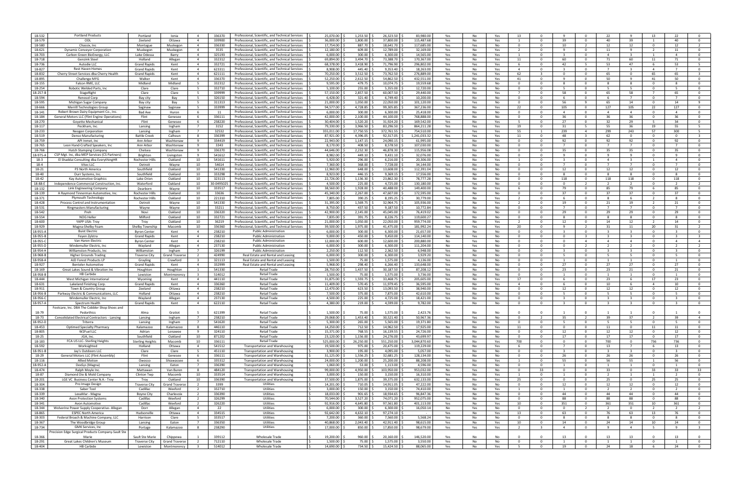| | | | | | | | | | | | | | | | | | | | | | | |
|---|---|---|---|---|---|---|---|---|---|---|---|---|---|---|---|---|---|---|---|---|---|---|
| 18-532 | Portland Products | Portland | Ionia | 4 | 336370 | Professional, Scientific, and Technical Services | $ 25,070.00 | $ 1,253.50 | $ 26,323.50 | $ 83,980.00 | Yes | No | Yes | 13 | 0 | 9 | 0 | 22 | 9 | 13 | 22 | 0 |
| 18-579 | ODL | Zeeland | Ottawa | 4 | 339900 | Professional, Scientific, and Technical Services | $ 36,000.00 | $ 1,800.00 | $ 37,800.00 | $ 115,487.68 | Yes | No | Yes | 1 | 0 | 39 | 0 | 40 | 39 | 1 | 40 | 0 |
| 18-580 | Chassix, Inc | Montague | Muskegon | 4 | 336330 | Professional, Scientific, and Technical Services | $ 17,754.00 | $ 887.70 | $ 18,641.70 | $ 117,685.00 | Yes | Yes | No | 0 | 0 | 10 | 2 | 12 | 12 | 0 | 12 | 2 |
| 18-621 | Dynamic Conveyor Corporation | Muskegon | Muskegon | 4 | 3535 | Professional, Scientific, and Technical Services | $ 12,180.00 | $ 609.00 | $ 12,789.00 | $ 32,169.00 | Yes | No | Yes | 2 | 0 | 9 | 0 | 11 | 9 | 2 | 11 | 0 |
| 18-703 | Carbon Green BioEnergy, LLC | Lake Odessa | Barry | 4 | 325193 | Professional, Scientific, and Technical Services | $ 6,000.00 | $ 300.00 | $ 6,300.00 | $ 14,565.00 | Yes | No | Yes | 1 | 0 | 3 | 0 | 4 | 3 | 1 | 4 | 0 |
| 18-718 | Genzink Steel | Holland | Allegan | 4 | 332312 | Professional, Scientific, and Technical Services | $ 69,894.00 | $ 3,494.70 | $ 73,388.70 | $ 170,367.00 | Yes | No | Yes | 11 | 0 | 60 | 0 | 71 | 60 | 11 | 71 | 0 |
| 18-736 | Autodie LLC | Grand Rapids | Kent | 4 | 332721 | Professional, Scientific, and Technical Services | $ 68,378.00 | $ 3,418.90 | $ 71,796.90 | $ 296,802.00 | Yes | Yes | Yes | 6 | 0 | 42 | 5 | 53 | 47 | 6 | 53 | 5 |
| 18-827 | Rest Haven Homes | Grand Rapids | Kent | 4 | 623311 | Professional, Scientific, and Technical Services | $ 8,908.00 | $ 445.40 | $ 9,353.40 | $ 18,263.00 | Yes | No | Yes | 4 | 0 | 3 | 0 | 7 | 3 | 4 | 7 | 0 |
| 18-832 | Cherry Street Services dba Cherry Health | Grand Rapids | Kent | 4 | 621111 | Professional, Scientific, and Technical Services | $ 70,250.00 | $ 3,512.50 | $ 73,762.50 | $ 276,889.00 | No | Yes | Yes | 62 | 3 | 0 | 0 | 65 | 0 | 65 | 65 | 3 |
| 18-895 | Challenge MFG | Walker | Kent | 4 | 336370 | Professional, Scientific, and Technical Services | $ 52,250.00 | $ 2,612.50 | $ 54,862.50 | $ 432,551.00 | Yes | No | Yes | 41 | 0 | 9 | 0 | 50 | 9 | 41 | 50 | 0 |
| 18-155 | Falcon RME, LLC | Midland | Midland | 5 | 332312 | Professional, Scientific, and Technical Services | $ 9,595.00 | $ 479.75 | $ 10,074.75 | $ 19,559.68 | Yes | No | No | 0 | 0 | 8 | 0 | 8 | 8 | 0 | 8 | 0 |
| 18-254 | Robotic Welded Parts, Inc | Clare | Clare | 5 | 332710 | Professional, Scientific, and Technical Services | $ 5,100.00 | $ 255.00 | $ 5,355.00 | $ 12,720.00 | Yes | No | No | 0 | 0 | 5 | 0 | 5 | 5 | 0 | 5 | 0 |
| 18-257-B | StageRight | Clare | Clare | 5 | 339999 | Professional, Scientific, and Technical Services | $ 57,150.00 | $ 2,857.50 | $ 60,007.50 | $ 29,440.00 | Yes | No | Yes | 7 | 0 | 58 | 0 | 65 | 58 | 7 | 65 | 0 |
| 18-594 | Renosol Corp | Bay city | Bay | 5 | 326150 | Professional, Scientific, and Technical Services | $ 6,428.00 | $ 321.40 | $ 6,749.40 | $ 10,200.00 | Yes | No | No | 0 | 0 | 6 | 0 | 6 | 7 | 0 | 7 | 0 |
| 18-595 | Michigan Sugar Company | Bay city | Bay | 5 | 311313 | Professional, Scientific, and Technical Services | $ 21,000.00 | $ 1,050.00 | $ 22,050.00 | $ 101,120.00 | Yes | Yes | No | 0 | 0 | 56 | 9 | 65 | 14 | 0 | 14 | 9 |
| 18-666 | Merrill Technologies Group | Saginaw | Saginaw | 5 | 333999 | Professional, Scientific, and Technical Services | $ 94,577.00 | $ 4,728.85 | $ 99,305.85 | $ 367,236.00 | Yes | No | Yes | 22 | 0 | 105 | 0 | 127 | 105 | 22 | 127 | 0 |
| 18-141 | Robert Brown Dairy Equipment Co., Inc. | Bad Axe | Huron | 6 | 11 | Professional, Scientific, and Technical Services | $ 6,000.00 | $ 300.00 | $ 6,300.00 | $ 25,418.00 | Yes | No | No | 0 | 0 | 4 | 0 | 4 | 4 | 0 | 4 | 0 |
| 18-184 | General Motors LLC (Flint Engine Operations) | Flint | Genesee | 6 | 336111 | Professional, Scientific, and Technical Services | $ 42,000.00 | $ 2,100.00 | $ 44,100.00 | $ 768,888.00 | Yes | No | No | 0 | 0 | 36 | 0 | 36 | 36 | 0 | 36 | 0 |
| 18-270 | Goyette Mechanical | Flint | Genesee | 6 | 238220 | Professional, Scientific, and Technical Services | $ 30,404.00 | $ 1,520.20 | $ 31,924.20 | $ 169,542.00 | Yes | No | Yes | 5 | 0 | 27 | 0 | 32 | 29 | 5 | 34 | 0 |
| 18-117 | Peckham, Inc. | Lansing | Ingham | 7 | 3152 | Professional, Scientific, and Technical Services | $ 79,330.00 | $ 3,966.50 | $ 83,296.50 | $ 864,211.28 | Yes | Yes | Yes | 19 | 0 | 31 | 5 | 55 | 36 | 19 | 55 | 5 |
| 18-233 | Neogen Corporation | Lansing | Ingham | 7 | 32532 | Professional, Scientific, and Technical Services | $ 355,011.00 | $ 17,750.55 | $ 372,761.55 | $ 754,510.00 | Yes | Yes | Yes | 55 | 1 | 239 | 4 | 299 | 243 | 57 | 300 | 5 |
| 18-519 | Denso Manufacturing | Battle Creek | Calhoun | 8 | 336399 | Professional, Scientific, and Technical Services | $ 87,921.00 | $ 4,396.05 | $ 92,317.05 | $ 1,241,033.32 | Yes | Yes | Yes | 11 | 0 | 48 | 3 | 62 | 0 | 0 | 0 | 3 |
| 18-759 | API Inmet, Inc | Ann Arbor | Washtenaw | 9 | 334419 | Professional, Scientific, and Technical Services | $ 22,943.00 | $ 1,147.15 | $ 24,090.15 | $ 61,995.00 | Yes | No | No | 0 | 0 | 92 | 0 | 92 | 92 | 0 | 92 | 0 |
| 18-765 | Leon Hand-Crafted Speakers, Inc | Ann Arbor | Washtenaw | 9 | 3343 | Professional, Scientific, and Technical Services | $ 8,170.00 | $ 408.50 | $ 8,578.50 | $ 107,030.00 | Yes | No | No | 0 | 0 | 7 | 0 | 7 | 7 | 0 | 7 | 0 |
| 18-766 | Hatch Stamping Company | Chelsea | Washtenaw | 9 | 336370 | Professional, Scientific, and Technical Services | $ 44,646.00 | $ 2,232.30 | $ 46,878.30 | $ 115,956.08 | Yes | No | No | 0 | 0 | 35 | 0 | 35 | 35 | 0 | 35 | 0 |
| 18-975-A | CSP Mgt. Inc, dba MEP Services (CS Partners) | Brighton | Livingston | 9 | 541612 | Professional, Scientific, and Technical Services | $ 8,982.00 | $ 449.10 | $ 9,431.10 | $ 32,076.00 | Yes | No | No | 0 | 0 | 9 | 0 | 9 | 9 | 0 | 9 | 0 |
| 18-3 | El Shaddai Consulting dba EverythingHR | Rochester Hills | Oakland | 10 | 541611 | Professional, Scientific, and Technical Services | $ 5,920.00 | $ 296.00 | $ 6,216.00 | $ 20,306.00 | Yes | No | Yes | 1 | 0 | 4 | 0 | 4 | 3 | 1 | 4 | 0 |
| 18-4 | Vitec LLC | Detroit | Wayne | 10 | 54614 | Professional, Scientific, and Technical Services | $ 7,360.00 | $ 368.00 | $ 7,728.00 | $ 34,144.00 | Yes | No | No | 0 | 0 | 7 | 0 | 7 | 7 | 0 | 7 | 0 |
| 18-21 | P3 North America | Southfield | Oakland | 10 | 541330 | Professional, Scientific, and Technical Services | $ 12,960.00 | $ 648.00 | $ 13,608.00 | $ 112,391.04 | Yes | No | No | 0 | 0 | 12 | 0 | 12 | 12 | 0 | 12 | 0 |
| 18-40 | Durr Systems, Inc. | Southfield | Oakland | 10 | 333298 | Professional, Scientific, and Technical Services | $ 8,923.00 | $ 446.15 | $ 9,369.15 | $ 17,556.00 | Yes | No | No | 0 | 0 | 8 | 0 | 8 | 8 | 0 | 8 | 0 |
| 18-42 | Kay Automotive Graphics | Lake Orion | Oakland | 10 | 323113 | Professional, Scientific, and Technical Services | $ 22,726.00 | $ 1,136.30 | $ 23,862.30 | $ 78,777.28 | Yes | No | No | 0 | 0 | 118 | 0 | 118 | 118 | 0 | 118 | 0 |
| 18-88-E | Independence Commercial Construction, Inc. | Waterford | Oakland | 10 | 30-0495025 | Professional, Scientific, and Technical Services | $ 4,500.00 | $ 225.00 | $ 4,725.00 | $ 130,180.00 | No | Yes | No | 0 | 0 | 0 | 2 | 2 | 2 | 0 | 2 | 2 |
| 18-132 | Link Engineering Company | Dearborn | Wayne | 10 | 333517 | Professional, Scientific, and Technical Services | $ 38,560.00 | $ 1,928.00 | $ 40,488.00 | $ 149,400.00 | Yes | No | Yes | 6 | 0 | 79 | 0 | 85 | 79 | 6 | 85 | 0 |
| 18-139 | A Raymond Tinnerman Automotive, Inc. | Rochester Hills | Oakland | 10 | 33636 | Professional, Scientific, and Technical Services | $ 45,340.00 | $ 2,267.00 | $ 47,607.00 | $ 172,595.00 | Yes | No | No | 0 | 0 | 37 | 0 | 37 | 37 | 0 | 37 | 0 |
| 18-371 | Plymouth Technology | Rochester Hills | Oakland | 10 | 221310 | Professional, Scientific, and Technical Services | $ 7,805.00 | $ 390.25 | $ 8,195.25 | $ 30,779.00 | Yes | No | Yes | 2 | 0 | 6 | 0 | 8 | 6 | 2 | 8 | 0 |
| 18-428 | Process Control and Instrumentation | Detroit | Wayne | 10 | 541330 | Professional, Scientific, and Technical Services | $ 31,395.00 | $ 1,569.75 | $ 32,964.75 | $ 105,936.00 | Yes | No | Yes | 2 | 0 | 19 | 0 | 21 | 19 | 2 | 21 | 0 |
| 18-531 | Ringmasters Manufacturing | Wayne | Wayne | 10 | 33211 | Professional, Scientific, and Technical Services | $ 8,750.00 | $ 437.50 | $ 9,187.50 | $ 10,772.84 | Yes | No | No | 0 | 0 | 7 | 0 | 7 | 7 | 0 | 7 | 0 |
| 18-542 | Preh | Novi | Oakland | 10 | 336320 | Professional, Scientific, and Technical Services | $ 42,900.00 | $ 2,145.00 | $ 45,045.00 | $ 76,419.02 | Yes | No | No | 0 | 0 | 29 | 0 | 29 | 29 | 0 | 29 | 0 |
| 18-554 | NOG Heller | Milford | Oakland | 10 | 332721 | Professional, Scientific, and Technical Services | $ 7,835.00 | $ 391.75 | $ 8,226.75 | $ 119,600.27 | Yes | No | No | 0 | 0 | 8 | 0 | 8 | 8 | 0 | 8 | 0 |
| 18-600 | YAPP USA- Troy | Troy | Oakland | 10 | 36219 | Professional, Scientific, and Technical Services | $ 21,000.00 | $ 1,050.00 | $ 22,050.00 | $ 959,774.00 | Yes | No | Yes | 2 | 0 | 12 | 0 | 14 | 12 | 2 | 14 | 0 |
| 18-929 | Magna-Shelby Foam | Shelby Township | Macomb | 10 | 336360 | Professional, Scientific, and Technical Services | $ 39,500.00 | $ 1,975.00 | $ 41,475.00 | $ 181,992.24 | Yes | Yes | Yes | 20 | 0 | 9 | 2 | 31 | 11 | 20 | 31 | 2 |
| 18-955-A | Buist Electric | Byron Center | Kent | 4 | 238210 | Public Administration | $ 6,000.00 | $ 300.00 | $ 6,300.00 | $ 21,657.00 | Yes | No | No | 0 | 0 | 3 | 0 | 3 | 3 | 0 | 3 | 0 |
| 18-955-B | Feyen Zylstra | Grand Rapids | Kent | 4 | 238210 | Public Administration | $ 9,000.00 | $ 450.00 | $ 9,450.00 | $ 114,140.00 | No | Yes | No | 0 | 0 | 0 | 3 | 3 | 3 | 0 | 3 | 3 |
| 18-955-C | Van Haren Electric | Byron Center | Kent | 4 | 238210 | Public Administration | $ 12,000.00 | $ 600.00 | $ 12,600.00 | $ 200,880.00 | No | Yes | No | 0 | 0 | 0 | 4 | 4 | 4 | 0 | 4 | 4 |
| 18-955-D | Windemuller Electric, Inc | Wayland | Allegan | 4 | 237130 | Public Administration | $ 6,000.00 | $ 300.00 | $ 6,300.00 | $ 111,204.00 | No | Yes | No | 0 | 0 | 0 | 2 | 2 | 2 | 0 | 2 | 2 |
| 18-954-H | Williamston Products, Inc | Williamston | Ingham | 7 | 326199 | Public Administration | $ 2,250.00 | $ 112.50 | $ 2,362.50 | $ 6,948.00 | Yes | No | No | 0 | 0 | 3 | 0 | 3 | 3 | 0 | 3 | 0 |
| 18-968-B | Higher Grounds Trading | Traverse City | Grand Traverse | 2 | 424990 | Real Estate and Rental and Leasing | $ 6,000.00 | $ 300.00 | $ 6,300.00 | $ 3,929.20 | Yes | No | No | 0 | 0 | 5 | 0 | 5 | 5 | 0 | 5 | 0 |
| 18-958-A | AJD Forest Products LP | Grayling | Crawford | 3 | 321113 | Real Estate and Rental and Leasing | $ 1,500.00 | $ 75.00 | $ 1,575.00 | $ 4,136.00 | Yes | No | No | 0 | 0 | 1 | 0 | 1 | 1 | 0 | 1 | 0 |
| 18-927 | Bentelar Automotive | Grand Rapids | Kent | 4 | 332999 | Real Estate and Rental and Leasing | $ 5,968.00 | $ 298.40 | $ 6,266.40 | $ 133,648.00 | Yes | No | No | 0 | 0 | 27 | 0 | 27 | 27 | 0 | 27 | 0 |
| 18-169 | Great Lakes Sound & Vibration Inc | Houghton | Houghton | 1 | 541330 | Retail Trade | $ 28,750.00 | $ 1,437.50 | $ 30,187.50 | $ 87,208.12 | Yes | No | No | 0 | 0 | 23 | 0 | 23 | 21 | 0 | 21 | 0 |
| 18-958-B | HB Carbide | Lewiston | Montmorency | 3 | 514012 | Retail Trade | $ 1,500.00 | $ 75.00 | $ 1,575.00 | $ 3,736.00 | Yes | No | No | 0 | 0 | 1 | 0 | 1 | 1 | 0 | 1 | 0 |
| 18-444 | West Michigan International | Wyoming | Kent | 4 | 441110 | Retail Trade | $ 31,875.00 | $ 1,593.75 | $ 33,468.75 | $ 205,605.00 | Yes | No | Yes | 17 | 0 | 6 | 0 | 23 | 6 | 17 | 23 | 0 |
| 18-631 | Lakeland Finishing Corp. | Grand Rapids | Kent | 4 | 336360 | Retail Trade | $ 11,409.00 | $ 570.45 | $ 11,979.45 | $ 36,595.00 | Yes | No | Yes | 4 | 0 | 6 | 0 | 10 | 6 | 4 | 10 | 0 |
| 18-911 | Town & Country Group | Zeeland | Ottawa | 4 | 238210 | Retail Trade | $ 12,470.00 | $ 623.50 | $ 13,093.50 | $ 38,940.00 | Yes | No | No | 0 | 0 | 12 | 0 | 12 | 12 | 0 | 12 | 0 |
| 18-956-B | Parkway Electric & Communications, LLC | Holland | Ottawa | 4 | 238210 | Retail Trade | $ 7,500.00 | $ 375.00 | $ 7,875.00 | $ 42,610.00 | Yes | No | No | 0 | 0 | 5 | 0 | 5 | 5 | 0 | 5 | 0 |
| 18-956-C | Windemuller Electric, Inc | Wayland | Allegan | 4 | 237130 | Retail Trade | $ 4,500.00 | $ 225.00 | $ 4,725.00 | $ 18,421.00 | Yes | No | No | 0 | 0 | 3 | 0 | 3 | 3 | 0 | 3 | 0 |
| 18-957-A | Spectrum Health | Grand Rapids | Kent | 4 | 622110 | Retail Trade | $ 4,380.00 | $ 219.00 | $ 4,599.00 | $ 9,782.00 | Yes | No | No | 0 | 0 | 3 | 0 | 3 | 3 | 0 | 3 | 0 |
| 18-79 | Footcare, Inc. DBA The Cobbler Shop Shoes and Pedorthics | Alma | Gratiot | 5 | 621399 | Retail Trade | $ 1,500.00 | $ 75.00 | $ 1,575.00 | $ 2,423.76 | Yes | No | No | 0 | 0 | 1 | 0 | 1 | 1 | 0 | 1 | 0 |
| 18-73 | Consolidated Electrical Contractors - Lansing | Lansing | Ingham | 7 | 238210 | Retail Trade | $ 29,068.00 | $ 1,453.40 | $ 30,521.40 | $ 50,967.36 | Yes | Yes | No | 0 | 2 | 35 | 2 | 39 | 37 | 2 | 39 | 4 |
| 18-952-D | Triterra | Lansing | Ingham | 7 | 541620 | Retail Trade | $ 5,300.00 | $ 265.00 | $ 5,565.00 | $ 19,371.80 | Yes | No | No | 0 | 0 | 5 | 0 | 5 | 5 | 0 | 5 | 0 |
| 18-453 | Optimed Specialty Pharmacy | Kalamazoo | Kalamazoo | 8 | 446110 | Retail Trade | $ 14,250.00 | $ 712.50 | $ 14,962.50 | $ 17,925.00 | No | No | Yes | 11 | 0 | 0 | 0 | 11 | 0 | 11 | 11 | 0 |
| 18-805 | W2Fuel LLC | Adrian | Lenawee | 9 | 324110 | Retail Trade | $ 15,371.00 | $ 768.55 | $ 16,139.55 | $ 24,726.00 | Yes | No | No | 0 | 0 | 12 | 0 | 12 | 12 | 0 | 12 | 0 |
| 18-25 | JGA, Inc. | Southfield | Oakland | 10 | 871202 | Retail Trade | $ 23,120.00 | $ 1,156.00 | $ 24,276.00 | $ 43,699.97 | Yes | No | No | 0 | 0 | 17 | 0 | 17 | 17 | 0 | 17 | 0 |
| 18-183 | FCA US LLC- Sterling Heights | Sterling Heights | Macomb | 10 | 336111 | Retail Trade | $ 525,000.00 | $ 26,250.00 | $ 551,250.00 | $ 3,044,870.60 | No | No | Yes | 700 | 0 | 0 | 0 | 700 | 0 | 736 | 736 | 0 |
| 18-592 | Worksighted | Holland | Ottawa | 4 | 541512 | Transportation and Warehousing | $ 19,500.00 | $ 975.00 | $ 20,475.00 | $ 119,229.00 | Yes | No | Yes | 6 | 0 | 7 | 0 | 13 | 7 | 6 | 13 | 0 |
| 18-951-B | Jay's Outdoors LLC | Clare | Clare | 5 | 451110 | Transportation and Warehousing | $ 3,900.00 | $ 195.00 | $ 4,095.00 | $ 5,057.00 | Yes | No | No | 0 | 0 | 3 | 0 | 3 | 3 | 0 | 3 | 0 |
| 18-29 | General Motors LLC (Flint Assembly) | Flint | Genesee | 6 | 336111 | Transportation and Warehousing | $ 31,125.00 | $ 1,556.25 | $ 32,681.25 | $ 128,134.00 | Yes | No | No | 0 | 0 | 26 | 0 | 26 | 26 | 0 | 26 | 0 |
| 18-116 | Allied Motion | Owosso | Shiawassee | 6 | 335312 | Transportation and Warehousing | $ 24,000.00 | $ 1,200.00 | $ 25,200.00 | $ 88,208.00 | Yes | No | Yes | 1 | 0 | 55 | 0 | 56 | 55 | 1 | 56 | 0 |
| 18-952-A | DexSys (Magna) | Lansing | Eaton | 7 | 336390 | Transportation and Warehousing | $ 1,060.00 | $ 53.00 | $ 1,113.00 | $ 4,596.00 | Yes | No | No | 0 | 0 | 1 | 0 | 1 | 1 | 0 | 1 | 0 |
| 18-474 | Ralph Moyle Inc. | Mattawan | Van Buren | 8 | 484120 | Transportation and Warehousing | $ 99,000.00 | $ 4,950.00 | $ 103,950.00 | $ 953,032.00 | No | Yes | No | 0 | 33 | 0 | 0 | 33 | 0 | 33 | 33 | 33 |
| 18-87 | Diamond Die & Mold Company | Clinton Twp | Macomb | 10 | 333514 | Transportation and Warehousing | $ 3,000.00 | $ 150.00 | $ 3,150.00 | $ 16,310.00 | Yes | No | Yes | 1 | 0 | 1 | 0 | 2 | 1 | 1 | 2 | 0 |
| 18-201 | LGE VC Business Center N.A.- Troy | Troy | Oakland | 10 | 336390 | Transportation and Warehousing | $ 37,500.00 | $ 1,875.00 | $ 39,375.00 | $ 632,133.00 | No | No | Yes | 25 | 0 | 0 | 0 | 25 | 0 | 25 | 25 | 0 |
| 18-304 | Pro Image Design | Traverse City | Grand Traverse | 2 | 3399 | Utilities | $ 14,201.00 | $ 710.05 | $ 14,911.05 | $ 47,222.00 | Yes | No | No | 0 | 0 | 12 | 0 | 12 | 12 | 0 | 12 | 0 |
| 18-338 | Saber Tool | Cadillac | Wexford | 2 | 332710 | Utilities | $ 3,000.00 | $ 150.00 | $ 3,150.00 | $ 74,410.00 | Yes | No | Yes | 1 | 0 | 1 | 0 | 2 | 2 | 0 | 2 | 0 |
| 18-339 | LexaMar - Magna | Boyne City | Charlevoix | 2 | 336390 | Utilities | $ 18,033.00 | $ 901.65 | $ 18,934.65 | $ 96,847.36 | Yes | No | No | 0 | 0 | 44 | 0 | 44 | 44 | 0 | 44 | 0 |
| 18-340 | Avon Protection Systems | Cadillac | Wexford | 2 | 326299 | Utilities | $ 70,544.00 | $ 3,527.20 | $ 74,071.20 | $ 952,075.00 | Yes | No | No | 0 | 0 | 88 | 0 | 88 | 88 | 0 | 88 | 0 |
| 18-341 | Avon Automotive | Cadillac | Wexford | 2 | 326220 | Utilities | $ 92,916.00 | $ 4,645.80 | $ 97,561.80 | $ 401,113.00 | Yes | No | Yes | 10 | 0 | 351 | 0 | 361 | 351 | 10 | 361 | 0 |
| 18-344 | Wolverine Power Supply Cooperative- Allegan | Dorr | Allegan | 4 | 22 | Utilities | $ 6,000.00 | $ 300.00 | $ 6,300.00 | $ 16,050.14 | No | Yes | No | 0 | 0 | 0 | 2 | 2 | 0 | 2 | 2 | 2 |
| 18-865 | ESPEC North America | Hudsonville | Ottawa | 4 | 334515 | Utilities | $ 92,642.00 | $ 4,632.10 | $ 97,274.10 | | Yes | No | Yes | 13 | 0 | 63 | 0 | 76 | 63 | 13 | 76 | 0 |
| 18-303 | Federal Broach & Machine Company, LLC | Harrison | Clare | 5 | 333517 | Utilities | $ 7,200.00 | $ 360.00 | $ 7,560.00 | $ 5,568.24 | Yes | No | No | 0 | 0 | 8 | 0 | 8 | 8 | 0 | 8 | 0 |
| 18-367 | The Woodbridge Group | Lansing | Eaton | 7 | 336350 | Utilities | $ 40,868.00 | $ 2,043.40 | $ 42,911.40 | $ 98,615.00 | Yes | No | Yes | 10 | 0 | 4 | 0 | 14 | 4 | 10 | 24 | 0 |
| 18-734 | GMK Services, Inc | Portage | Kalamazoo | 8 | 238290 | Utilities | $ 17,000.00 | $ 850.00 | $ 17,850.00 | $ 98,679.00 | Yes | Yes | Yes | 2 | 3 | 4 | 0 | 9 | 4 | 5 | 9 | 3 |
| 18-366 | Precision Edge Surgical Products Company-Sault Ste Marie | Sault Ste Marie | Chippewa | 1 | 339112 | Wholesale Trade | $ 19,200.00 | $ 960.00 | $ 20,160.00 | $ 146,520.00 | Yes | No | No | 0 | 0 | 13 | 0 | 13 | 13 | 0 | 13 | 0 |
| 18-291 | Great Lakes Children's Museum | Traverse City | Grand Traverse | 2 | 712110 | Wholesale Trade | $ 1,500.00 | $ 75.00 | $ 1,575.00 | $ 3,550.00 | Yes | No | No | 0 | 0 | 1 | 0 | 1 | 1 | 0 | 1 | 0 |
| 18-404 | HB Carbide | Lewiston | Montmorency | 3 | 514012 | Wholesale Trade | $ 14,690.00 | $ 734.50 | $ 15,424.50 | $ 88,065.00 | Yes | No | Yes | 5 | 0 | 19 | 0 | 24 | 18 | 6 | 24 | 0 |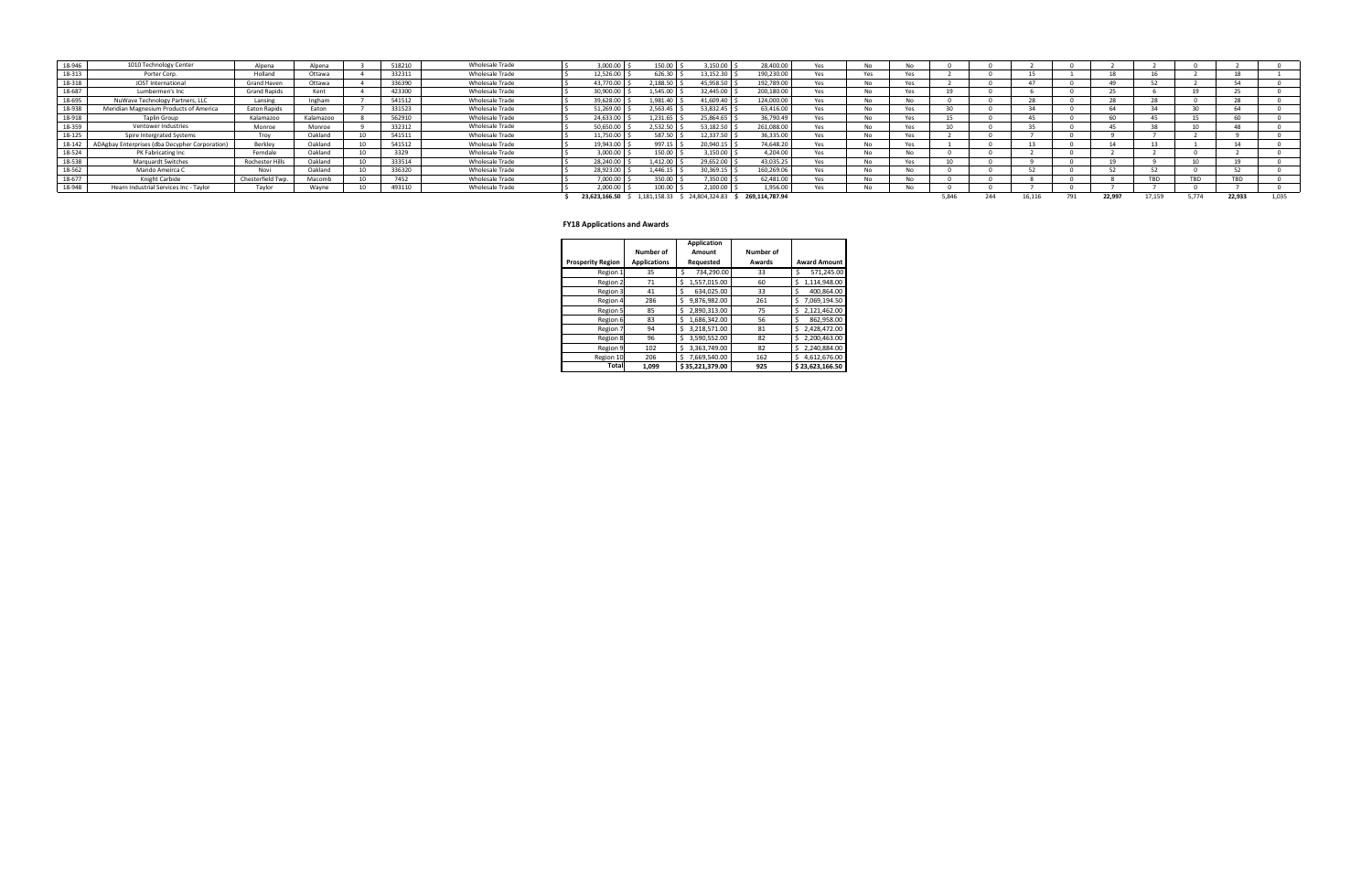| | | | | | | | | | | | | | | | | | | | | | | | | |
|---|---|---|---|---|---|---|---|---|---|---|---|---|---|---|---|---|---|---|---|---|---|---|---|---|
| 18-946 | 1010 Technology Center | Alpena | Alpena | 3 | 518210 | Wholesale Trade | $ 3,000.00 | $ 150.00 | $ 3,150.00 | $ 28,400.00 | Yes | No | No | 0 | 0 | 2 | 0 | 2 | 2 | 0 | 2 | 0 |
| 18-313 | Porter Corp. | Holland | Ottawa | 4 | 332311 | Wholesale Trade | $ 12,526.00 | $ 626.30 | $ 13,152.30 | $ 190,230.00 | Yes | Yes | Yes | 2 | 0 | 15 | 1 | 18 | 16 | 2 | 18 | 1 |
| 18-318 | JOST International | Grand Haven | Ottawa | 4 | 336390 | Wholesale Trade | $ 43,770.00 | $ 2,188.50 | $ 45,958.50 | $ 192,789.00 | Yes | No | Yes | 2 | 0 | 47 | 0 | 49 | 52 | 2 | 54 | 0 |
| 18-687 | Lumbermen's Inc | Grand Rapids | Kent | 4 | 423300 | Wholesale Trade | $ 30,900.00 | $ 1,545.00 | $ 32,445.00 | $ 200,180.00 | Yes | No | Yes | 19 | 0 | 6 | 0 | 25 | 6 | 19 | 25 | 0 |
| 18-695 | NuWave Technology Partners, LLC | Lansing | Ingham | 7 | 541512 | Wholesale Trade | $ 39,628.00 | $ 1,981.40 | $ 41,609.40 | $ 124,000.00 | Yes | No | No | 0 | 0 | 28 | 0 | 28 | 28 | 0 | 28 | 0 |
| 18-938 | Meridian Magnesium Products of America | Eaton Rapids | Eaton | 7 | 331523 | Wholesale Trade | $ 51,269.00 | $ 2,563.45 | $ 53,832.45 | $ 63,416.00 | Yes | No | Yes | 30 | 0 | 34 | 0 | 64 | 34 | 30 | 64 | 0 |
| 18-918 | Taplin Group | Kalamazoo | Kalamazoo | 8 | 562910 | Wholesale Trade | $ 24,633.00 | $ 1,231.65 | $ 25,864.65 | $ 36,790.49 | Yes | No | Yes | 15 | 0 | 45 | 0 | 60 | 45 | 15 | 60 | 0 |
| 18-359 | Ventower Industries | Monroe | Monroe | 9 | 332312 | Wholesale Trade | $ 50,650.00 | $ 2,532.50 | $ 53,182.50 | $ 261,088.00 | Yes | No | Yes | 10 | 0 | 35 | 0 | 45 | 38 | 10 | 48 | 0 |
| 18-125 | Spire Intergrated Systems | Troy | Oakland | 10 | 541511 | Wholesale Trade | $ 11,750.00 | $ 587.50 | $ 12,337.50 | $ 36,335.00 | Yes | No | Yes | 2 | 0 | 7 | 0 | 9 | 7 | 2 | 9 | 0 |
| 18-142 | ADAgbay Enterprises (dba Decypher Corporation) | Berkley | Oakland | 10 | 541512 | Wholesale Trade | $ 19,943.00 | $ 997.15 | $ 20,940.15 | $ 74,648.20 | Yes | No | Yes | 1 | 0 | 13 | 0 | 14 | 13 | 1 | 14 | 0 |
| 18-524 | PK Fabricating Inc | Ferndale | Oakland | 10 | 3329 | Wholesale Trade | $ 3,000.00 | $ 150.00 | $ 3,150.00 | $ 4,204.00 | Yes | No | No | 0 | 0 | 2 | 0 | 2 | 2 | 0 | 2 | 0 |
| 18-538 | Marquardt Switches | Rochester Hills | Oakland | 10 | 333514 | Wholesale Trade | $ 28,240.00 | $ 1,412.00 | $ 29,652.00 | $ 43,035.25 | Yes | No | Yes | 10 | 0 | 9 | 0 | 19 | 9 | 10 | 19 | 0 |
| 18-562 | Mando Ameirca C | Novi | Oakland | 10 | 336320 | Wholesale Trade | $ 28,923.00 | $ 1,446.15 | $ 30,369.15 | $ 160,269.06 | Yes | No | No | 0 | 0 | 52 | 0 | 52 | 52 | 0 | 52 | 0 |
| 18-677 | Knight Carbide | Chesterfield Twp. | Macomb | 10 | 7452 | Wholesale Trade | $ 7,000.00 | $ 350.00 | $ 7,350.00 | $ 62,481.00 | Yes | No | No | 0 | 0 | 8 | 0 | 8 | TBD | TBD | TBD | 0 |
| 18-948 | Hearn Industrial Services Inc - Taylor | Taylor | Wayne | 10 | 493110 | Wholesale Trade | $ 2,000.00 | $ 100.00 | $ 2,100.00 | $ 1,956.00 | Yes | No | No | 0 | 0 | 7 | 0 | 7 | 7 | 0 | 7 | 0 |
| | | | | | | | $ 23,623,166.50 | $ 1,181,158.33 | $ 24,804,324.83 | $ 269,114,787.94 | | | | 5,846 | 244 | 16,116 | 791 | 22,997 | 17,159 | 5,774 | 22,933 | 1,035 |

## FY18 Applications and Awards

| Prosperity Region | Number of Applications | Application Amount Requested | Number of Awards | Award Amount |
|---|---|---|---|---|
| Region 1 | 35 | $ 734,290.00 | 33 | $ 571,245.00 |
| Region 2 | 71 | $ 1,557,015.00 | 60 | $ 1,114,948.00 |
| Region 3 | 41 | $ 634,025.00 | 33 | $ 400,864.00 |
| Region 4 | 286 | $ 9,876,982.00 | 261 | $ 7,069,194.50 |
| Region 5 | 85 | $ 2,890,313.00 | 75 | $ 2,121,462.00 |
| Region 6 | 83 | $ 1,686,342.00 | 56 | $ 862,958.00 |
| Region 7 | 94 | $ 3,218,571.00 | 81 | $ 2,428,472.00 |
| Region 8 | 96 | $ 3,590,552.00 | 82 | $ 2,200,463.00 |
| Region 9 | 102 | $ 3,363,749.00 | 82 | $ 2,240,884.00 |
| Region 10 | 206 | $ 7,669,540.00 | 162 | $ 4,612,676.00 |
| **Total** | **1,099** | **$ 35,221,379.00** | **925** | **$ 23,623,166.50** |